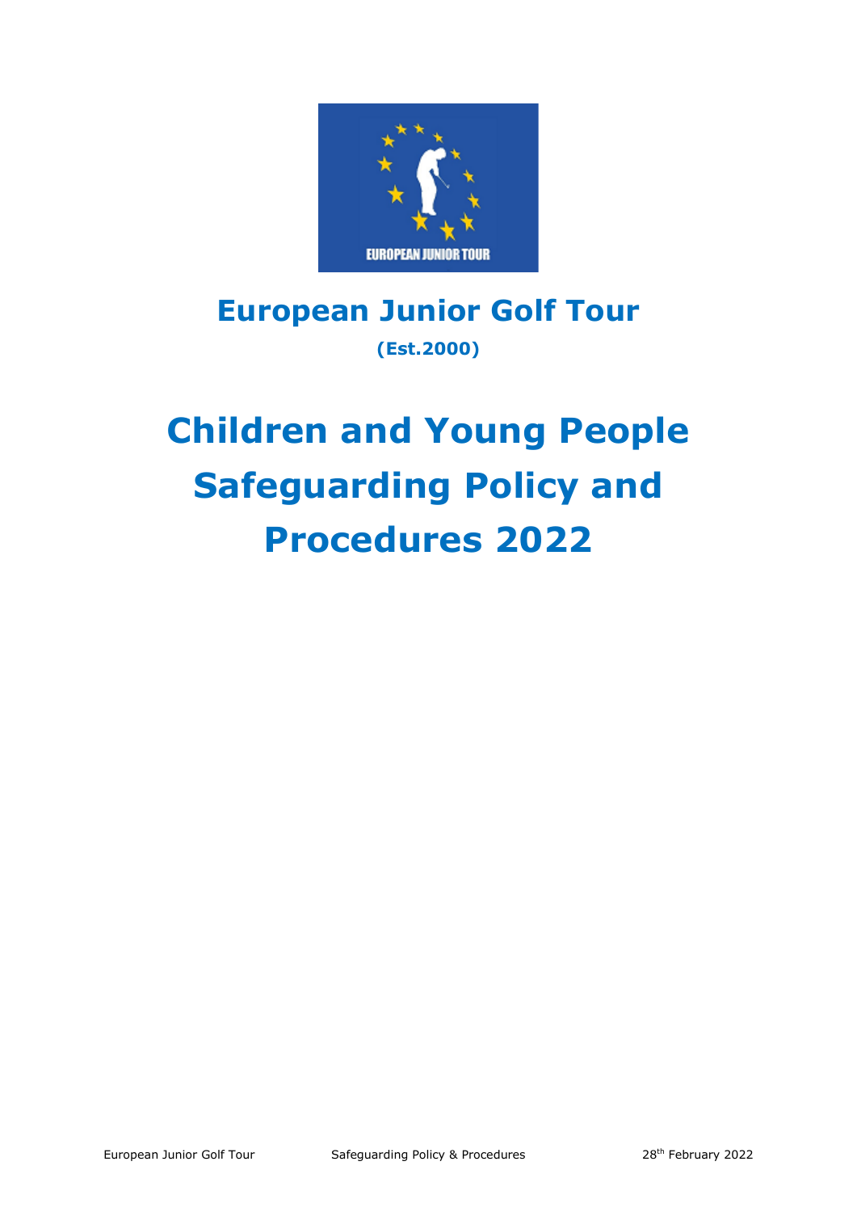# European Junior Golf Tour

**(Est.2000)**

# Children and Young People Safeguarding Policy and Procedures 2022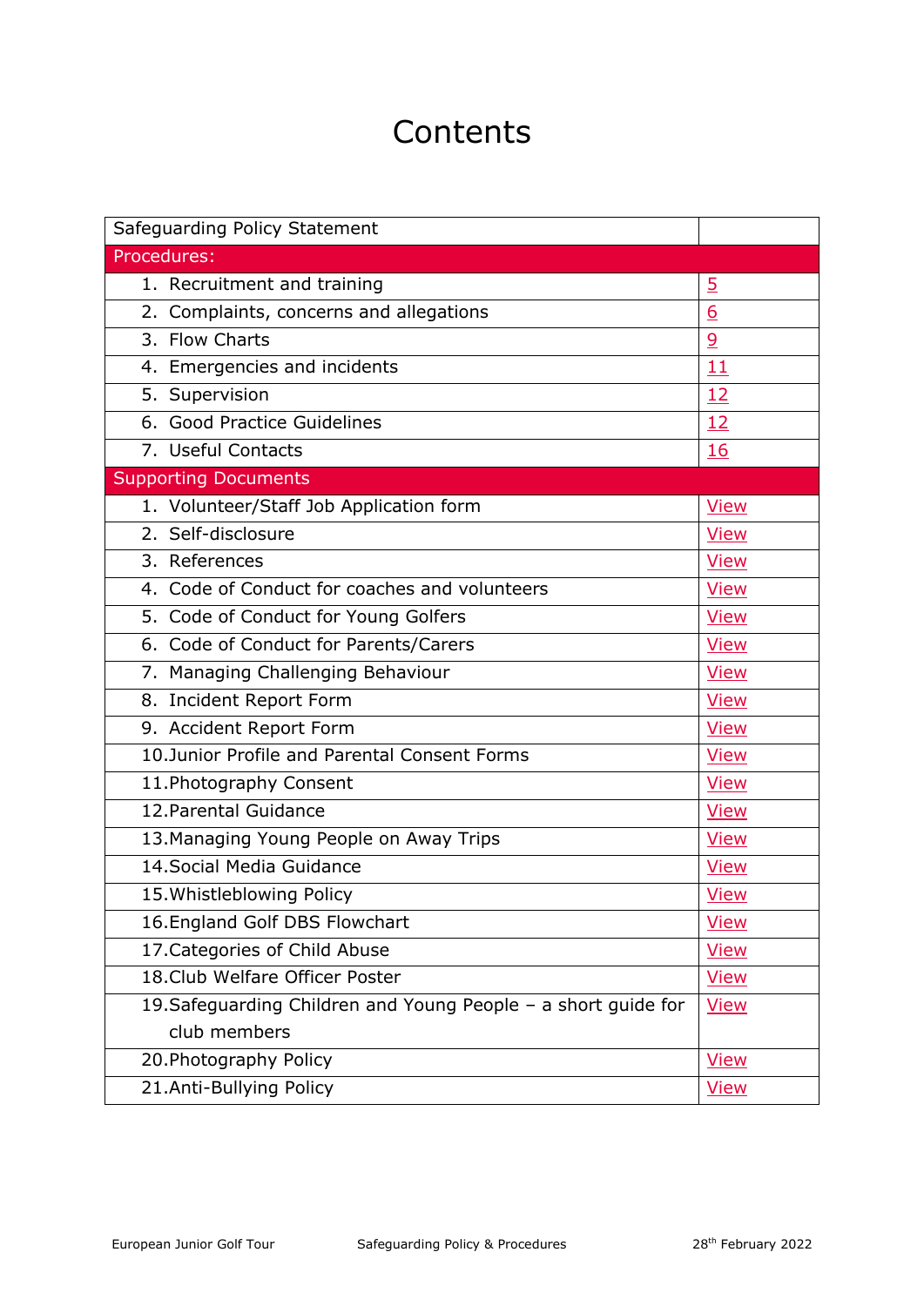# Contents

| Safeguarding Policy Statement | |
|---|---|
| **Procedures:** | |
| 1. Recruitment and training | 5 |
| 2. Complaints, concerns and allegations | 6 |
| 3. Flow Charts | 9 |
| 4. Emergencies and incidents | 11 |
| 5. Supervision | 12 |
| 6. Good Practice Guidelines | 12 |
| 7. Useful Contacts | 16 |
| **Supporting Documents** | |
| 1. Volunteer/Staff Job Application form | View |
| 2. Self-disclosure | View |
| 3. References | View |
| 4. Code of Conduct for coaches and volunteers | View |
| 5. Code of Conduct for Young Golfers | View |
| 6. Code of Conduct for Parents/Carers | View |
| 7. Managing Challenging Behaviour | View |
| 8. Incident Report Form | View |
| 9. Accident Report Form | View |
| 10. Junior Profile and Parental Consent Forms | View |
| 11. Photography Consent | View |
| 12. Parental Guidance | View |
| 13. Managing Young People on Away Trips | View |
| 14. Social Media Guidance | View |
| 15. Whistleblowing Policy | View |
| 16. England Golf DBS Flowchart | View |
| 17. Categories of Child Abuse | View |
| 18. Club Welfare Officer Poster | View |
| 19. Safeguarding Children and Young People – a short guide for club members | View |
| 20. Photography Policy | View |
| 21. Anti-Bullying Policy | View |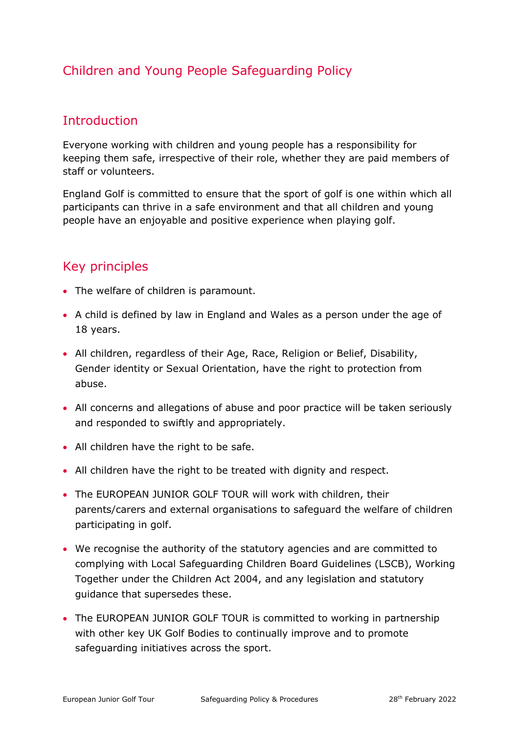# Children and Young People Safeguarding Policy

## Introduction

Everyone working with children and young people has a responsibility for keeping them safe, irrespective of their role, whether they are paid members of staff or volunteers.

England Golf is committed to ensure that the sport of golf is one within which all participants can thrive in a safe environment and that all children and young people have an enjoyable and positive experience when playing golf.

## Key principles

- The welfare of children is paramount.
- A child is defined by law in England and Wales as a person under the age of 18 years.
- All children, regardless of their Age, Race, Religion or Belief, Disability, Gender identity or Sexual Orientation, have the right to protection from abuse.
- All concerns and allegations of abuse and poor practice will be taken seriously and responded to swiftly and appropriately.
- All children have the right to be safe.
- All children have the right to be treated with dignity and respect.
- The EUROPEAN JUNIOR GOLF TOUR will work with children, their parents/carers and external organisations to safeguard the welfare of children participating in golf.
- We recognise the authority of the statutory agencies and are committed to complying with Local Safeguarding Children Board Guidelines (LSCB), Working Together under the Children Act 2004, and any legislation and statutory guidance that supersedes these.
- The EUROPEAN JUNIOR GOLF TOUR is committed to working in partnership with other key UK Golf Bodies to continually improve and to promote safeguarding initiatives across the sport.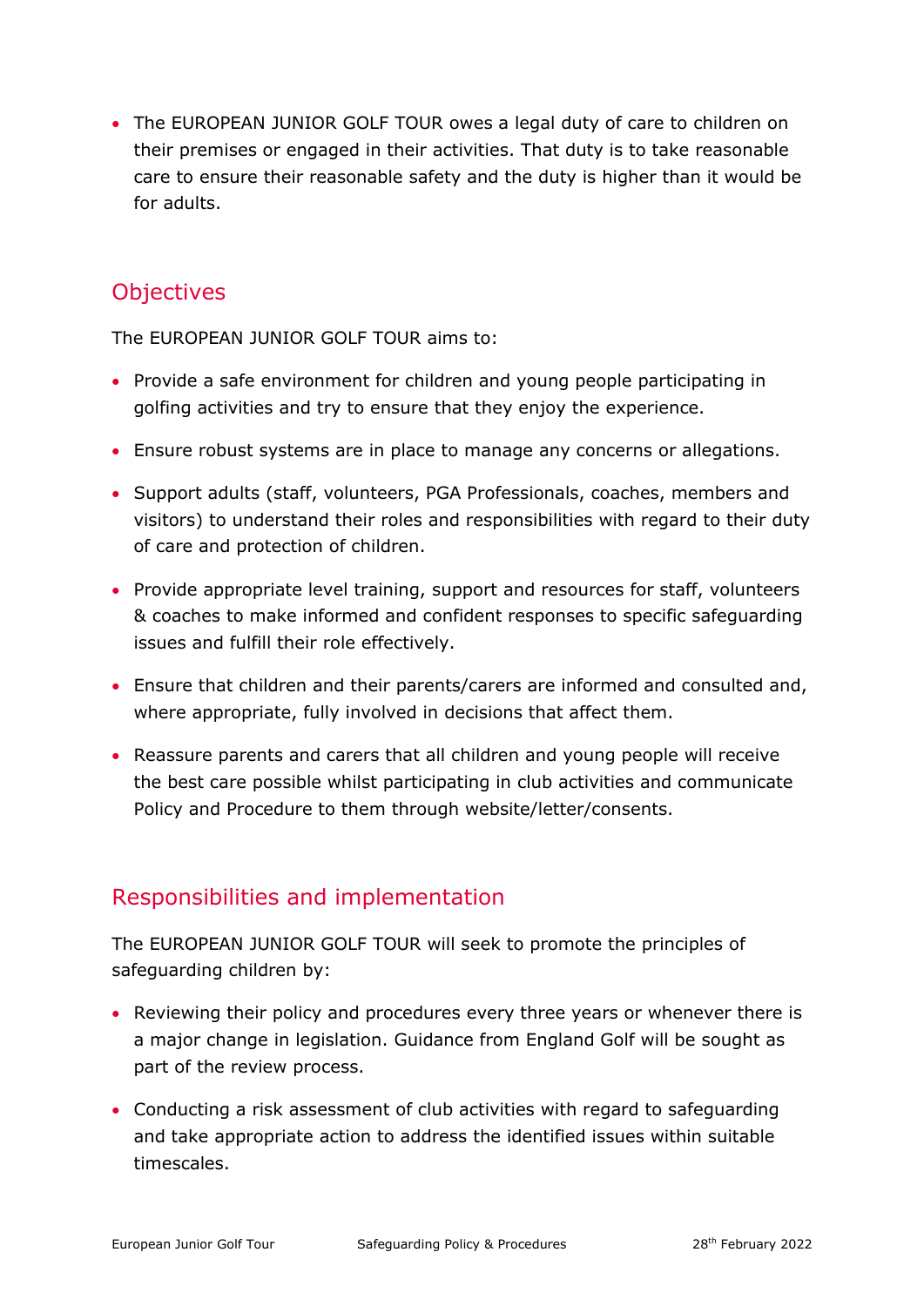- The EUROPEAN JUNIOR GOLF TOUR owes a legal duty of care to children on their premises or engaged in their activities. That duty is to take reasonable care to ensure their reasonable safety and the duty is higher than it would be for adults.

## Objectives

The EUROPEAN JUNIOR GOLF TOUR aims to:

- Provide a safe environment for children and young people participating in golfing activities and try to ensure that they enjoy the experience.
- Ensure robust systems are in place to manage any concerns or allegations.
- Support adults (staff, volunteers, PGA Professionals, coaches, members and visitors) to understand their roles and responsibilities with regard to their duty of care and protection of children.
- Provide appropriate level training, support and resources for staff, volunteers & coaches to make informed and confident responses to specific safeguarding issues and fulfill their role effectively.
- Ensure that children and their parents/carers are informed and consulted and, where appropriate, fully involved in decisions that affect them.
- Reassure parents and carers that all children and young people will receive the best care possible whilst participating in club activities and communicate Policy and Procedure to them through website/letter/consents.

## Responsibilities and implementation

The EUROPEAN JUNIOR GOLF TOUR will seek to promote the principles of safeguarding children by:

- Reviewing their policy and procedures every three years or whenever there is a major change in legislation. Guidance from England Golf will be sought as part of the review process.
- Conducting a risk assessment of club activities with regard to safeguarding and take appropriate action to address the identified issues within suitable timescales.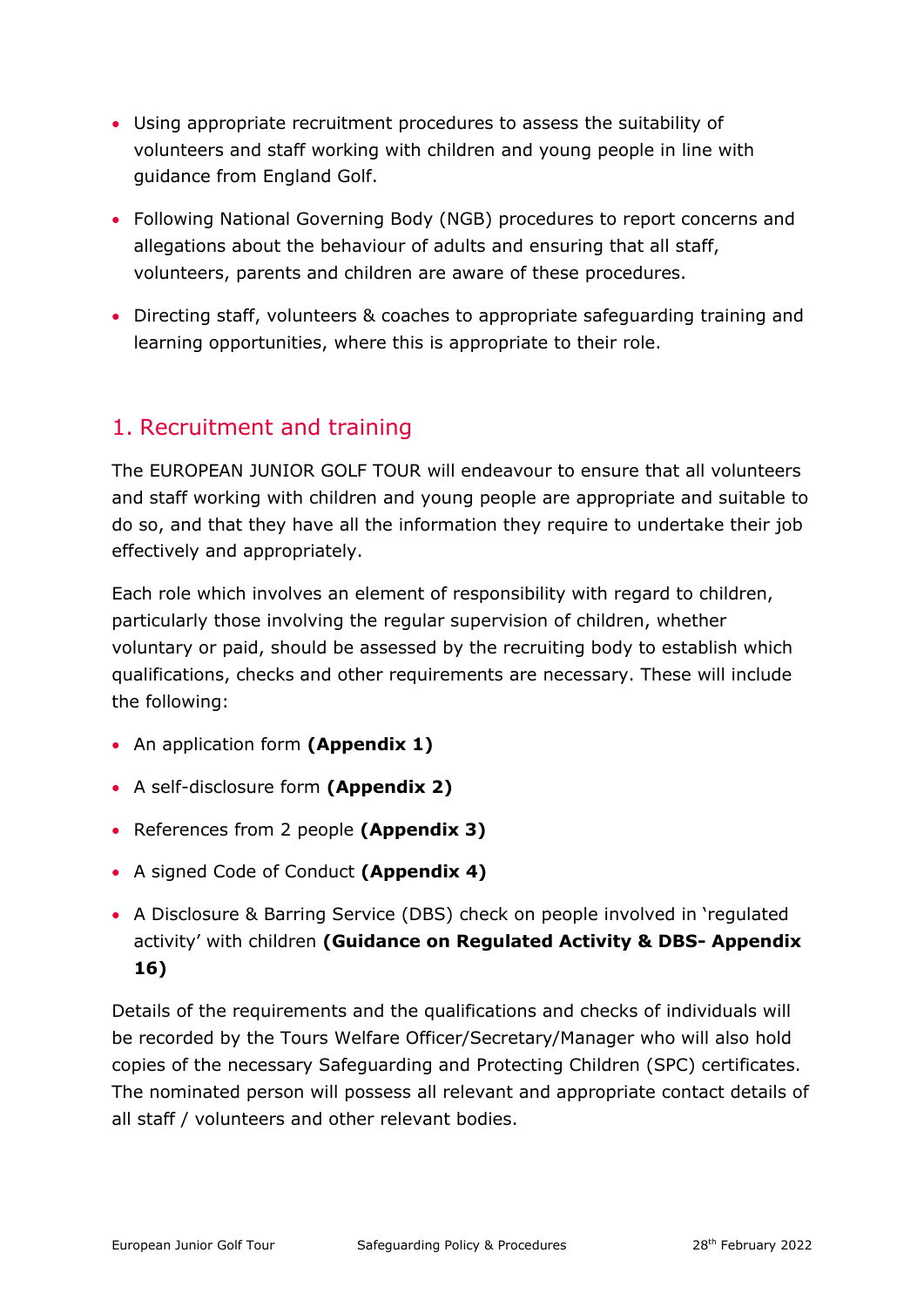- Using appropriate recruitment procedures to assess the suitability of volunteers and staff working with children and young people in line with guidance from England Golf.
- Following National Governing Body (NGB) procedures to report concerns and allegations about the behaviour of adults and ensuring that all staff, volunteers, parents and children are aware of these procedures.
- Directing staff, volunteers & coaches to appropriate safeguarding training and learning opportunities, where this is appropriate to their role.

## 1. Recruitment and training

The EUROPEAN JUNIOR GOLF TOUR will endeavour to ensure that all volunteers and staff working with children and young people are appropriate and suitable to do so, and that they have all the information they require to undertake their job effectively and appropriately.

Each role which involves an element of responsibility with regard to children, particularly those involving the regular supervision of children, whether voluntary or paid, should be assessed by the recruiting body to establish which qualifications, checks and other requirements are necessary. These will include the following:

- An application form **(Appendix 1)**
- A self-disclosure form **(Appendix 2)**
- References from 2 people **(Appendix 3)**
- A signed Code of Conduct **(Appendix 4)**
- A Disclosure & Barring Service (DBS) check on people involved in 'regulated activity' with children **(Guidance on Regulated Activity & DBS- Appendix 16)**

Details of the requirements and the qualifications and checks of individuals will be recorded by the Tours Welfare Officer/Secretary/Manager who will also hold copies of the necessary Safeguarding and Protecting Children (SPC) certificates. The nominated person will possess all relevant and appropriate contact details of all staff / volunteers and other relevant bodies.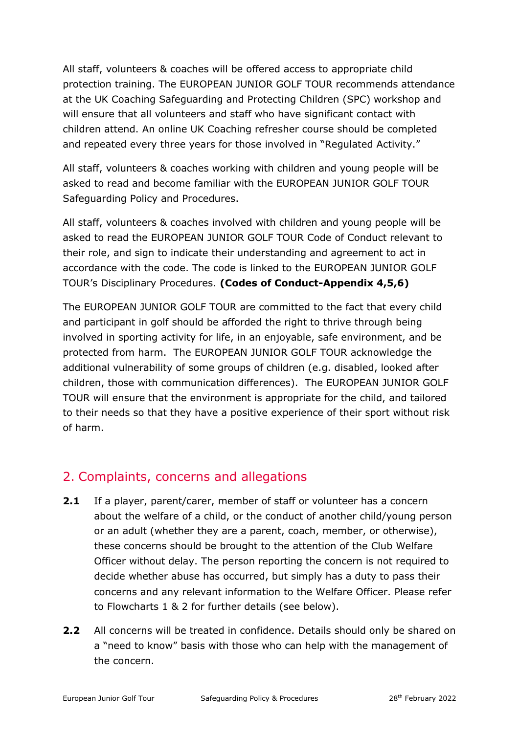All staff, volunteers & coaches will be offered access to appropriate child protection training. The EUROPEAN JUNIOR GOLF TOUR recommends attendance at the UK Coaching Safeguarding and Protecting Children (SPC) workshop and will ensure that all volunteers and staff who have significant contact with children attend. An online UK Coaching refresher course should be completed and repeated every three years for those involved in "Regulated Activity."

All staff, volunteers & coaches working with children and young people will be asked to read and become familiar with the EUROPEAN JUNIOR GOLF TOUR Safeguarding Policy and Procedures.

All staff, volunteers & coaches involved with children and young people will be asked to read the EUROPEAN JUNIOR GOLF TOUR Code of Conduct relevant to their role, and sign to indicate their understanding and agreement to act in accordance with the code. The code is linked to the EUROPEAN JUNIOR GOLF TOUR's Disciplinary Procedures. **(Codes of Conduct-Appendix 4,5,6)**

The EUROPEAN JUNIOR GOLF TOUR are committed to the fact that every child and participant in golf should be afforded the right to thrive through being involved in sporting activity for life, in an enjoyable, safe environment, and be protected from harm. The EUROPEAN JUNIOR GOLF TOUR acknowledge the additional vulnerability of some groups of children (e.g. disabled, looked after children, those with communication differences). The EUROPEAN JUNIOR GOLF TOUR will ensure that the environment is appropriate for the child, and tailored to their needs so that they have a positive experience of their sport without risk of harm.

## 2. Complaints, concerns and allegations

**2.1** If a player, parent/carer, member of staff or volunteer has a concern about the welfare of a child, or the conduct of another child/young person or an adult (whether they are a parent, coach, member, or otherwise), these concerns should be brought to the attention of the Club Welfare Officer without delay. The person reporting the concern is not required to decide whether abuse has occurred, but simply has a duty to pass their concerns and any relevant information to the Welfare Officer. Please refer to Flowcharts 1 & 2 for further details (see below).

**2.2** All concerns will be treated in confidence. Details should only be shared on a "need to know" basis with those who can help with the management of the concern.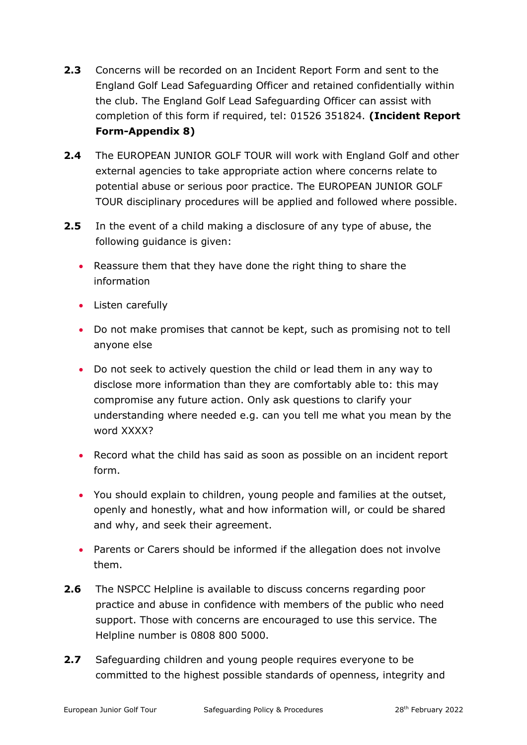**2.3** Concerns will be recorded on an Incident Report Form and sent to the England Golf Lead Safeguarding Officer and retained confidentially within the club. The England Golf Lead Safeguarding Officer can assist with completion of this form if required, tel: 01526 351824. **(Incident Report Form-Appendix 8)**

**2.4** The EUROPEAN JUNIOR GOLF TOUR will work with England Golf and other external agencies to take appropriate action where concerns relate to potential abuse or serious poor practice. The EUROPEAN JUNIOR GOLF TOUR disciplinary procedures will be applied and followed where possible.

**2.5** In the event of a child making a disclosure of any type of abuse, the following guidance is given:

- Reassure them that they have done the right thing to share the information
- Listen carefully
- Do not make promises that cannot be kept, such as promising not to tell anyone else
- Do not seek to actively question the child or lead them in any way to disclose more information than they are comfortably able to: this may compromise any future action. Only ask questions to clarify your understanding where needed e.g. can you tell me what you mean by the word XXXX?
- Record what the child has said as soon as possible on an incident report form.
- You should explain to children, young people and families at the outset, openly and honestly, what and how information will, or could be shared and why, and seek their agreement.
- Parents or Carers should be informed if the allegation does not involve them.

**2.6** The NSPCC Helpline is available to discuss concerns regarding poor practice and abuse in confidence with members of the public who need support. Those with concerns are encouraged to use this service. The Helpline number is 0808 800 5000.

**2.7** Safeguarding children and young people requires everyone to be committed to the highest possible standards of openness, integrity and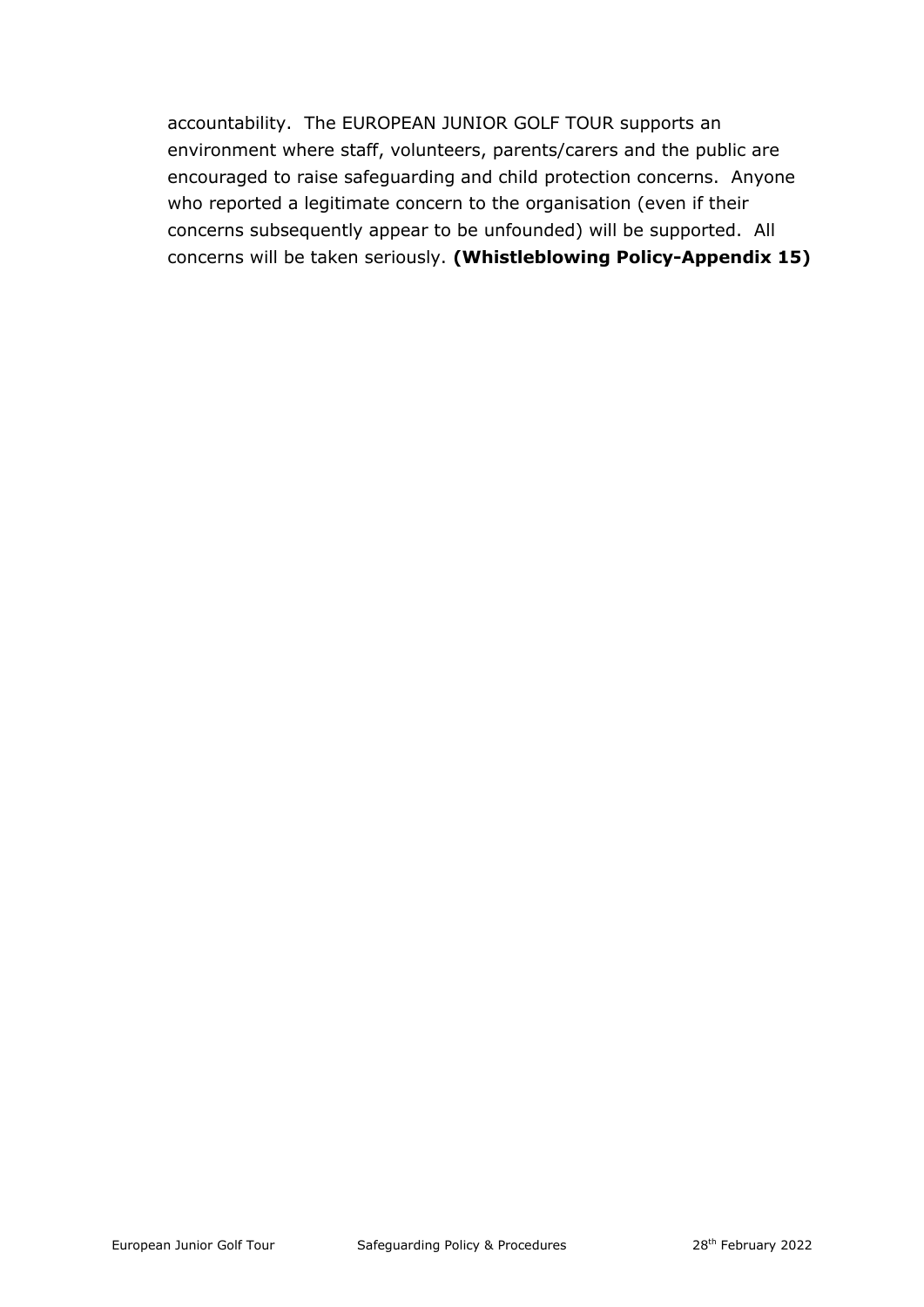accountability. The EUROPEAN JUNIOR GOLF TOUR supports an environment where staff, volunteers, parents/carers and the public are encouraged to raise safeguarding and child protection concerns. Anyone who reported a legitimate concern to the organisation (even if their concerns subsequently appear to be unfounded) will be supported. All concerns will be taken seriously. **(Whistleblowing Policy-Appendix 15)**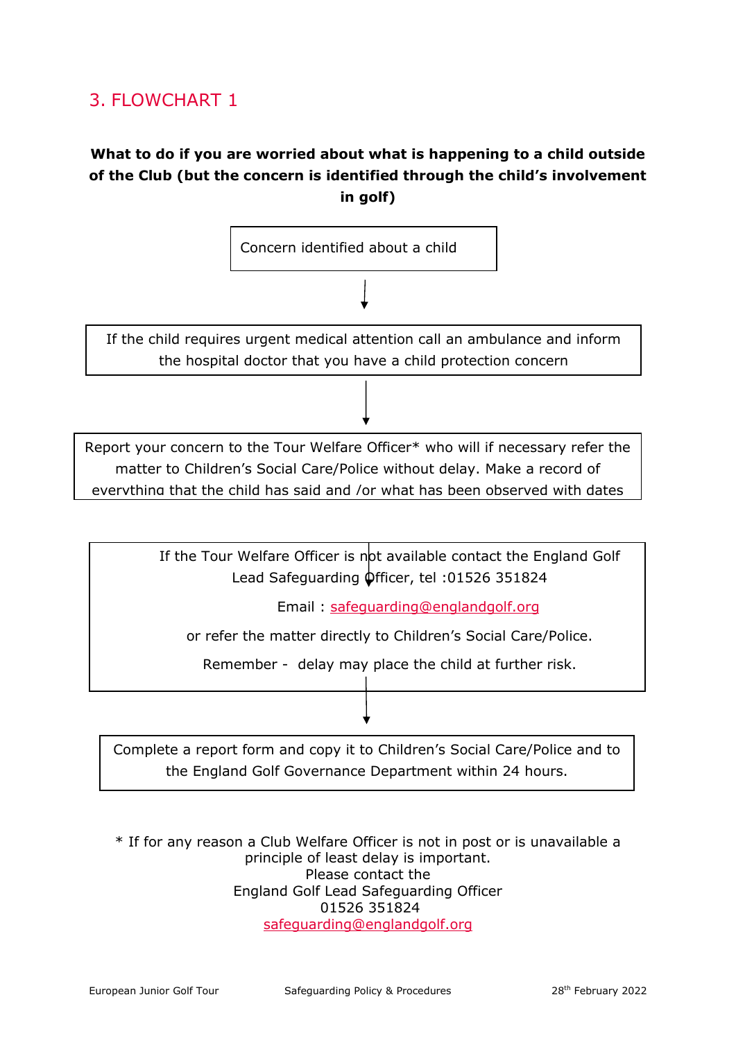## 3. FLOWCHART 1

**What to do if you are worried about what is happening to a child outside of the Club (but the concern is identified through the child's involvement in golf)**

Concern identified about a child

↓

If the child requires urgent medical attention call an ambulance and inform the hospital doctor that you have a child protection concern

↓

Report your concern to the Tour Welfare Officer* who will if necessary refer the matter to Children's Social Care/Police without delay. Make a record of everything that the child has said and /or what has been observed with dates

↓

If the Tour Welfare Officer is not available contact the England Golf Lead Safeguarding Officer, tel :01526 351824

Email : safeguarding@englandgolf.org

or refer the matter directly to Children's Social Care/Police.

Remember - delay may place the child at further risk.

↓

Complete a report form and copy it to Children's Social Care/Police and to the England Golf Governance Department within 24 hours.

* If for any reason a Club Welfare Officer is not in post or is unavailable a principle of least delay is important.
Please contact the
England Golf Lead Safeguarding Officer
01526 351824
safeguarding@englandgolf.org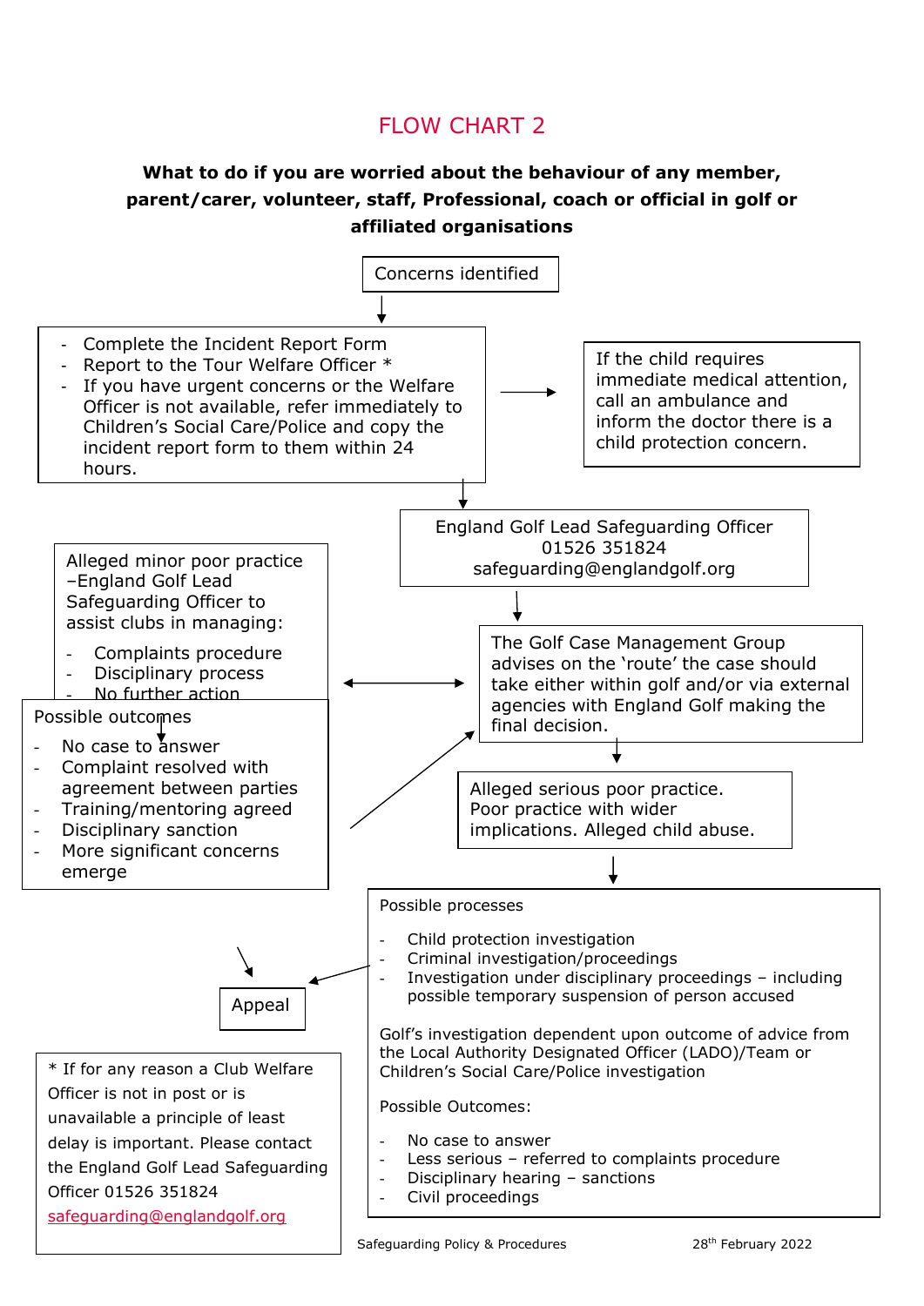## FLOW CHART 2

**What to do if you are worried about the behaviour of any member, parent/carer, volunteer, staff, Professional, coach or official in golf or affiliated organisations**

Concerns identified

- Complete the Incident Report Form
- Report to the Tour Welfare Officer *
- If you have urgent concerns or the Welfare Officer is not available, refer immediately to Children's Social Care/Police and copy the incident report form to them within 24 hours.

If the child requires immediate medical attention, call an ambulance and inform the doctor there is a child protection concern.

England Golf Lead Safeguarding Officer
01526 351824
safeguarding@englandgolf.org

The Golf Case Management Group advises on the 'route' the case should take either within golf and/or via external agencies with England Golf making the final decision.

Alleged minor poor practice –England Golf Lead Safeguarding Officer to assist clubs in managing:

- Complaints procedure
- Disciplinary process
- No further action

Possible outcomes

- No case to answer
- Complaint resolved with agreement between parties
- Training/mentoring agreed
- Disciplinary sanction
- More significant concerns emerge

Alleged serious poor practice. Poor practice with wider implications. Alleged child abuse.

Possible processes

- Child protection investigation
- Criminal investigation/proceedings
- Investigation under disciplinary proceedings – including possible temporary suspension of person accused

Golf's investigation dependent upon outcome of advice from the Local Authority Designated Officer (LADO)/Team or Children's Social Care/Police investigation

Possible Outcomes:

- No case to answer
- Less serious – referred to complaints procedure
- Disciplinary hearing – sanctions
- Civil proceedings

Appeal

* If for any reason a Club Welfare Officer is not in post or is unavailable a principle of least delay is important. Please contact the England Golf Lead Safeguarding Officer 01526 351824 safeguarding@englandgolf.org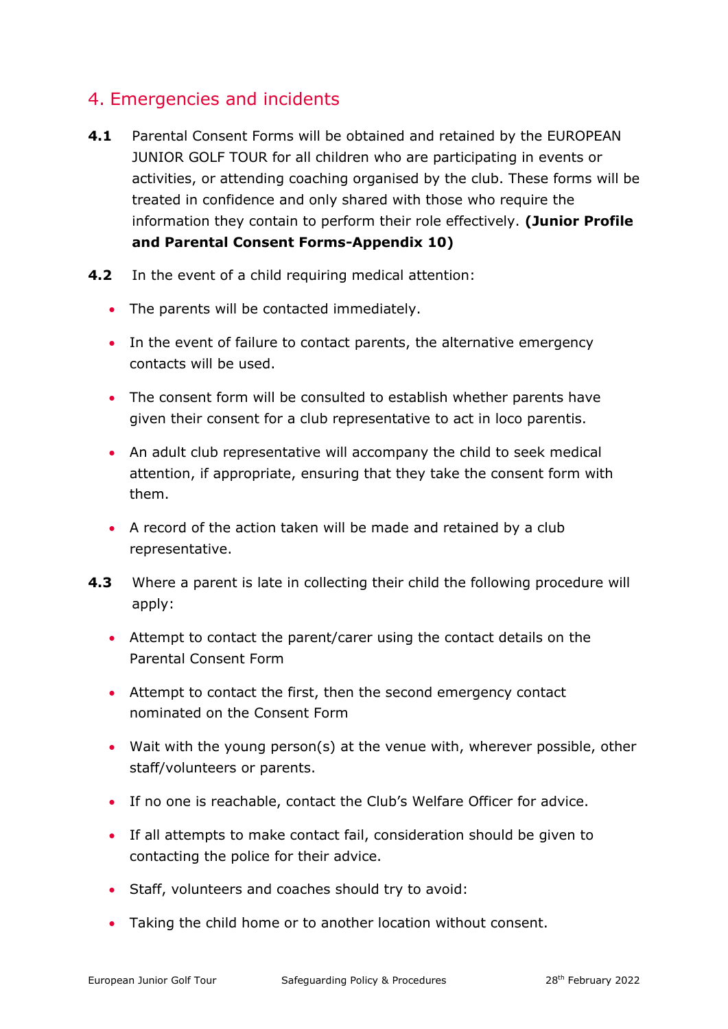## 4. Emergencies and incidents

**4.1** Parental Consent Forms will be obtained and retained by the EUROPEAN JUNIOR GOLF TOUR for all children who are participating in events or activities, or attending coaching organised by the club. These forms will be treated in confidence and only shared with those who require the information they contain to perform their role effectively. **(Junior Profile and Parental Consent Forms-Appendix 10)**

**4.2** In the event of a child requiring medical attention:

- The parents will be contacted immediately.
- In the event of failure to contact parents, the alternative emergency contacts will be used.
- The consent form will be consulted to establish whether parents have given their consent for a club representative to act in loco parentis.
- An adult club representative will accompany the child to seek medical attention, if appropriate, ensuring that they take the consent form with them.
- A record of the action taken will be made and retained by a club representative.

**4.3** Where a parent is late in collecting their child the following procedure will apply:

- Attempt to contact the parent/carer using the contact details on the Parental Consent Form
- Attempt to contact the first, then the second emergency contact nominated on the Consent Form
- Wait with the young person(s) at the venue with, wherever possible, other staff/volunteers or parents.
- If no one is reachable, contact the Club's Welfare Officer for advice.
- If all attempts to make contact fail, consideration should be given to contacting the police for their advice.
- Staff, volunteers and coaches should try to avoid:
- Taking the child home or to another location without consent.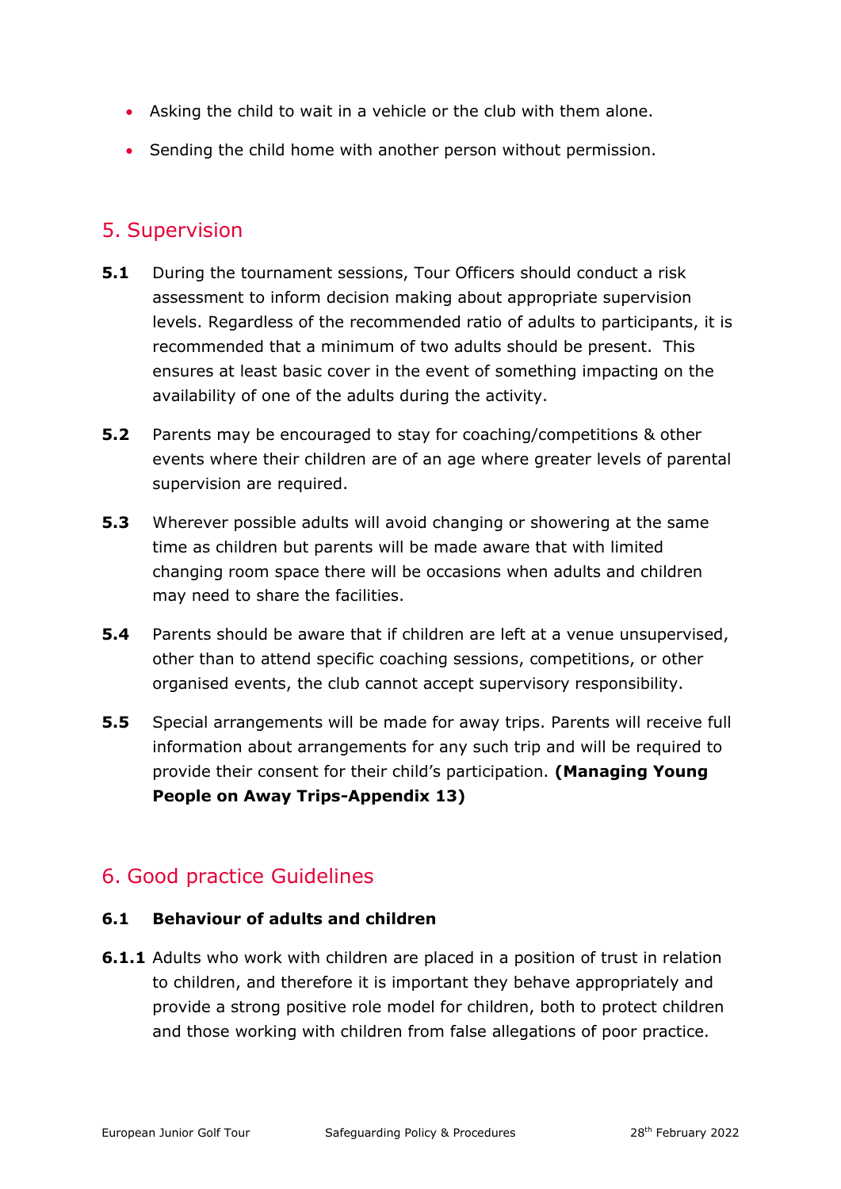- Asking the child to wait in a vehicle or the club with them alone.
- Sending the child home with another person without permission.

## 5. Supervision

**5.1** During the tournament sessions, Tour Officers should conduct a risk assessment to inform decision making about appropriate supervision levels. Regardless of the recommended ratio of adults to participants, it is recommended that a minimum of two adults should be present. This ensures at least basic cover in the event of something impacting on the availability of one of the adults during the activity.

**5.2** Parents may be encouraged to stay for coaching/competitions & other events where their children are of an age where greater levels of parental supervision are required.

**5.3** Wherever possible adults will avoid changing or showering at the same time as children but parents will be made aware that with limited changing room space there will be occasions when adults and children may need to share the facilities.

**5.4** Parents should be aware that if children are left at a venue unsupervised, other than to attend specific coaching sessions, competitions, or other organised events, the club cannot accept supervisory responsibility.

**5.5** Special arrangements will be made for away trips. Parents will receive full information about arrangements for any such trip and will be required to provide their consent for their child's participation. **(Managing Young People on Away Trips-Appendix 13)**

## 6. Good practice Guidelines

### 6.1 Behaviour of adults and children

**6.1.1** Adults who work with children are placed in a position of trust in relation to children, and therefore it is important they behave appropriately and provide a strong positive role model for children, both to protect children and those working with children from false allegations of poor practice.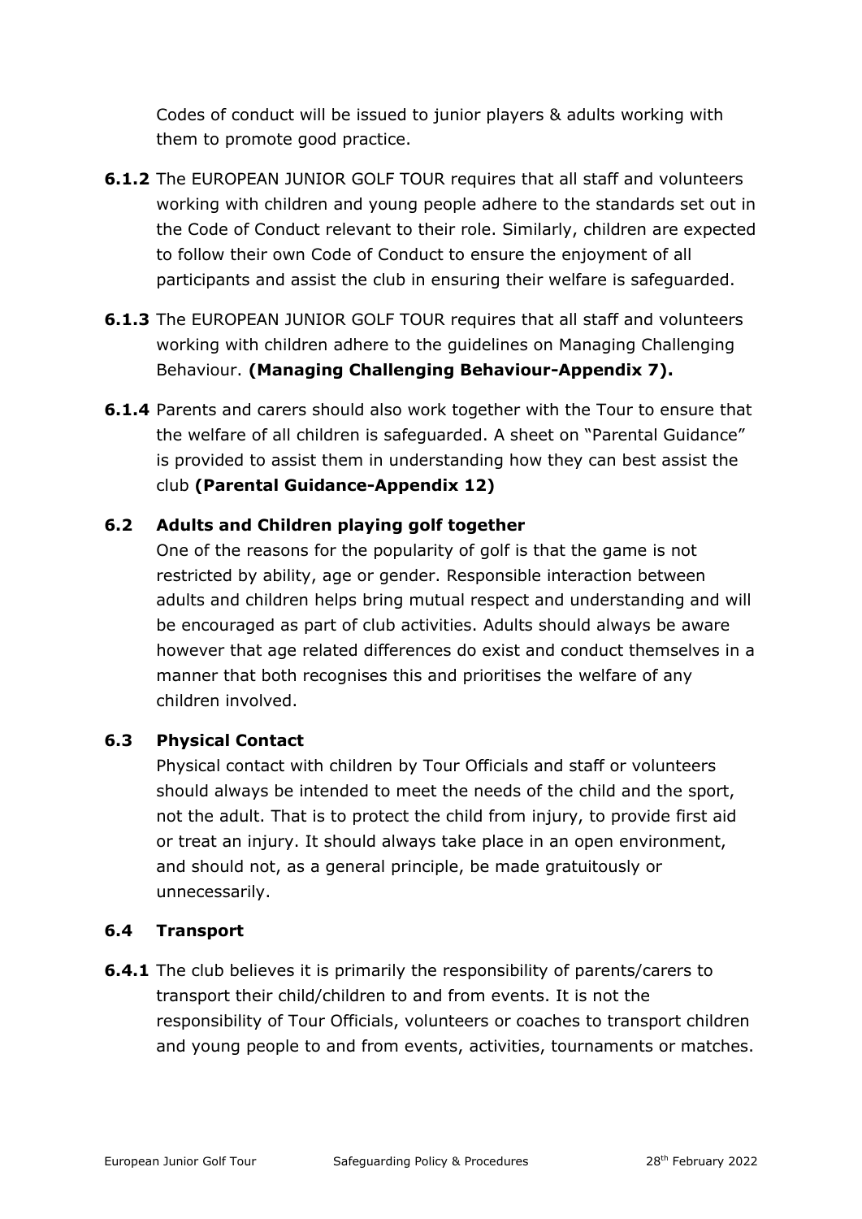Codes of conduct will be issued to junior players & adults working with them to promote good practice.

**6.1.2** The EUROPEAN JUNIOR GOLF TOUR requires that all staff and volunteers working with children and young people adhere to the standards set out in the Code of Conduct relevant to their role. Similarly, children are expected to follow their own Code of Conduct to ensure the enjoyment of all participants and assist the club in ensuring their welfare is safeguarded.

**6.1.3** The EUROPEAN JUNIOR GOLF TOUR requires that all staff and volunteers working with children adhere to the guidelines on Managing Challenging Behaviour. **(Managing Challenging Behaviour-Appendix 7).**

**6.1.4** Parents and carers should also work together with the Tour to ensure that the welfare of all children is safeguarded. A sheet on "Parental Guidance" is provided to assist them in understanding how they can best assist the club **(Parental Guidance-Appendix 12)**

### 6.2 Adults and Children playing golf together

One of the reasons for the popularity of golf is that the game is not restricted by ability, age or gender. Responsible interaction between adults and children helps bring mutual respect and understanding and will be encouraged as part of club activities. Adults should always be aware however that age related differences do exist and conduct themselves in a manner that both recognises this and prioritises the welfare of any children involved.

### 6.3 Physical Contact

Physical contact with children by Tour Officials and staff or volunteers should always be intended to meet the needs of the child and the sport, not the adult. That is to protect the child from injury, to provide first aid or treat an injury. It should always take place in an open environment, and should not, as a general principle, be made gratuitously or unnecessarily.

### 6.4 Transport

**6.4.1** The club believes it is primarily the responsibility of parents/carers to transport their child/children to and from events. It is not the responsibility of Tour Officials, volunteers or coaches to transport children and young people to and from events, activities, tournaments or matches.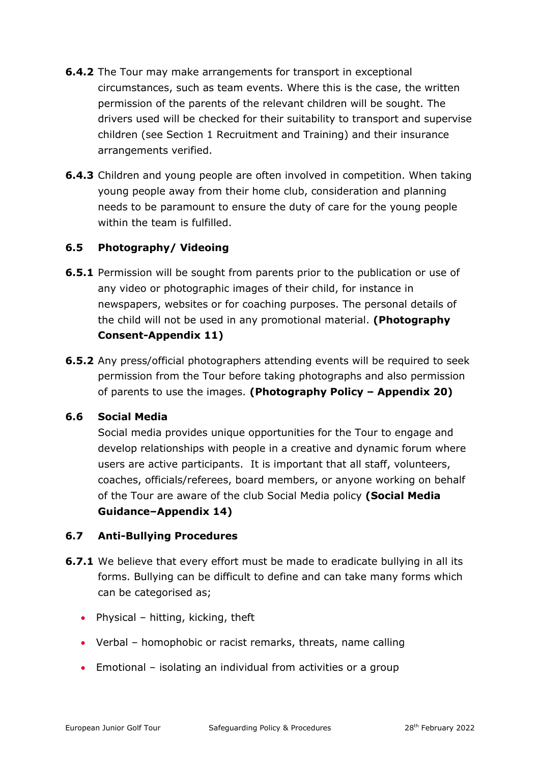**6.4.2** The Tour may make arrangements for transport in exceptional circumstances, such as team events. Where this is the case, the written permission of the parents of the relevant children will be sought. The drivers used will be checked for their suitability to transport and supervise children (see Section 1 Recruitment and Training) and their insurance arrangements verified.

**6.4.3** Children and young people are often involved in competition. When taking young people away from their home club, consideration and planning needs to be paramount to ensure the duty of care for the young people within the team is fulfilled.

### 6.5 Photography/ Videoing

**6.5.1** Permission will be sought from parents prior to the publication or use of any video or photographic images of their child, for instance in newspapers, websites or for coaching purposes. The personal details of the child will not be used in any promotional material. **(Photography Consent-Appendix 11)**

**6.5.2** Any press/official photographers attending events will be required to seek permission from the Tour before taking photographs and also permission of parents to use the images. **(Photography Policy – Appendix 20)**

### 6.6 Social Media

Social media provides unique opportunities for the Tour to engage and develop relationships with people in a creative and dynamic forum where users are active participants. It is important that all staff, volunteers, coaches, officials/referees, board members, or anyone working on behalf of the Tour are aware of the club Social Media policy **(Social Media Guidance–Appendix 14)**

### 6.7 Anti-Bullying Procedures

**6.7.1** We believe that every effort must be made to eradicate bullying in all its forms. Bullying can be difficult to define and can take many forms which can be categorised as;

- Physical – hitting, kicking, theft
- Verbal – homophobic or racist remarks, threats, name calling
- Emotional – isolating an individual from activities or a group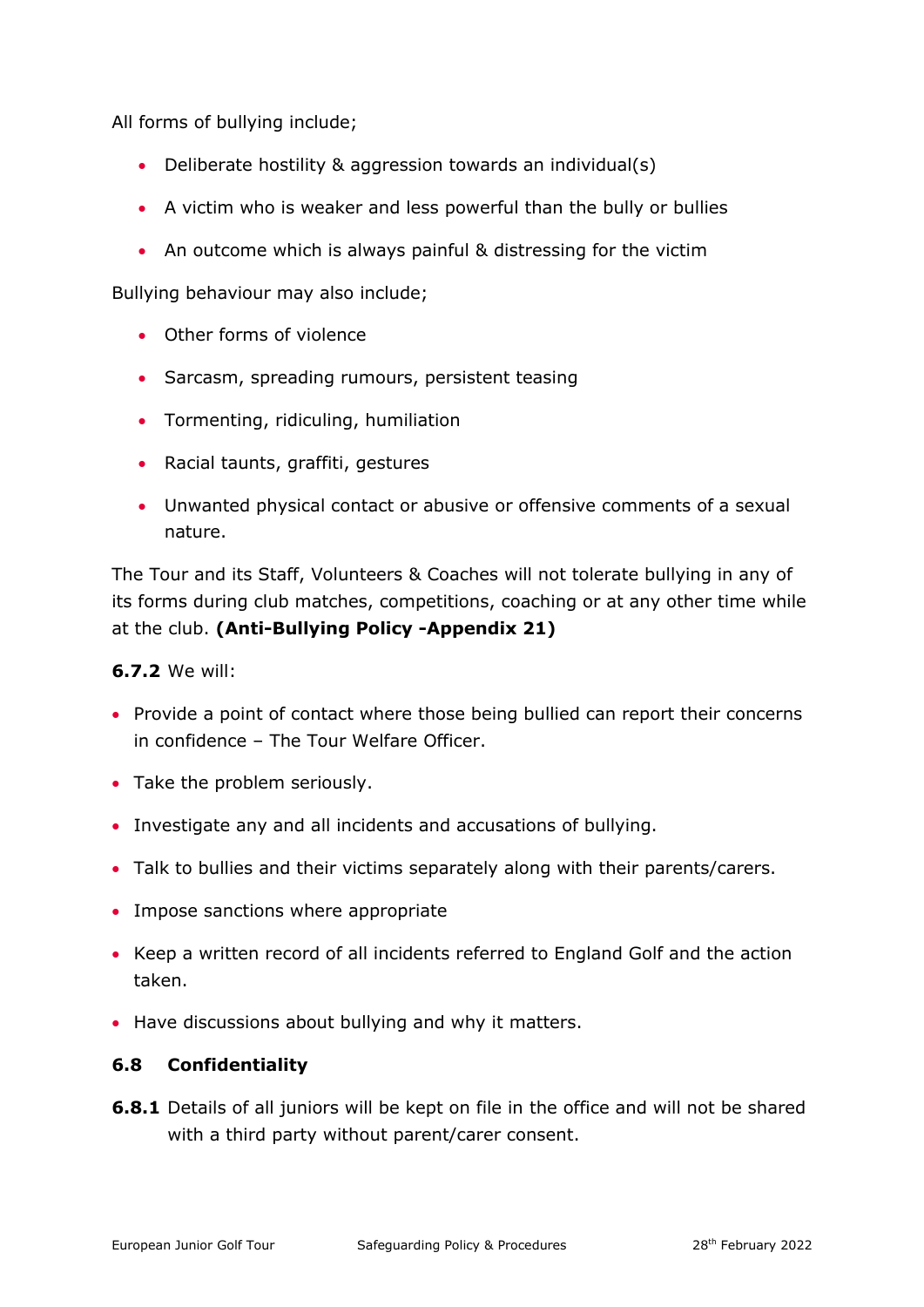All forms of bullying include;

- Deliberate hostility & aggression towards an individual(s)
- A victim who is weaker and less powerful than the bully or bullies
- An outcome which is always painful & distressing for the victim

Bullying behaviour may also include;

- Other forms of violence
- Sarcasm, spreading rumours, persistent teasing
- Tormenting, ridiculing, humiliation
- Racial taunts, graffiti, gestures
- Unwanted physical contact or abusive or offensive comments of a sexual nature.

The Tour and its Staff, Volunteers & Coaches will not tolerate bullying in any of its forms during club matches, competitions, coaching or at any other time while at the club. **(Anti-Bullying Policy -Appendix 21)**

**6.7.2** We will:

- Provide a point of contact where those being bullied can report their concerns in confidence – The Tour Welfare Officer.
- Take the problem seriously.
- Investigate any and all incidents and accusations of bullying.
- Talk to bullies and their victims separately along with their parents/carers.
- Impose sanctions where appropriate
- Keep a written record of all incidents referred to England Golf and the action taken.
- Have discussions about bullying and why it matters.

### 6.8 Confidentiality

**6.8.1** Details of all juniors will be kept on file in the office and will not be shared with a third party without parent/carer consent.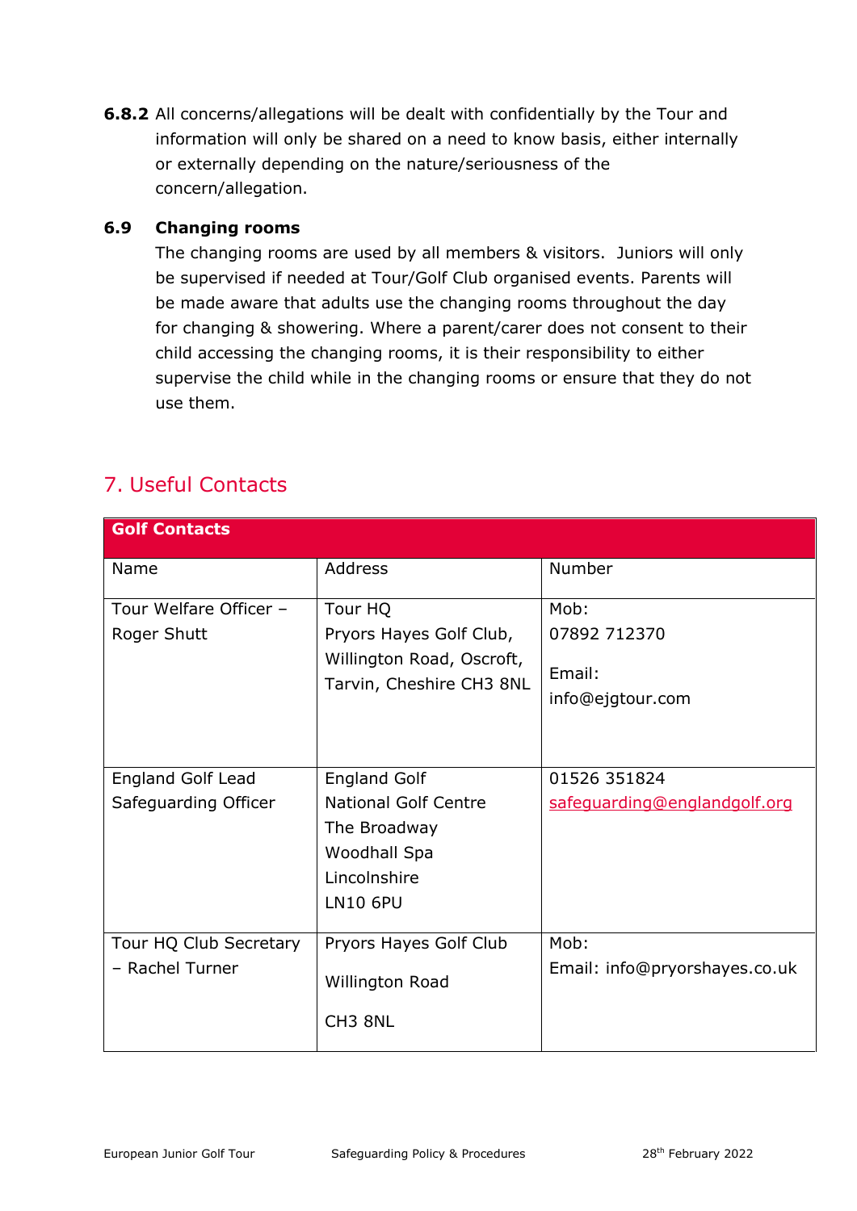**6.8.2** All concerns/allegations will be dealt with confidentially by the Tour and information will only be shared on a need to know basis, either internally or externally depending on the nature/seriousness of the concern/allegation.

### 6.9 Changing rooms

The changing rooms are used by all members & visitors. Juniors will only be supervised if needed at Tour/Golf Club organised events. Parents will be made aware that adults use the changing rooms throughout the day for changing & showering. Where a parent/carer does not consent to their child accessing the changing rooms, it is their responsibility to either supervise the child while in the changing rooms or ensure that they do not use them.

## 7. Useful Contacts

| **Golf Contacts** | | |
|---|---|---|
| Name | Address | Number |
| Tour Welfare Officer – Roger Shutt | Tour HQ<br>Pryors Hayes Golf Club, Willington Road, Oscroft, Tarvin, Cheshire CH3 8NL | Mob:<br>07892 712370<br>Email:<br>info@ejgtour.com |
| England Golf Lead Safeguarding Officer | England Golf<br>National Golf Centre<br>The Broadway<br>Woodhall Spa<br>Lincolnshire<br>LN10 6PU | 01526 351824<br>safeguarding@englandgolf.org |
| Tour HQ Club Secretary – Rachel Turner | Pryors Hayes Golf Club<br>Willington Road<br>CH3 8NL | Mob:<br>Email: info@pryorshayes.co.uk |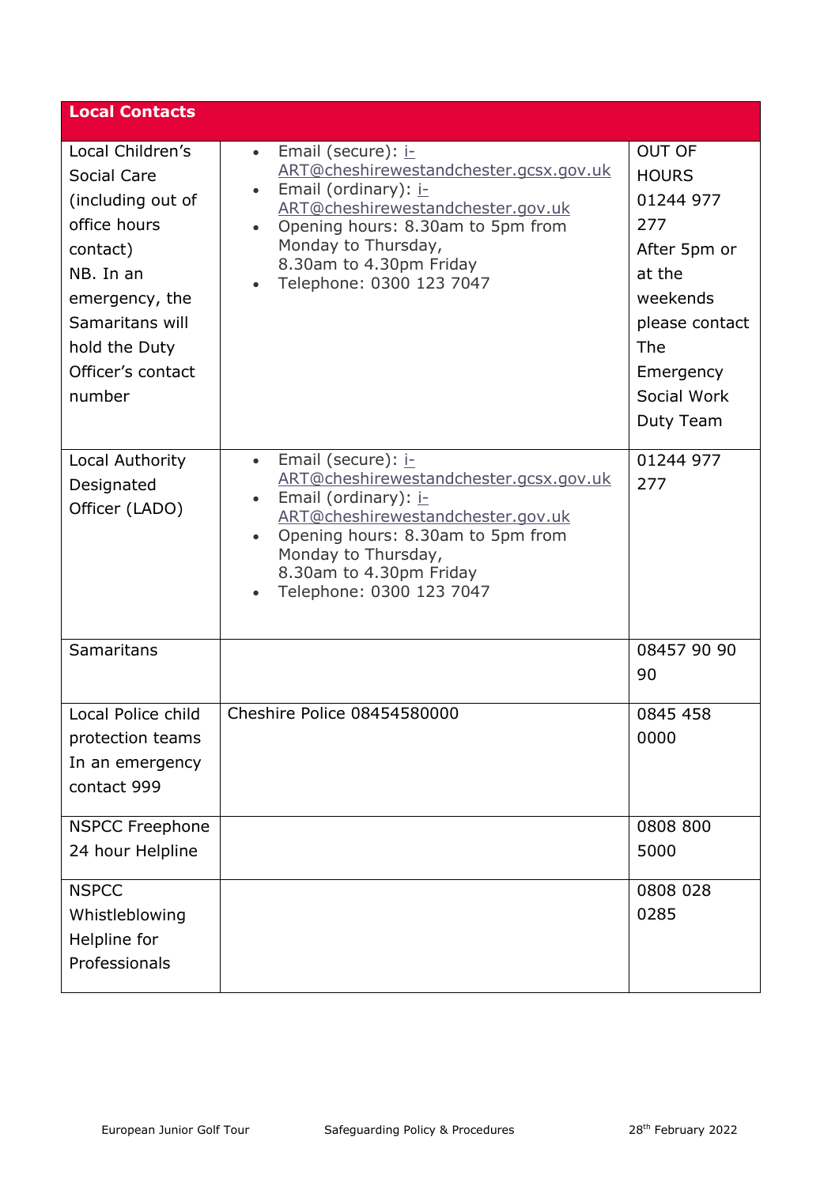| Local Contacts | | |
|---|---|---|
| Local Children's Social Care (including out of office hours contact)<br>NB. In an emergency, the Samaritans will hold the Duty Officer's contact number | • Email (secure): i-ART@cheshirewestandchester.gcsx.gov.uk<br>• Email (ordinary): i-ART@cheshirewestandchester.gov.uk<br>• Opening hours: 8.30am to 5pm from Monday to Thursday, 8.30am to 4.30pm Friday<br>• Telephone: 0300 123 7047 | OUT OF HOURS 01244 977 277 After 5pm or at the weekends please contact The Emergency Social Work Duty Team |
| Local Authority Designated Officer (LADO) | • Email (secure): i-ART@cheshirewestandchester.gcsx.gov.uk<br>• Email (ordinary): i-ART@cheshirewestandchester.gov.uk<br>• Opening hours: 8.30am to 5pm from Monday to Thursday, 8.30am to 4.30pm Friday<br>• Telephone: 0300 123 7047 | 01244 977 277 |
| Samaritans | | 08457 90 90 90 |
| Local Police child protection teams In an emergency contact 999 | Cheshire Police 08454580000 | 0845 458 0000 |
| NSPCC Freephone 24 hour Helpline | | 0808 800 5000 |
| NSPCC Whistleblowing Helpline for Professionals | | 0808 028 0285 |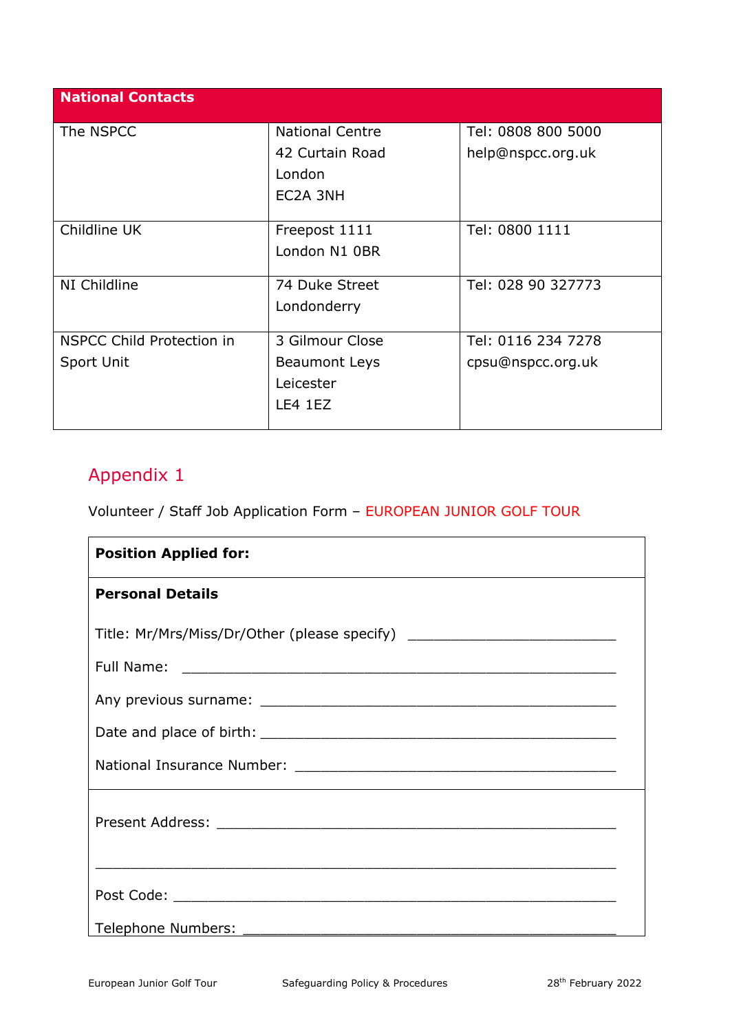| National Contacts | | |
|---|---|---|
| The NSPCC | National Centre<br>42 Curtain Road<br>London<br>EC2A 3NH | Tel: 0808 800 5000<br>help@nspcc.org.uk |
| Childline UK | Freepost 1111<br>London N1 0BR | Tel: 0800 1111 |
| NI Childline | 74 Duke Street<br>Londonderry | Tel: 028 90 327773 |
| NSPCC Child Protection in Sport Unit | 3 Gilmour Close<br>Beaumont Leys<br>Leicester<br>LE4 1EZ | Tel: 0116 234 7278<br>cpsu@nspcc.org.uk |

## Appendix 1

Volunteer / Staff Job Application Form – EUROPEAN JUNIOR GOLF TOUR

**Position Applied for:**

**Personal Details**

Title: Mr/Mrs/Miss/Dr/Other (please specify) ___________________________

Full Name: ________________________________________________________

Any previous surname: ______________________________________________

Date and place of birth: ______________________________________________

National Insurance Number: __________________________________________

Present Address: ___________________________________________________

________________________________________________________________

Post Code: _______________________________________________________

Telephone Numbers: _______________________________________________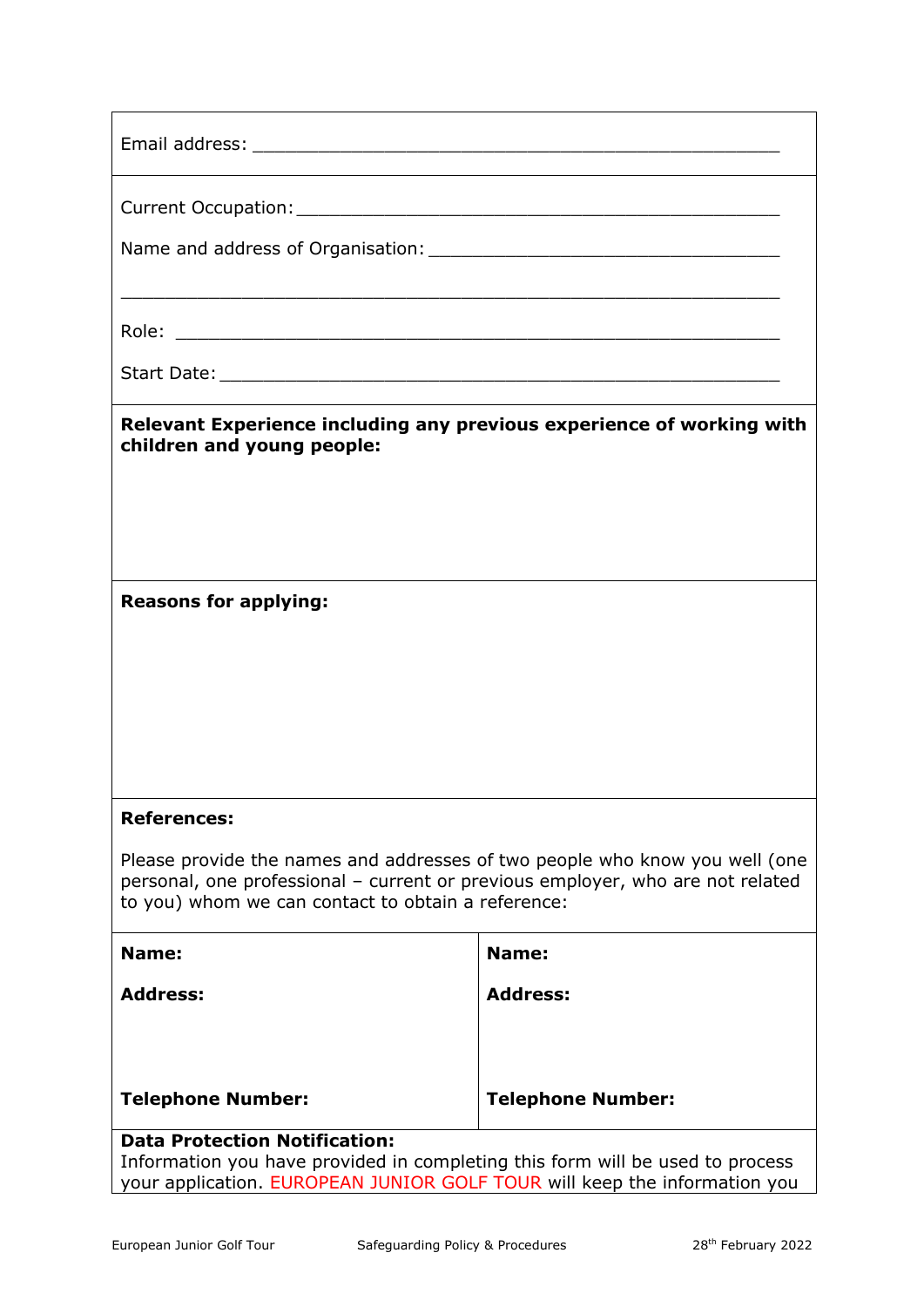Email address: ___________________________________________________

Current Occupation: ______________________________________________

Name and address of Organisation: __________________________________

________________________________________________________________

Role: ___________________________________________________________

Start Date: ______________________________________________________

**Relevant Experience including any previous experience of working with children and young people:**

**Reasons for applying:**

**References:**

Please provide the names and addresses of two people who know you well (one personal, one professional – current or previous employer, who are not related to you) whom we can contact to obtain a reference:

| **Name:** | **Name:** |
|---|---|
| **Address:** | **Address:** |
| **Telephone Number:** | **Telephone Number:** |

**Data Protection Notification:**
Information you have provided in completing this form will be used to process your application. EUROPEAN JUNIOR GOLF TOUR will keep the information you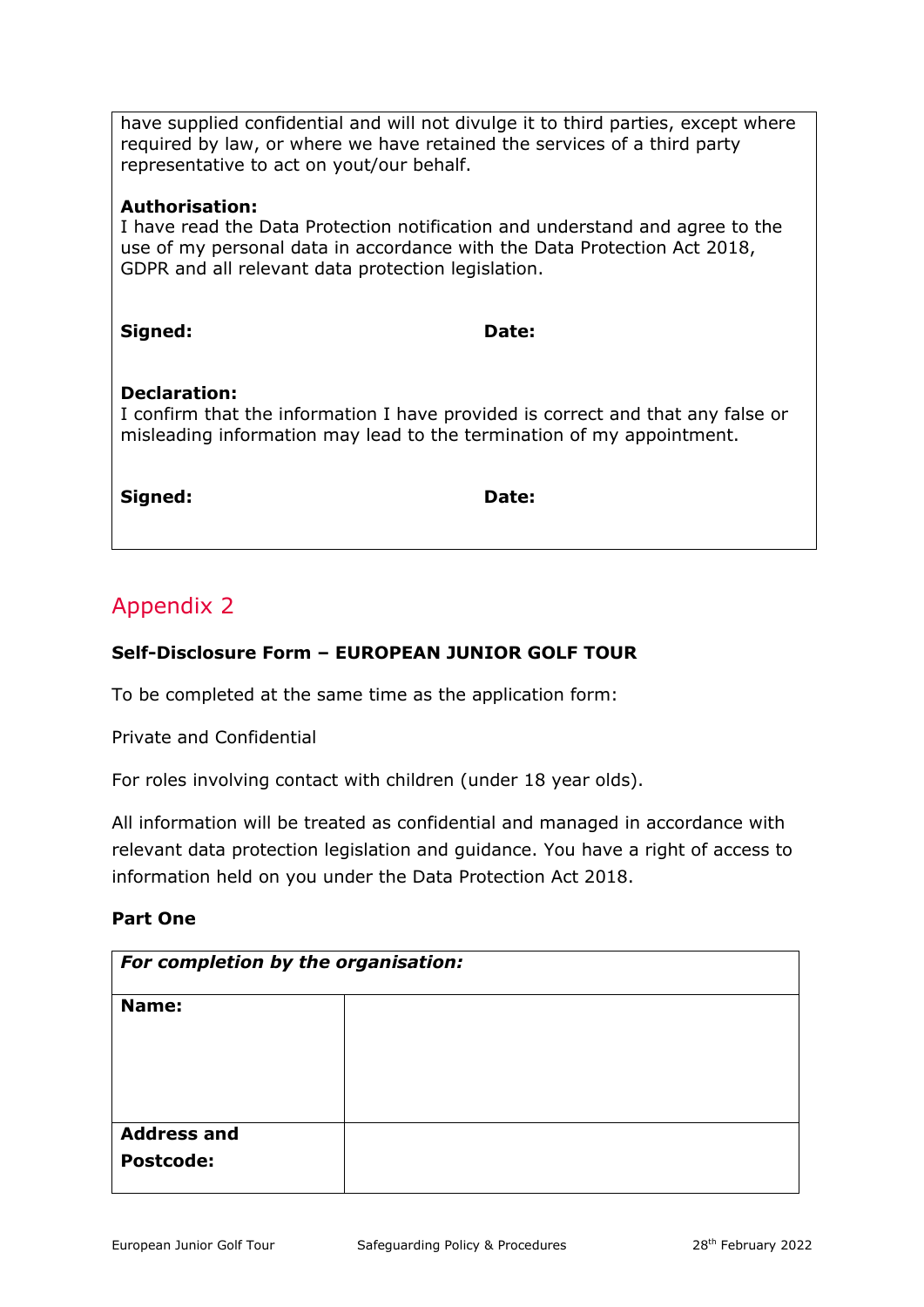have supplied confidential and will not divulge it to third parties, except where required by law, or where we have retained the services of a third party representative to act on yout/our behalf.

**Authorisation:**
I have read the Data Protection notification and understand and agree to the use of my personal data in accordance with the Data Protection Act 2018, GDPR and all relevant data protection legislation.

**Signed:** **Date:**

**Declaration:**
I confirm that the information I have provided is correct and that any false or misleading information may lead to the termination of my appointment.

**Signed:** **Date:**

## Appendix 2

**Self-Disclosure Form – EUROPEAN JUNIOR GOLF TOUR**

To be completed at the same time as the application form:

Private and Confidential

For roles involving contact with children (under 18 year olds).

All information will be treated as confidential and managed in accordance with relevant data protection legislation and guidance. You have a right of access to information held on you under the Data Protection Act 2018.

**Part One**

| ***For completion by the organisation:*** | |
|---|---|
| **Name:** | |
| **Address and Postcode:** | |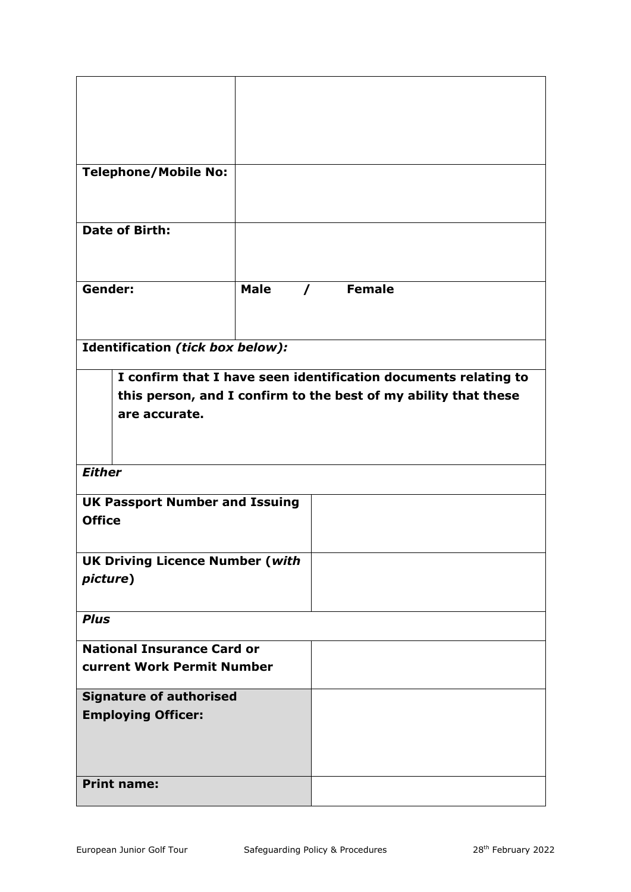| | |
|---|---|
| | |
| **Telephone/Mobile No:** | |
| **Date of Birth:** | |
| **Gender:** | **Male / Female** |
| **Identification *(tick box below):*** | |
| ☐ | **I confirm that I have seen identification documents relating to this person, and I confirm to the best of my ability that these are accurate.** |
| ***Either*** | |
| **UK Passport Number and Issuing Office** | |
| **UK Driving Licence Number (*with picture*)** | |
| ***Plus*** | |
| **National Insurance Card or current Work Permit Number** | |
| **Signature of authorised Employing Officer:** | |
| **Print name:** | |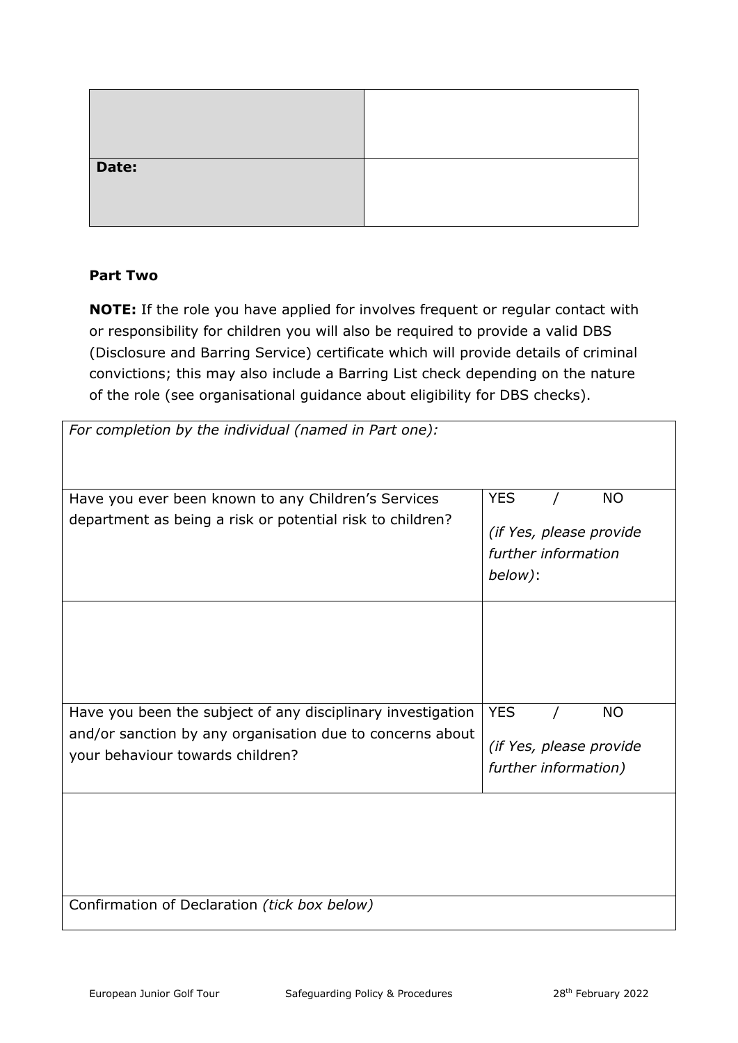| | |
|---|---|
| | |
| **Date:** | |

**Part Two**

**NOTE:** If the role you have applied for involves frequent or regular contact with or responsibility for children you will also be required to provide a valid DBS (Disclosure and Barring Service) certificate which will provide details of criminal convictions; this may also include a Barring List check depending on the nature of the role (see organisational guidance about eligibility for DBS checks).

| *For completion by the individual (named in Part one):* | |
|---|---|
| Have you ever been known to any Children's Services department as being a risk or potential risk to children? | YES / NO *(if Yes, please provide further information below)*: |
| | |
| Have you been the subject of any disciplinary investigation and/or sanction by any organisation due to concerns about your behaviour towards children? | YES / NO *(if Yes, please provide further information)* |
| | |
| Confirmation of Declaration *(tick box below)* | |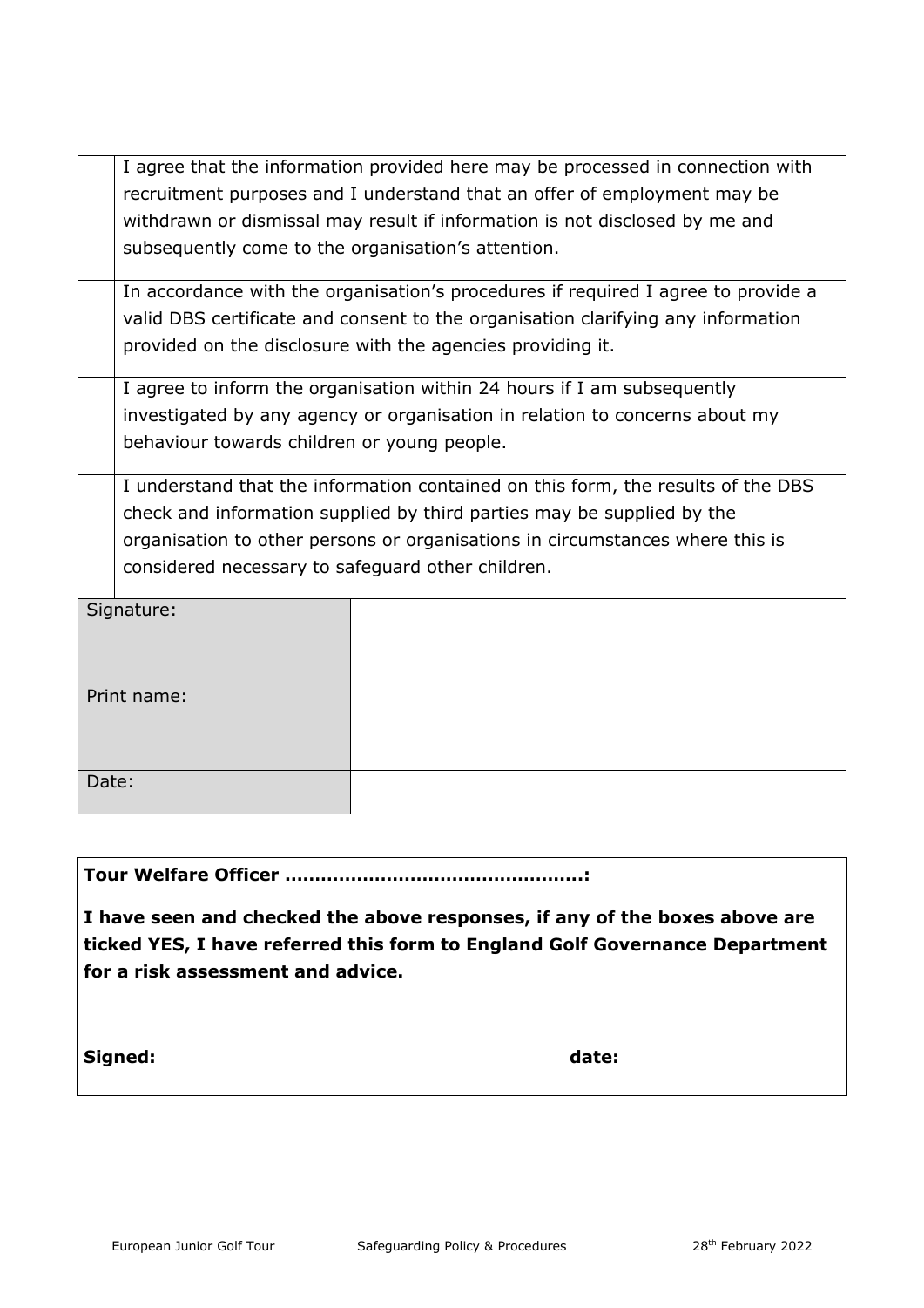| | |
|---|---|
| | I agree that the information provided here may be processed in connection with recruitment purposes and I understand that an offer of employment may be withdrawn or dismissal may result if information is not disclosed by me and subsequently come to the organisation's attention. |
| | In accordance with the organisation's procedures if required I agree to provide a valid DBS certificate and consent to the organisation clarifying any information provided on the disclosure with the agencies providing it. |
| | I agree to inform the organisation within 24 hours if I am subsequently investigated by any agency or organisation in relation to concerns about my behaviour towards children or young people. |
| | I understand that the information contained on this form, the results of the DBS check and information supplied by third parties may be supplied by the organisation to other persons or organisations in circumstances where this is considered necessary to safeguard other children. |

| | |
|---|---|
| Signature: | |
| Print name: | |
| Date: | |

**Tour Welfare Officer ………………………………………….:**

**I have seen and checked the above responses, if any of the boxes above are ticked YES, I have referred this form to England Golf Governance Department for a risk assessment and advice.**

**Signed:** **date:**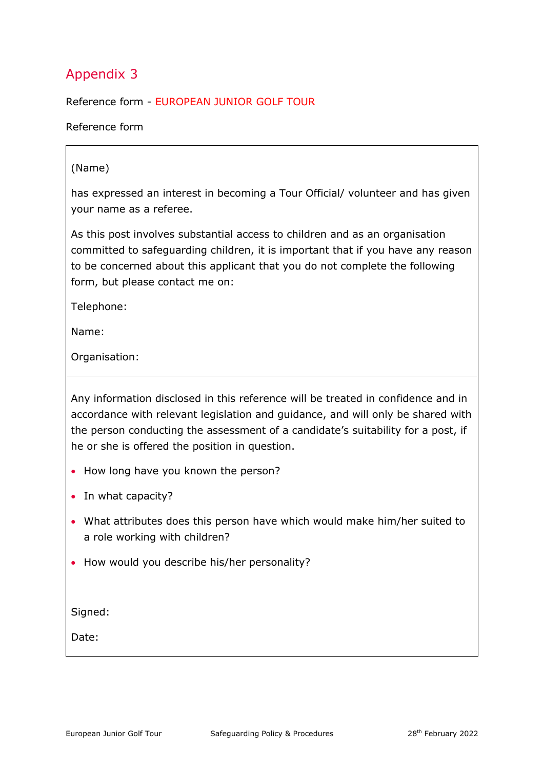## Appendix 3

Reference form - EUROPEAN JUNIOR GOLF TOUR

Reference form

(Name)

has expressed an interest in becoming a Tour Official/ volunteer and has given your name as a referee.

As this post involves substantial access to children and as an organisation committed to safeguarding children, it is important that if you have any reason to be concerned about this applicant that you do not complete the following form, but please contact me on:

Telephone:

Name:

Organisation:

---

Any information disclosed in this reference will be treated in confidence and in accordance with relevant legislation and guidance, and will only be shared with the person conducting the assessment of a candidate's suitability for a post, if he or she is offered the position in question.

- How long have you known the person?
- In what capacity?
- What attributes does this person have which would make him/her suited to a role working with children?
- How would you describe his/her personality?

Signed:

Date: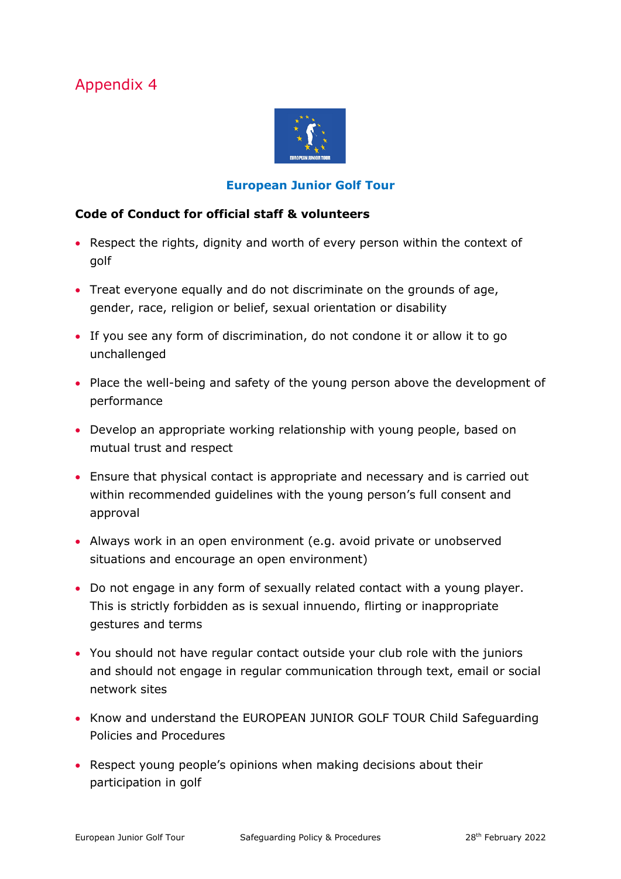# Appendix 4

**European Junior Golf Tour**

**Code of Conduct for official staff & volunteers**

- Respect the rights, dignity and worth of every person within the context of golf
- Treat everyone equally and do not discriminate on the grounds of age, gender, race, religion or belief, sexual orientation or disability
- If you see any form of discrimination, do not condone it or allow it to go unchallenged
- Place the well-being and safety of the young person above the development of performance
- Develop an appropriate working relationship with young people, based on mutual trust and respect
- Ensure that physical contact is appropriate and necessary and is carried out within recommended guidelines with the young person's full consent and approval
- Always work in an open environment (e.g. avoid private or unobserved situations and encourage an open environment)
- Do not engage in any form of sexually related contact with a young player. This is strictly forbidden as is sexual innuendo, flirting or inappropriate gestures and terms
- You should not have regular contact outside your club role with the juniors and should not engage in regular communication through text, email or social network sites
- Know and understand the EUROPEAN JUNIOR GOLF TOUR Child Safeguarding Policies and Procedures
- Respect young people's opinions when making decisions about their participation in golf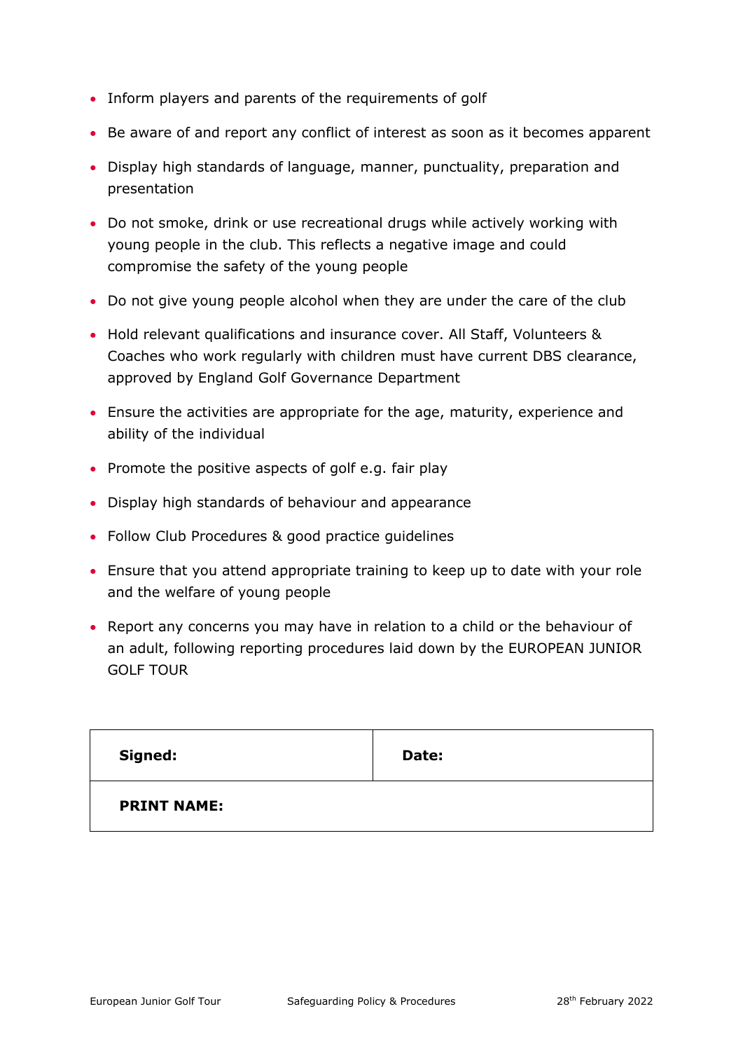- Inform players and parents of the requirements of golf
- Be aware of and report any conflict of interest as soon as it becomes apparent
- Display high standards of language, manner, punctuality, preparation and presentation
- Do not smoke, drink or use recreational drugs while actively working with young people in the club. This reflects a negative image and could compromise the safety of the young people
- Do not give young people alcohol when they are under the care of the club
- Hold relevant qualifications and insurance cover. All Staff, Volunteers & Coaches who work regularly with children must have current DBS clearance, approved by England Golf Governance Department
- Ensure the activities are appropriate for the age, maturity, experience and ability of the individual
- Promote the positive aspects of golf e.g. fair play
- Display high standards of behaviour and appearance
- Follow Club Procedures & good practice guidelines
- Ensure that you attend appropriate training to keep up to date with your role and the welfare of young people
- Report any concerns you may have in relation to a child or the behaviour of an adult, following reporting procedures laid down by the EUROPEAN JUNIOR GOLF TOUR

| **Signed:** | **Date:** |
|---|---|
| **PRINT NAME:** | |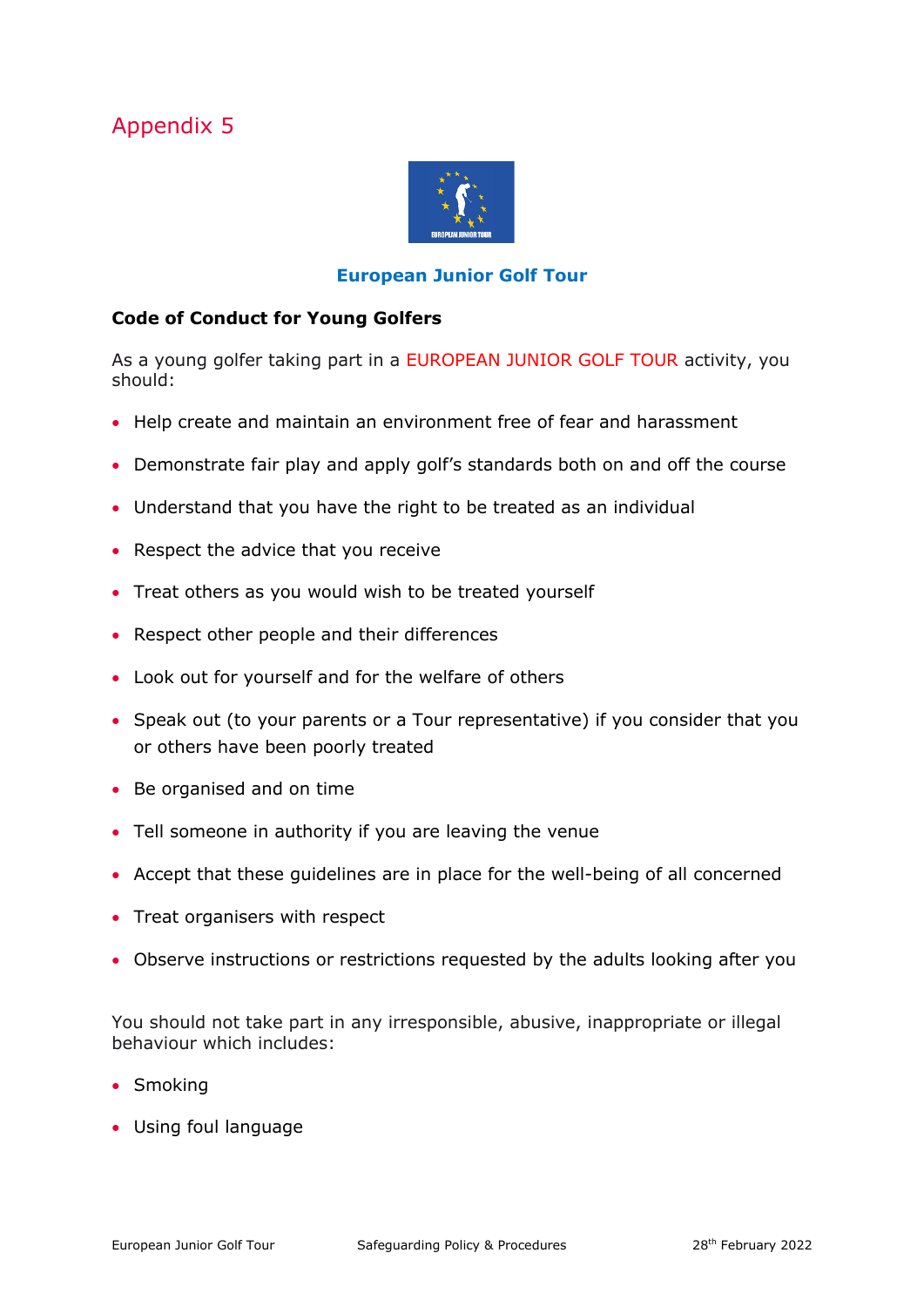# Appendix 5

**European Junior Golf Tour**

**Code of Conduct for Young Golfers**

As a young golfer taking part in a EUROPEAN JUNIOR GOLF TOUR activity, you should:

- Help create and maintain an environment free of fear and harassment
- Demonstrate fair play and apply golf's standards both on and off the course
- Understand that you have the right to be treated as an individual
- Respect the advice that you receive
- Treat others as you would wish to be treated yourself
- Respect other people and their differences
- Look out for yourself and for the welfare of others
- Speak out (to your parents or a Tour representative) if you consider that you or others have been poorly treated
- Be organised and on time
- Tell someone in authority if you are leaving the venue
- Accept that these guidelines are in place for the well-being of all concerned
- Treat organisers with respect
- Observe instructions or restrictions requested by the adults looking after you

You should not take part in any irresponsible, abusive, inappropriate or illegal behaviour which includes:

- Smoking
- Using foul language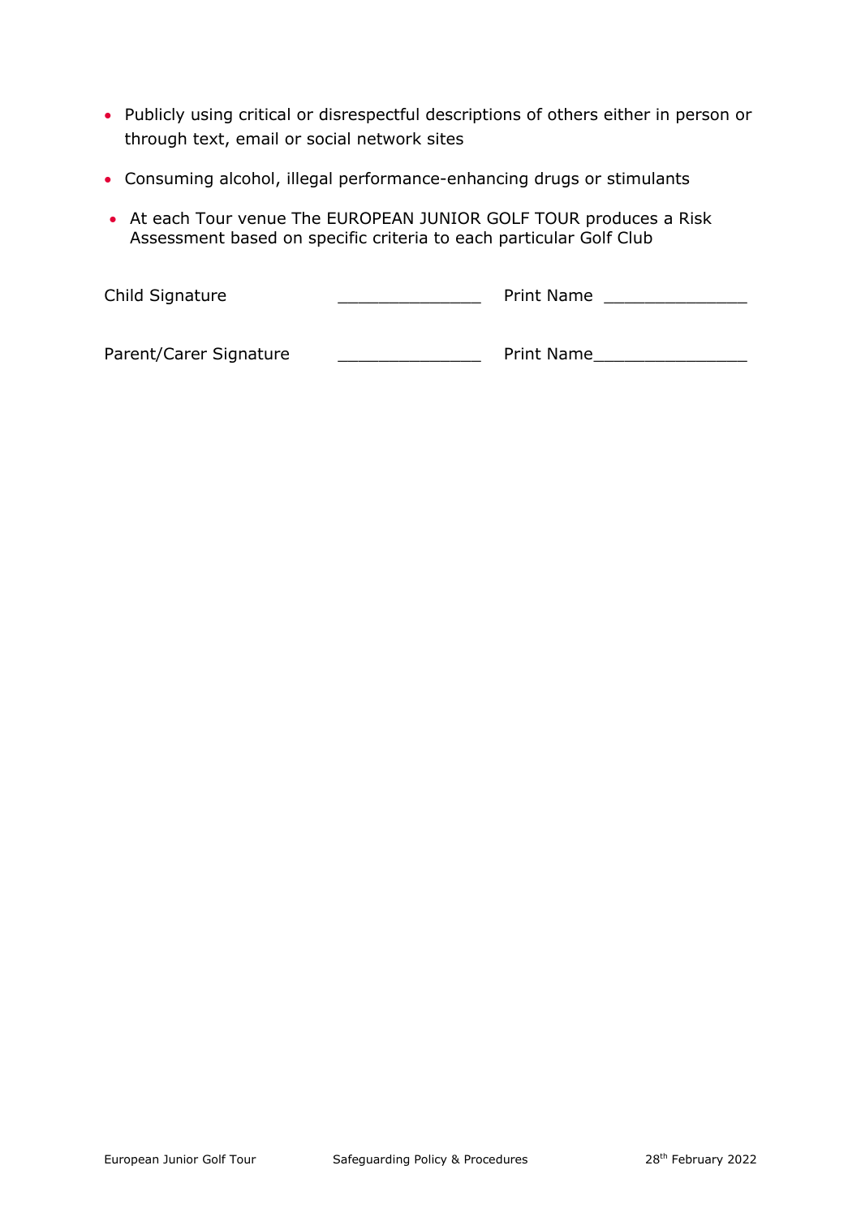- Publicly using critical or disrespectful descriptions of others either in person or through text, email or social network sites
- Consuming alcohol, illegal performance-enhancing drugs or stimulants
- At each Tour venue The EUROPEAN JUNIOR GOLF TOUR produces a Risk Assessment based on specific criteria to each particular Golf Club

Child Signature _______________ Print Name _______________

Parent/Carer Signature _______________ Print Name_______________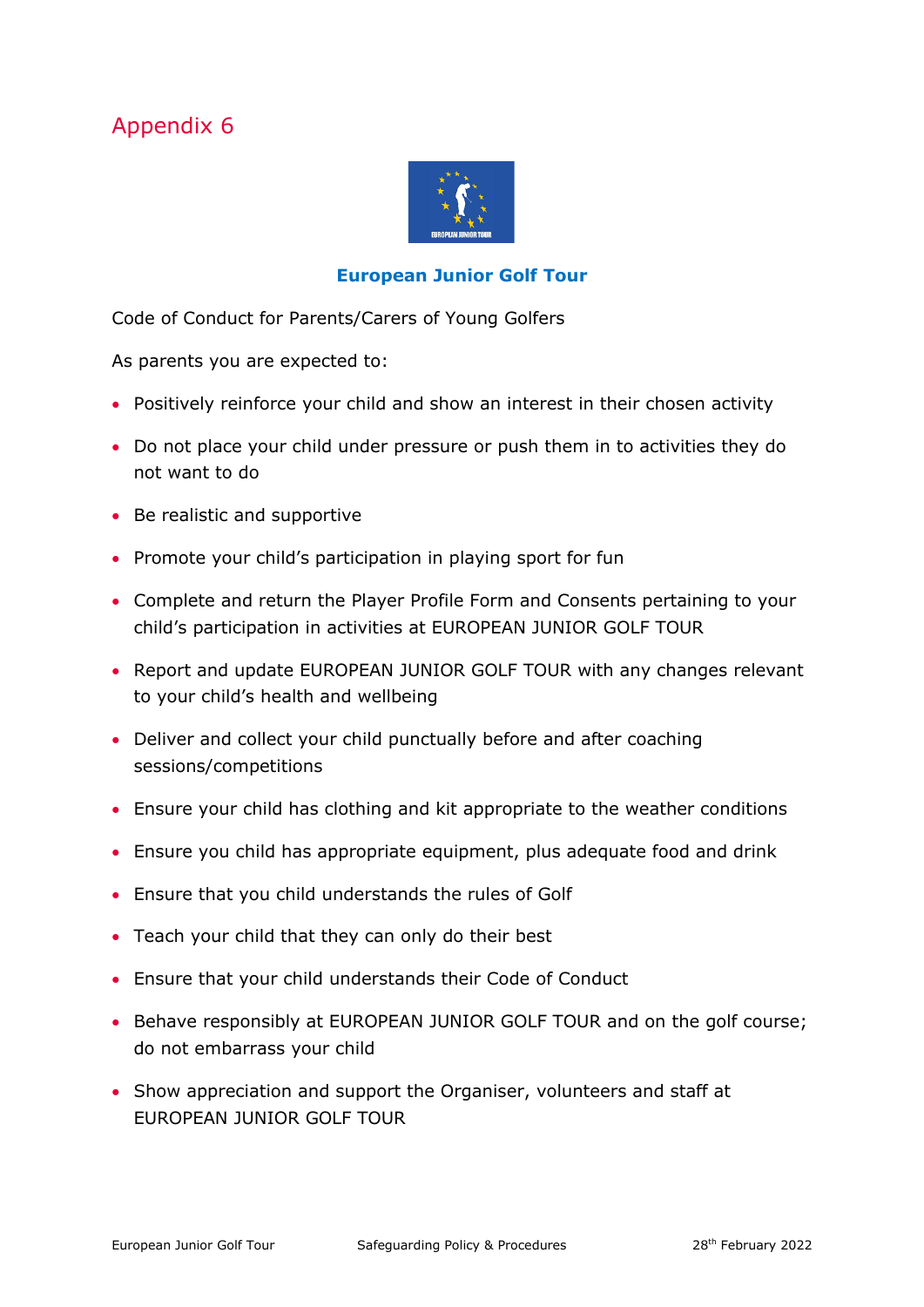# Appendix 6

**European Junior Golf Tour**

Code of Conduct for Parents/Carers of Young Golfers

As parents you are expected to:

- Positively reinforce your child and show an interest in their chosen activity
- Do not place your child under pressure or push them in to activities they do not want to do
- Be realistic and supportive
- Promote your child's participation in playing sport for fun
- Complete and return the Player Profile Form and Consents pertaining to your child's participation in activities at EUROPEAN JUNIOR GOLF TOUR
- Report and update EUROPEAN JUNIOR GOLF TOUR with any changes relevant to your child's health and wellbeing
- Deliver and collect your child punctually before and after coaching sessions/competitions
- Ensure your child has clothing and kit appropriate to the weather conditions
- Ensure you child has appropriate equipment, plus adequate food and drink
- Ensure that you child understands the rules of Golf
- Teach your child that they can only do their best
- Ensure that your child understands their Code of Conduct
- Behave responsibly at EUROPEAN JUNIOR GOLF TOUR and on the golf course; do not embarrass your child
- Show appreciation and support the Organiser, volunteers and staff at EUROPEAN JUNIOR GOLF TOUR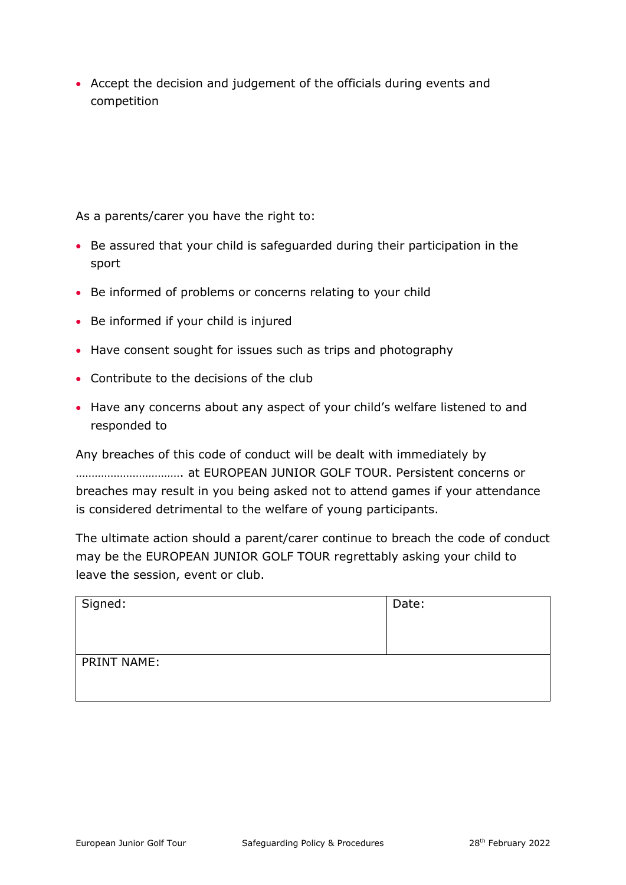- Accept the decision and judgement of the officials during events and competition

As a parents/carer you have the right to:

- Be assured that your child is safeguarded during their participation in the sport
- Be informed of problems or concerns relating to your child
- Be informed if your child is injured
- Have consent sought for issues such as trips and photography
- Contribute to the decisions of the club
- Have any concerns about any aspect of your child's welfare listened to and responded to

Any breaches of this code of conduct will be dealt with immediately by ……………………………. at EUROPEAN JUNIOR GOLF TOUR. Persistent concerns or breaches may result in you being asked not to attend games if your attendance is considered detrimental to the welfare of young participants.

The ultimate action should a parent/carer continue to breach the code of conduct may be the EUROPEAN JUNIOR GOLF TOUR regrettably asking your child to leave the session, event or club.

| Signed: | Date: |
|---|---|
| PRINT NAME: | |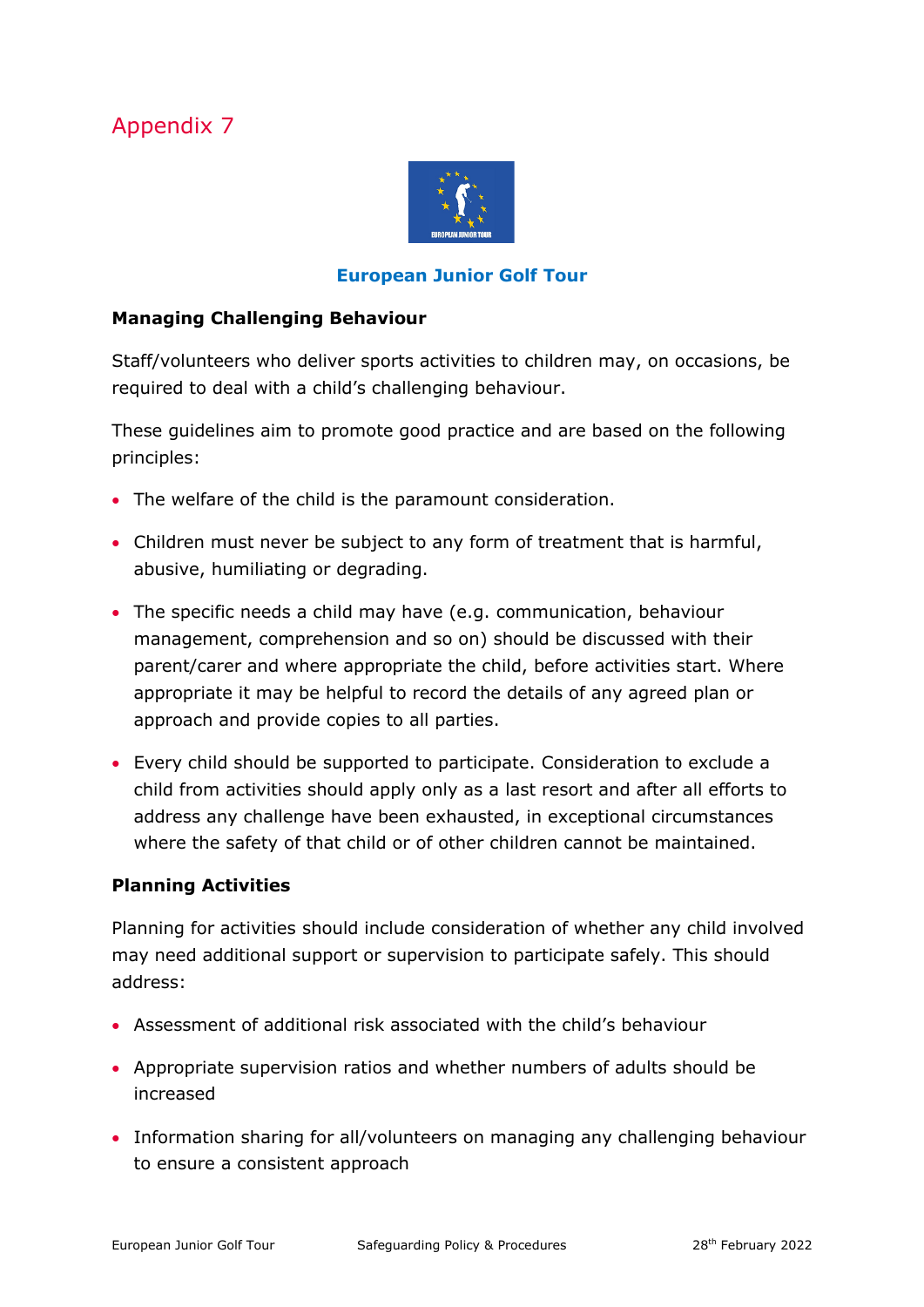Appendix 7

**European Junior Golf Tour**

**Managing Challenging Behaviour**

Staff/volunteers who deliver sports activities to children may, on occasions, be required to deal with a child's challenging behaviour.

These guidelines aim to promote good practice and are based on the following principles:

- The welfare of the child is the paramount consideration.
- Children must never be subject to any form of treatment that is harmful, abusive, humiliating or degrading.
- The specific needs a child may have (e.g. communication, behaviour management, comprehension and so on) should be discussed with their parent/carer and where appropriate the child, before activities start. Where appropriate it may be helpful to record the details of any agreed plan or approach and provide copies to all parties.
- Every child should be supported to participate. Consideration to exclude a child from activities should apply only as a last resort and after all efforts to address any challenge have been exhausted, in exceptional circumstances where the safety of that child or of other children cannot be maintained.

**Planning Activities**

Planning for activities should include consideration of whether any child involved may need additional support or supervision to participate safely. This should address:

- Assessment of additional risk associated with the child's behaviour
- Appropriate supervision ratios and whether numbers of adults should be increased
- Information sharing for all/volunteers on managing any challenging behaviour to ensure a consistent approach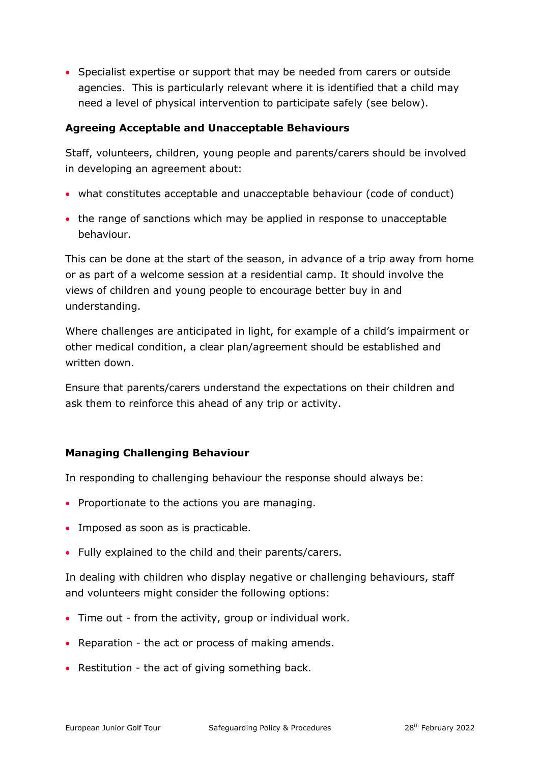- Specialist expertise or support that may be needed from carers or outside agencies. This is particularly relevant where it is identified that a child may need a level of physical intervention to participate safely (see below).

**Agreeing Acceptable and Unacceptable Behaviours**

Staff, volunteers, children, young people and parents/carers should be involved in developing an agreement about:

- what constitutes acceptable and unacceptable behaviour (code of conduct)
- the range of sanctions which may be applied in response to unacceptable behaviour.

This can be done at the start of the season, in advance of a trip away from home or as part of a welcome session at a residential camp. It should involve the views of children and young people to encourage better buy in and understanding.

Where challenges are anticipated in light, for example of a child's impairment or other medical condition, a clear plan/agreement should be established and written down.

Ensure that parents/carers understand the expectations on their children and ask them to reinforce this ahead of any trip or activity.

**Managing Challenging Behaviour**

In responding to challenging behaviour the response should always be:

- Proportionate to the actions you are managing.
- Imposed as soon as is practicable.
- Fully explained to the child and their parents/carers.

In dealing with children who display negative or challenging behaviours, staff and volunteers might consider the following options:

- Time out - from the activity, group or individual work.
- Reparation - the act or process of making amends.
- Restitution - the act of giving something back.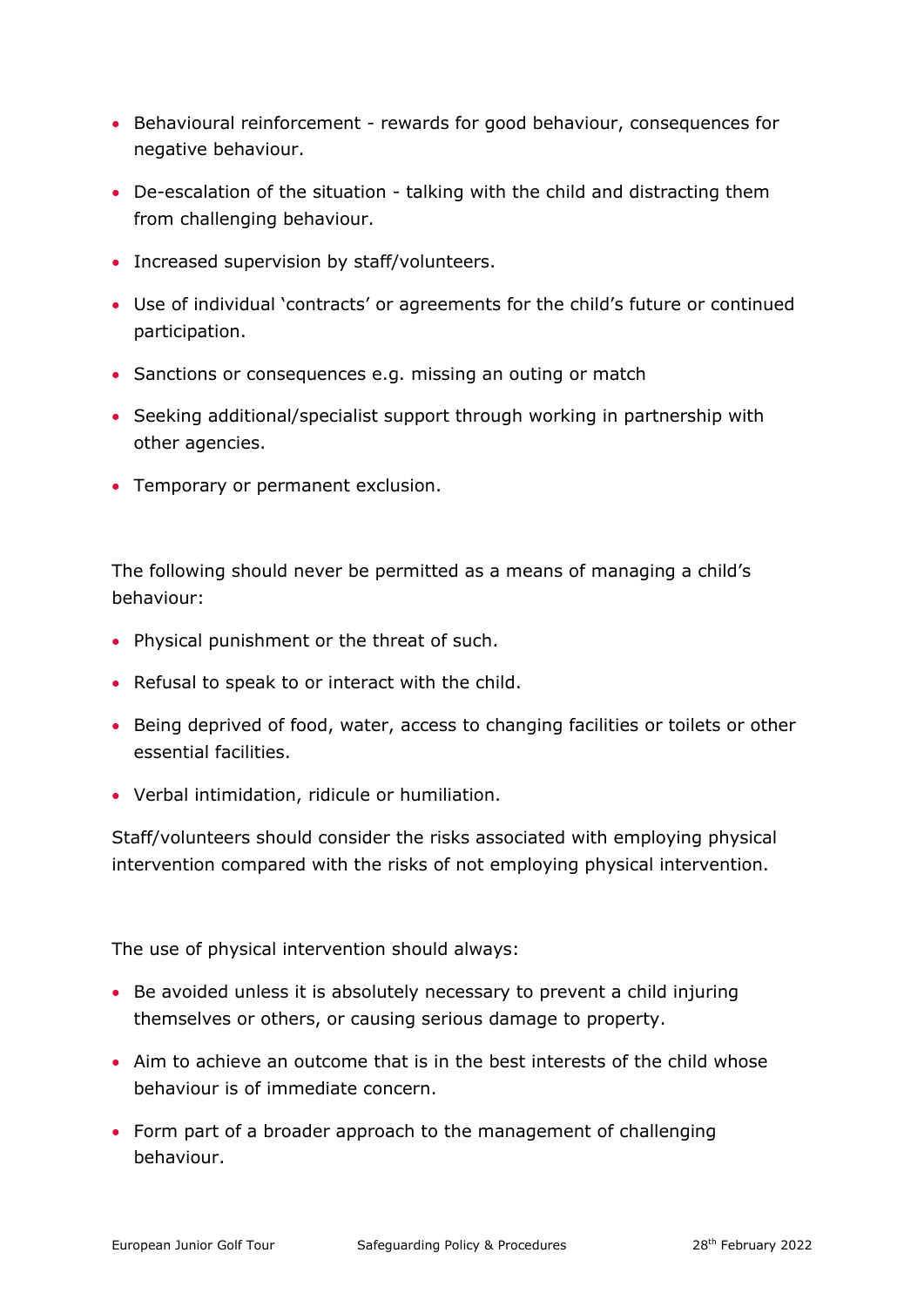- Behavioural reinforcement - rewards for good behaviour, consequences for negative behaviour.
- De-escalation of the situation - talking with the child and distracting them from challenging behaviour.
- Increased supervision by staff/volunteers.
- Use of individual 'contracts' or agreements for the child's future or continued participation.
- Sanctions or consequences e.g. missing an outing or match
- Seeking additional/specialist support through working in partnership with other agencies.
- Temporary or permanent exclusion.

The following should never be permitted as a means of managing a child's behaviour:

- Physical punishment or the threat of such.
- Refusal to speak to or interact with the child.
- Being deprived of food, water, access to changing facilities or toilets or other essential facilities.
- Verbal intimidation, ridicule or humiliation.

Staff/volunteers should consider the risks associated with employing physical intervention compared with the risks of not employing physical intervention.

The use of physical intervention should always:

- Be avoided unless it is absolutely necessary to prevent a child injuring themselves or others, or causing serious damage to property.
- Aim to achieve an outcome that is in the best interests of the child whose behaviour is of immediate concern.
- Form part of a broader approach to the management of challenging behaviour.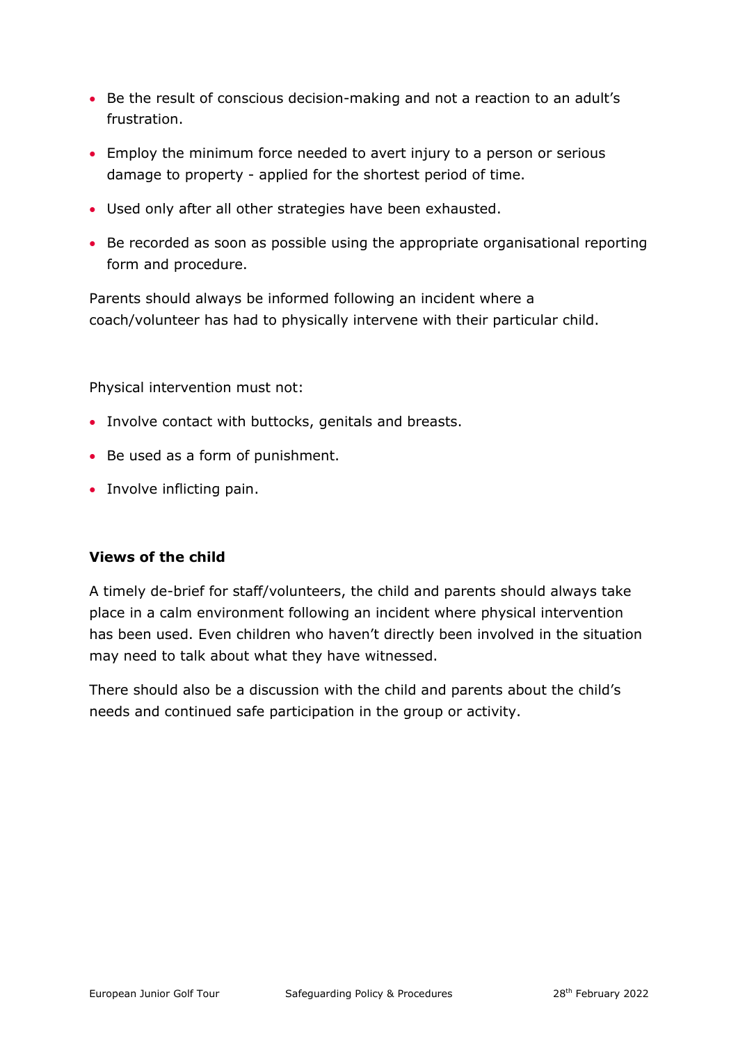- Be the result of conscious decision-making and not a reaction to an adult's frustration.
- Employ the minimum force needed to avert injury to a person or serious damage to property - applied for the shortest period of time.
- Used only after all other strategies have been exhausted.
- Be recorded as soon as possible using the appropriate organisational reporting form and procedure.

Parents should always be informed following an incident where a coach/volunteer has had to physically intervene with their particular child.

Physical intervention must not:

- Involve contact with buttocks, genitals and breasts.
- Be used as a form of punishment.
- Involve inflicting pain.

**Views of the child**

A timely de-brief for staff/volunteers, the child and parents should always take place in a calm environment following an incident where physical intervention has been used. Even children who haven't directly been involved in the situation may need to talk about what they have witnessed.

There should also be a discussion with the child and parents about the child's needs and continued safe participation in the group or activity.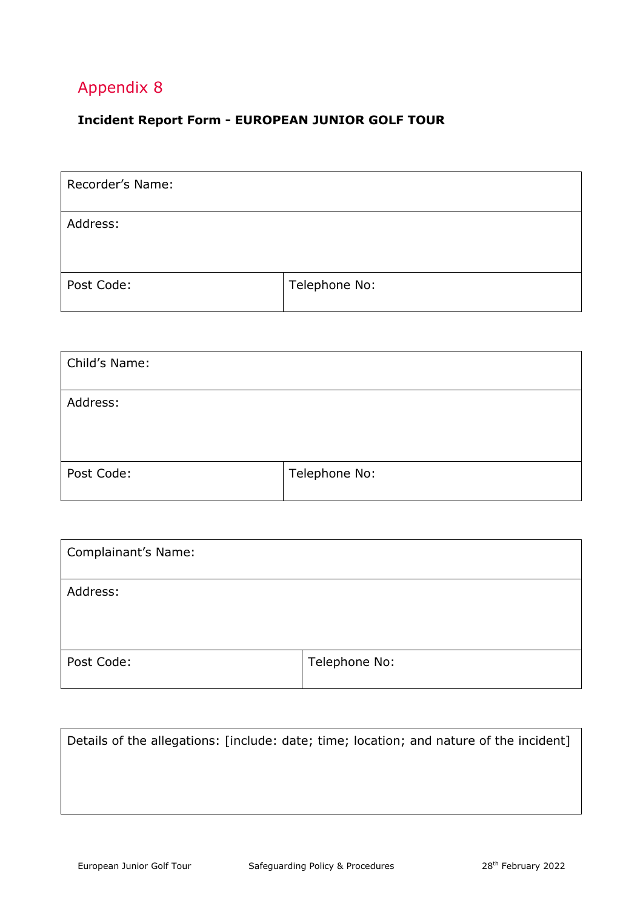## Appendix 8

**Incident Report Form - EUROPEAN JUNIOR GOLF TOUR**

| Recorder's Name: | |
|---|---|
| Address: | |
| Post Code: | Telephone No: |

| Child's Name: | |
|---|---|
| Address: | |
| Post Code: | Telephone No: |

| Complainant's Name: | |
|---|---|
| Address: | |
| Post Code: | Telephone No: |

| Details of the allegations: [include: date; time; location; and nature of the incident] |
|---|
| |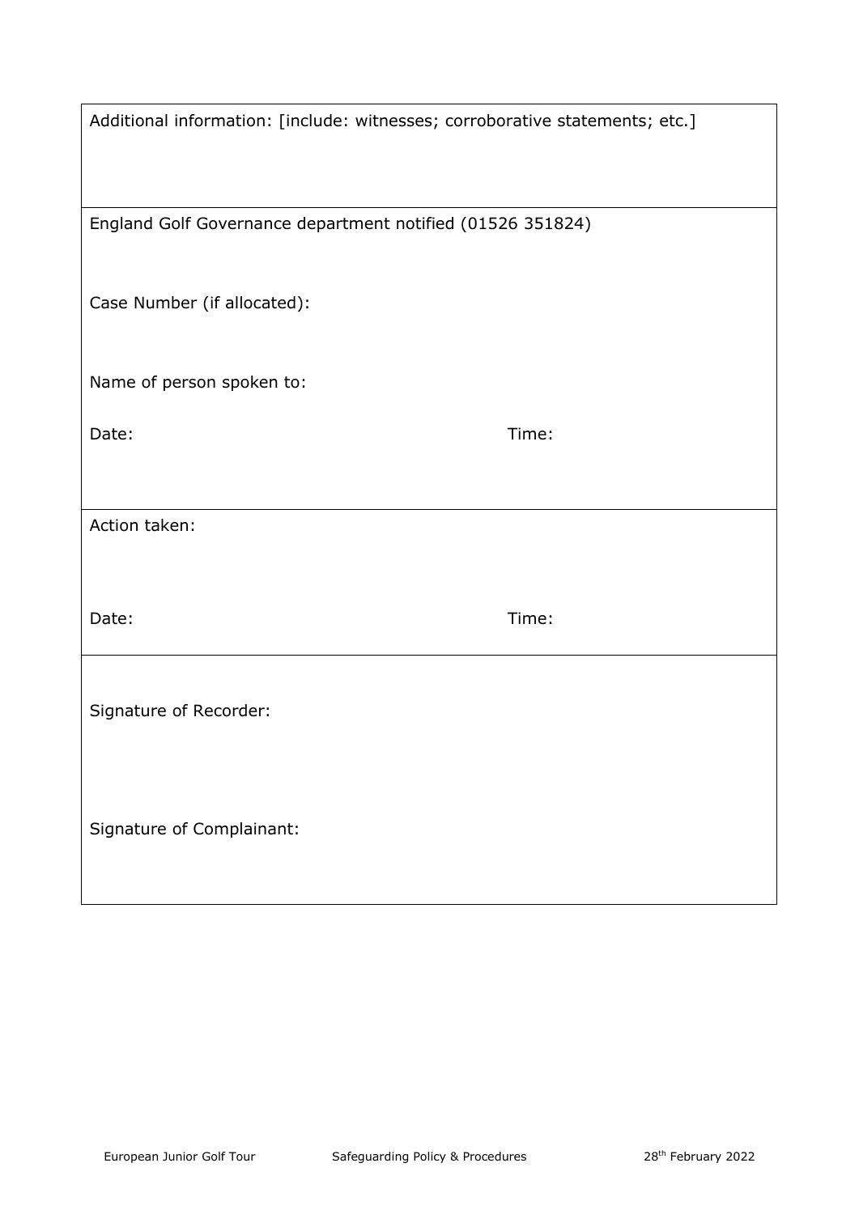| Additional information: [include: witnesses; corroborative statements; etc.] | |
|---|---|
| England Golf Governance department notified (01526 351824)<br><br>Case Number (if allocated):<br><br>Name of person spoken to:<br><br>Date: Time: | |
| Action taken:<br><br>Date: Time: | |
| Signature of Recorder:<br><br>Signature of Complainant: | |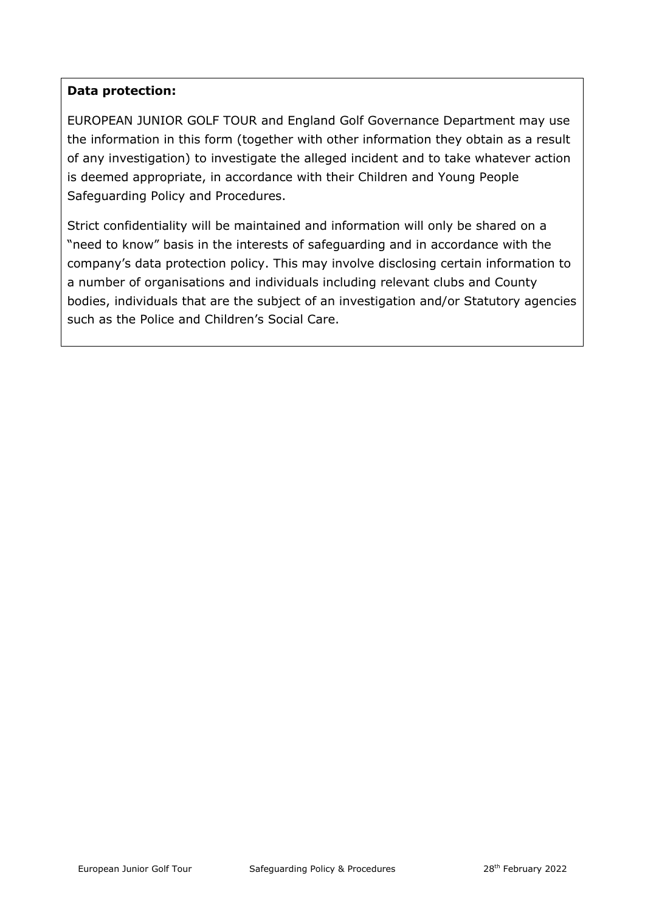**Data protection:**

EUROPEAN JUNIOR GOLF TOUR and England Golf Governance Department may use the information in this form (together with other information they obtain as a result of any investigation) to investigate the alleged incident and to take whatever action is deemed appropriate, in accordance with their Children and Young People Safeguarding Policy and Procedures.

Strict confidentiality will be maintained and information will only be shared on a "need to know" basis in the interests of safeguarding and in accordance with the company's data protection policy. This may involve disclosing certain information to a number of organisations and individuals including relevant clubs and County bodies, individuals that are the subject of an investigation and/or Statutory agencies such as the Police and Children's Social Care.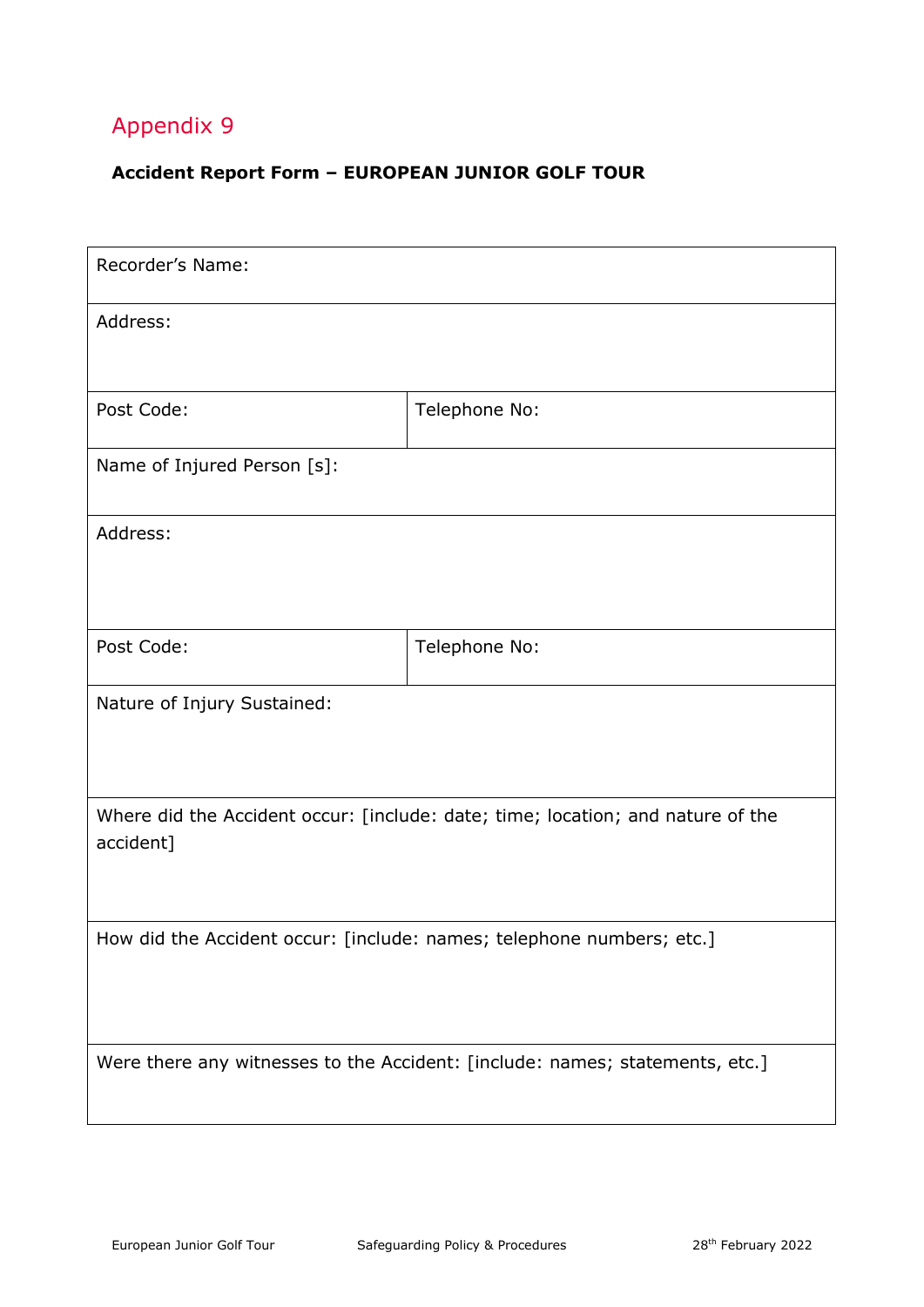# Appendix 9

**Accident Report Form – EUROPEAN JUNIOR GOLF TOUR**

| Recorder's Name: | |
|---|---|
| Address: | |
| Post Code: | Telephone No: |
| Name of Injured Person [s]: | |
| Address: | |
| Post Code: | Telephone No: |
| Nature of Injury Sustained: | |
| Where did the Accident occur: [include: date; time; location; and nature of the accident] | |
| How did the Accident occur: [include: names; telephone numbers; etc.] | |
| Were there any witnesses to the Accident: [include: names; statements, etc.] | |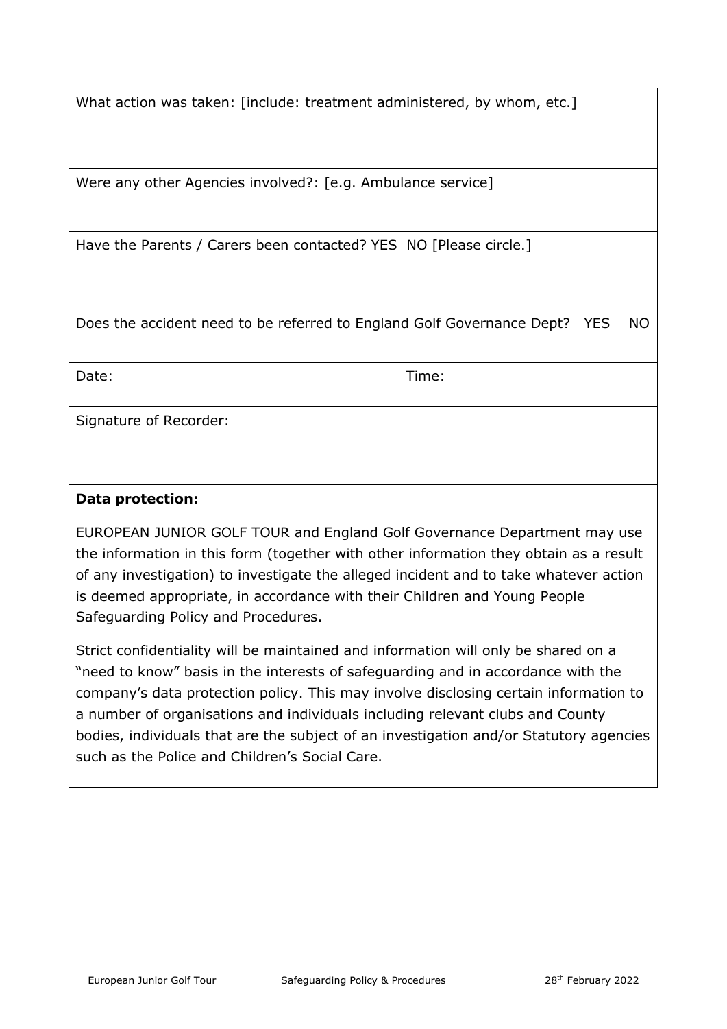| What action was taken: [include: treatment administered, by whom, etc.] | |
|---|---|
| Were any other Agencies involved?: [e.g. Ambulance service] | |
| Have the Parents / Carers been contacted? YES NO [Please circle.] | |
| Does the accident need to be referred to England Golf Governance Dept? YES NO | |
| Date: | Time: |
| Signature of Recorder: | |

**Data protection:**

EUROPEAN JUNIOR GOLF TOUR and England Golf Governance Department may use the information in this form (together with other information they obtain as a result of any investigation) to investigate the alleged incident and to take whatever action is deemed appropriate, in accordance with their Children and Young People Safeguarding Policy and Procedures.

Strict confidentiality will be maintained and information will only be shared on a "need to know" basis in the interests of safeguarding and in accordance with the company's data protection policy. This may involve disclosing certain information to a number of organisations and individuals including relevant clubs and County bodies, individuals that are the subject of an investigation and/or Statutory agencies such as the Police and Children's Social Care.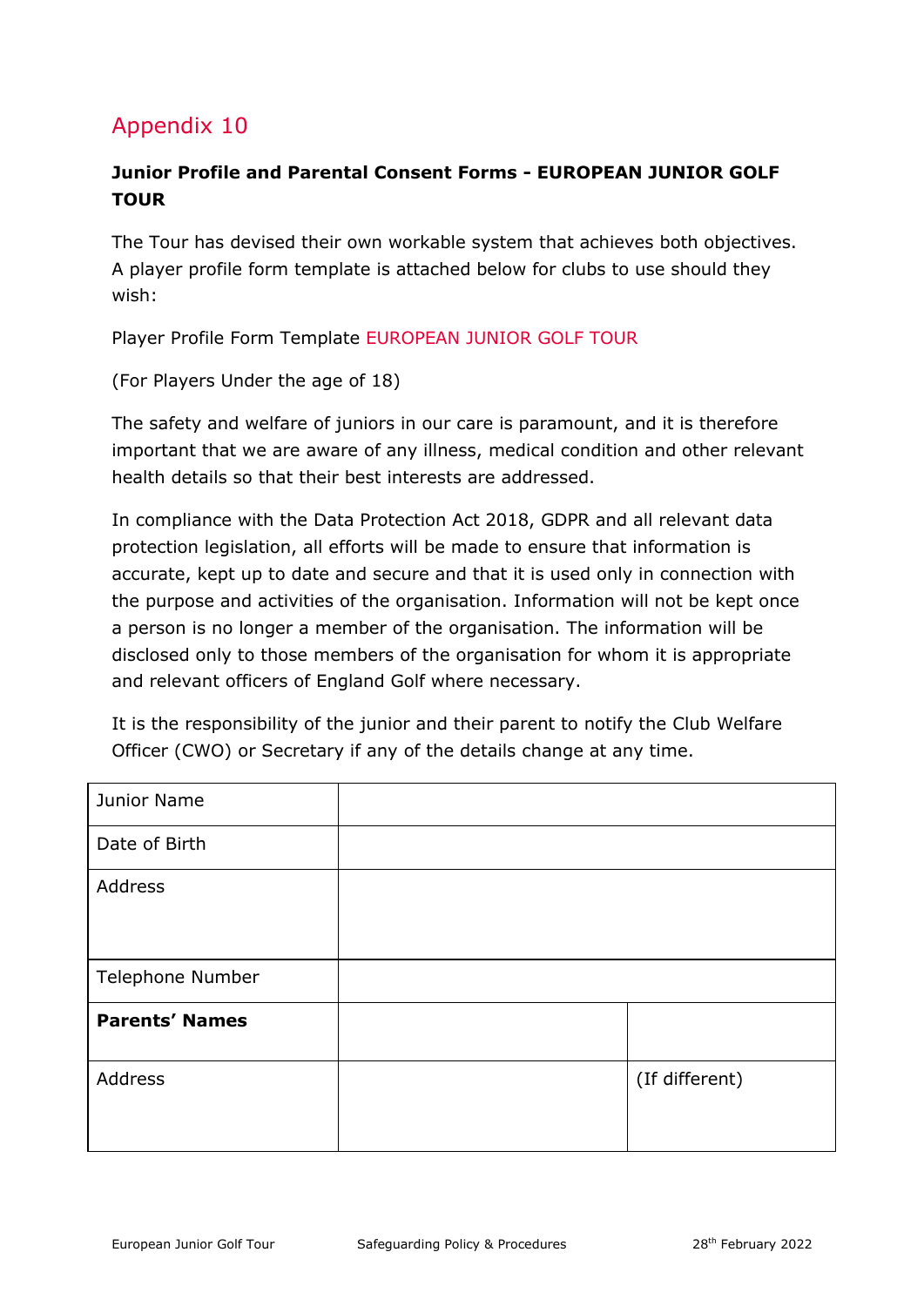## Appendix 10

**Junior Profile and Parental Consent Forms - EUROPEAN JUNIOR GOLF TOUR**

The Tour has devised their own workable system that achieves both objectives. A player profile form template is attached below for clubs to use should they wish:

Player Profile Form Template EUROPEAN JUNIOR GOLF TOUR

(For Players Under the age of 18)

The safety and welfare of juniors in our care is paramount, and it is therefore important that we are aware of any illness, medical condition and other relevant health details so that their best interests are addressed.

In compliance with the Data Protection Act 2018, GDPR and all relevant data protection legislation, all efforts will be made to ensure that information is accurate, kept up to date and secure and that it is used only in connection with the purpose and activities of the organisation. Information will not be kept once a person is no longer a member of the organisation. The information will be disclosed only to those members of the organisation for whom it is appropriate and relevant officers of England Golf where necessary.

It is the responsibility of the junior and their parent to notify the Club Welfare Officer (CWO) or Secretary if any of the details change at any time.

| Junior Name | | |
|---|---|---|
| Date of Birth | | |
| Address | | |
| Telephone Number | | |
| **Parents' Names** | | |
| Address | | (If different) |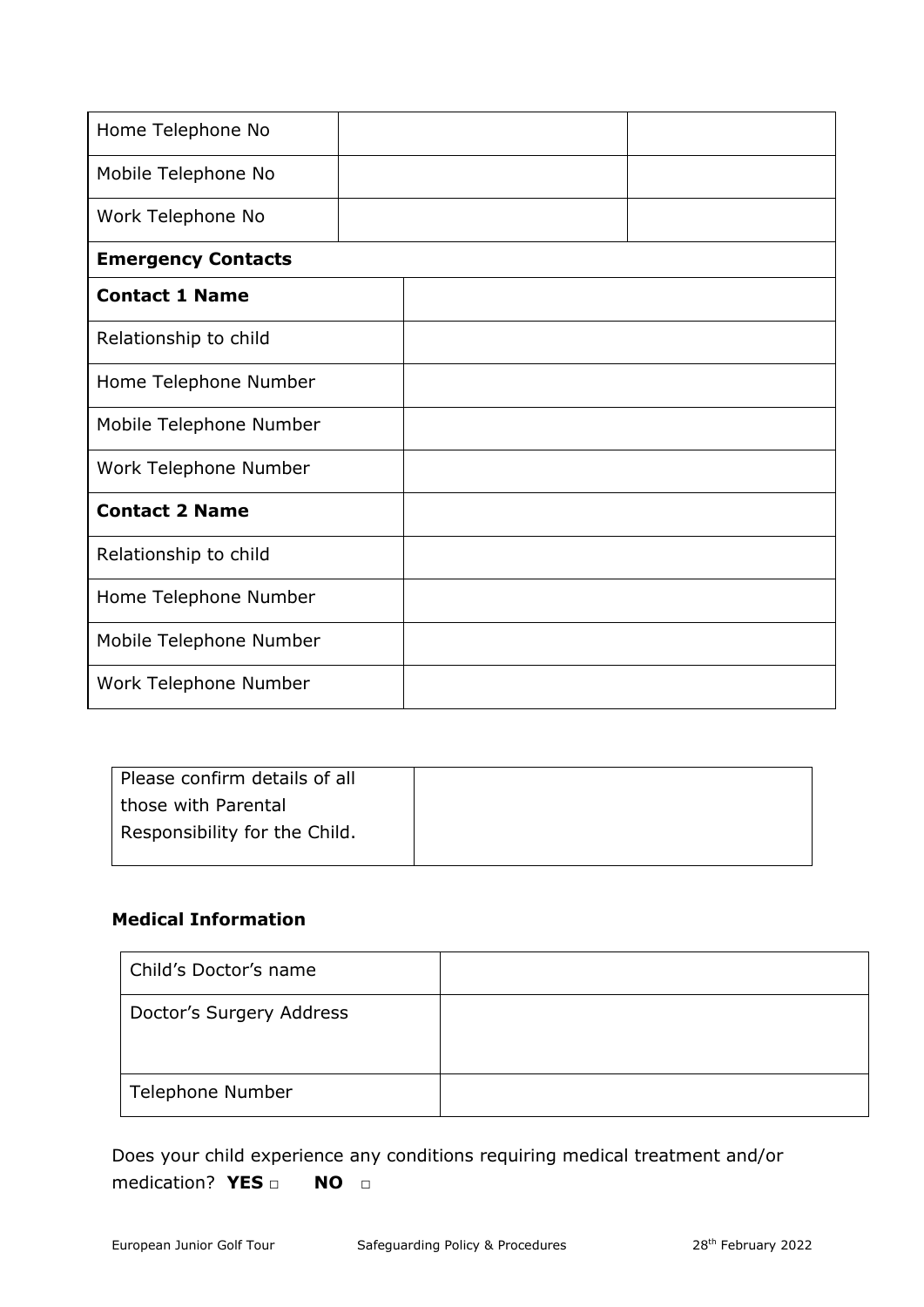| Home Telephone No | | |
|---|---|---|
| Mobile Telephone No | | |
| Work Telephone No | | |
| **Emergency Contacts** | | |
| **Contact 1 Name** | | |
| Relationship to child | | |
| Home Telephone Number | | |
| Mobile Telephone Number | | |
| Work Telephone Number | | |
| **Contact 2 Name** | | |
| Relationship to child | | |
| Home Telephone Number | | |
| Mobile Telephone Number | | |
| Work Telephone Number | | |

| Please confirm details of all those with Parental Responsibility for the Child. | |
|---|---|

**Medical Information**

| Child's Doctor's name | |
|---|---|
| Doctor's Surgery Address | |
| Telephone Number | |

Does your child experience any conditions requiring medical treatment and/or medication? **YES** □ **NO** □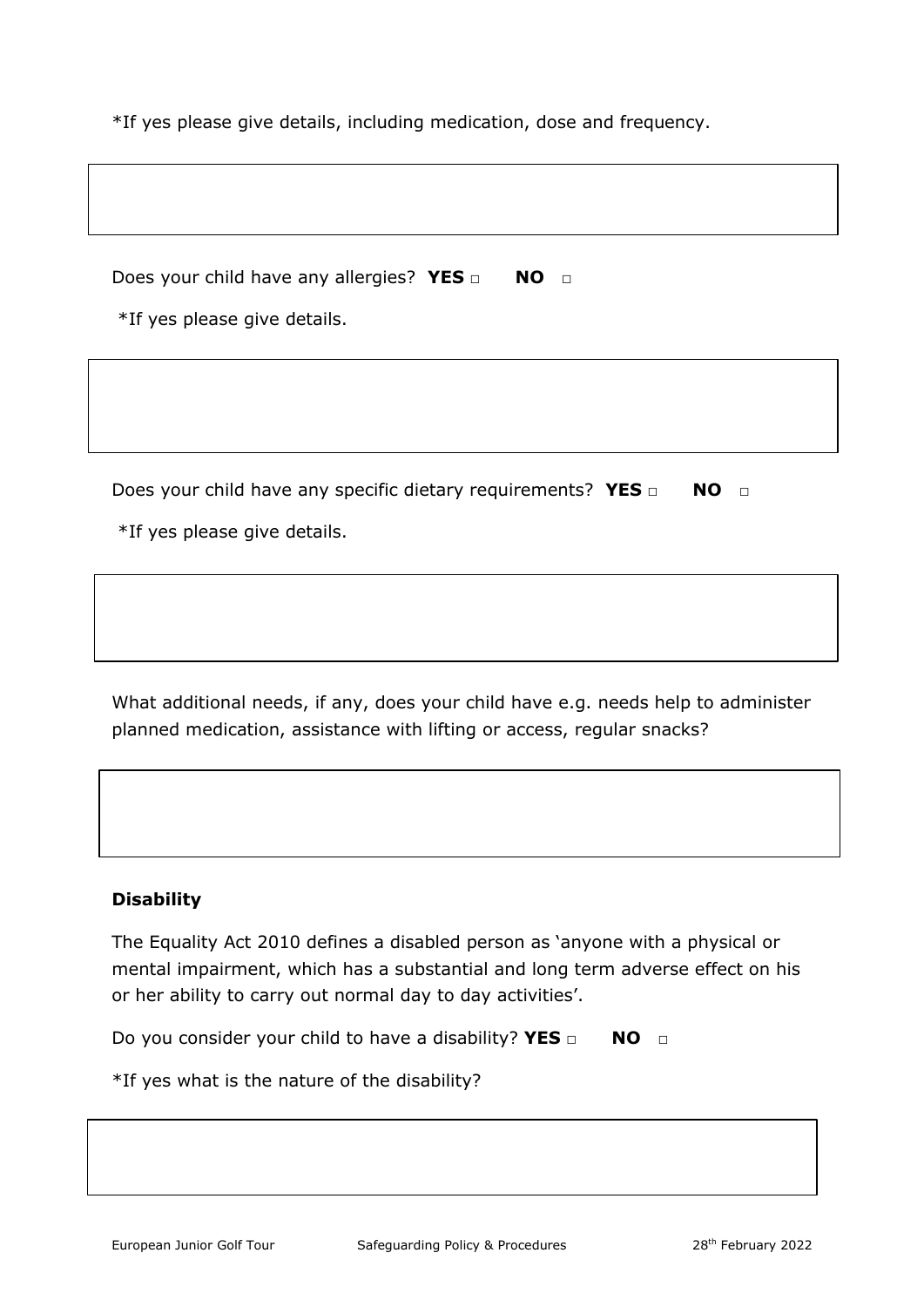*If yes please give details, including medication, dose and frequency.

|  |
|---|
|  |

Does your child have any allergies? **YES** □ **NO** □

*If yes please give details.

|  |
|---|
|  |

Does your child have any specific dietary requirements? **YES** □ **NO** □

*If yes please give details.

|  |
|---|
|  |

What additional needs, if any, does your child have e.g. needs help to administer planned medication, assistance with lifting or access, regular snacks?

|  |
|---|
|  |

**Disability**

The Equality Act 2010 defines a disabled person as 'anyone with a physical or mental impairment, which has a substantial and long term adverse effect on his or her ability to carry out normal day to day activities'.

Do you consider your child to have a disability? **YES** □ **NO** □

*If yes what is the nature of the disability?

|  |
|---|
|  |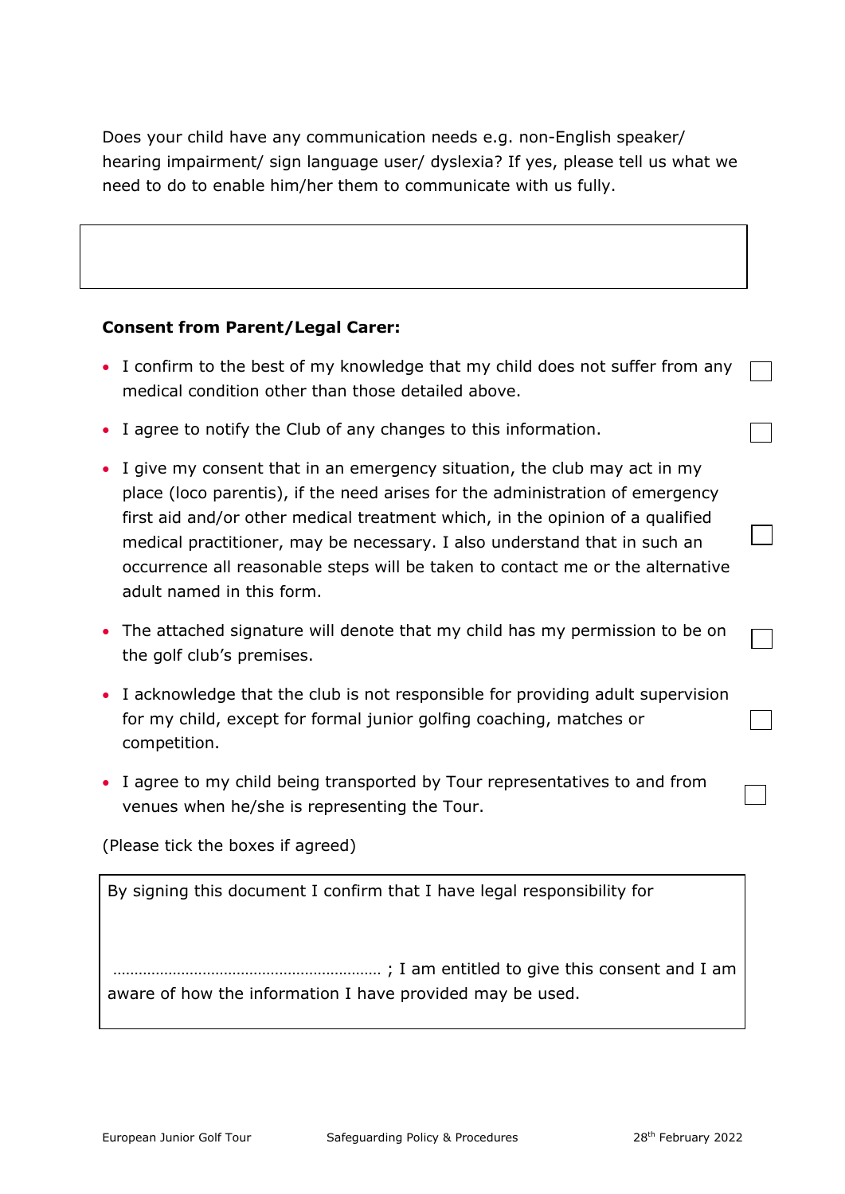Does your child have any communication needs e.g. non-English speaker/ hearing impairment/ sign language user/ dyslexia? If yes, please tell us what we need to do to enable him/her them to communicate with us fully.

|   |
|---|
|   |

**Consent from Parent/Legal Carer:**

- I confirm to the best of my knowledge that my child does not suffer from any medical condition other than those detailed above. ☐
- I agree to notify the Club of any changes to this information. ☐
- I give my consent that in an emergency situation, the club may act in my place (loco parentis), if the need arises for the administration of emergency first aid and/or other medical treatment which, in the opinion of a qualified medical practitioner, may be necessary. I also understand that in such an occurrence all reasonable steps will be taken to contact me or the alternative adult named in this form. ☐
- The attached signature will denote that my child has my permission to be on the golf club's premises. ☐
- I acknowledge that the club is not responsible for providing adult supervision for my child, except for formal junior golfing coaching, matches or competition. ☐
- I agree to my child being transported by Tour representatives to and from venues when he/she is representing the Tour. ☐

(Please tick the boxes if agreed)

By signing this document I confirm that I have legal responsibility for

……………………………………………………… ; I am entitled to give this consent and I am aware of how the information I have provided may be used.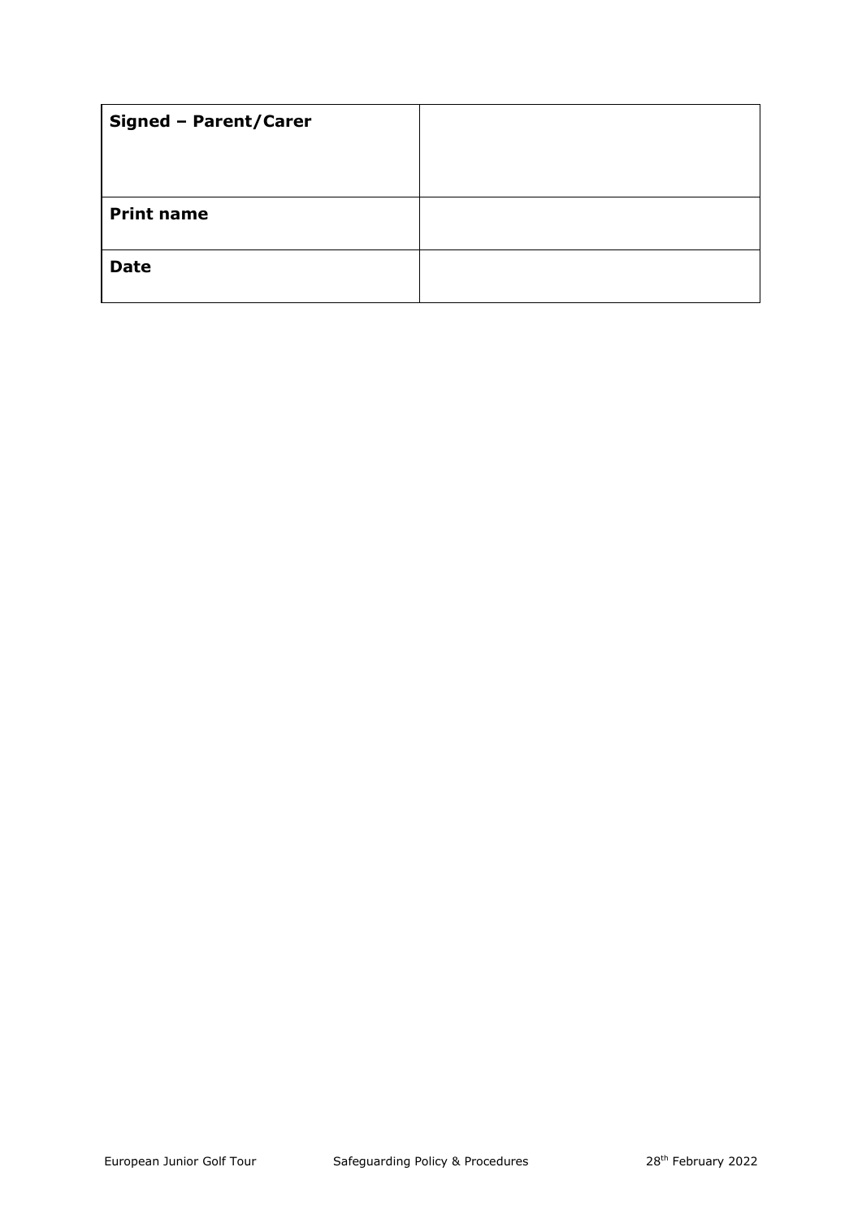| **Signed – Parent/Carer** | |
| --- | --- |
| **Print name** | |
| **Date** | |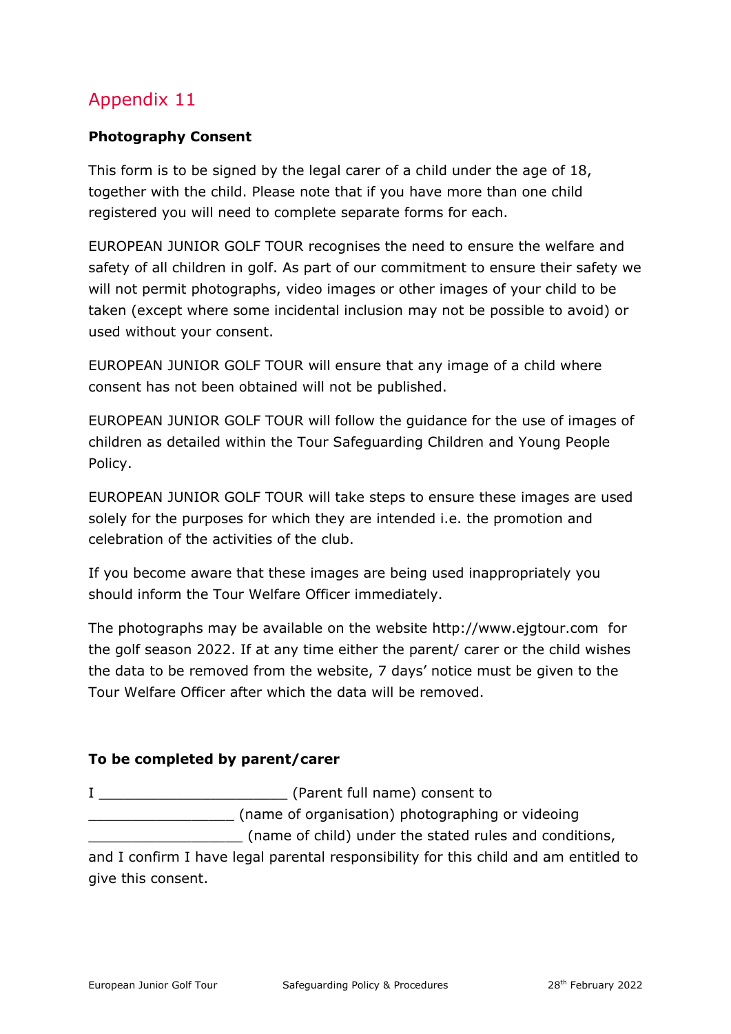# Appendix 11

**Photography Consent**

This form is to be signed by the legal carer of a child under the age of 18, together with the child. Please note that if you have more than one child registered you will need to complete separate forms for each.

EUROPEAN JUNIOR GOLF TOUR recognises the need to ensure the welfare and safety of all children in golf. As part of our commitment to ensure their safety we will not permit photographs, video images or other images of your child to be taken (except where some incidental inclusion may not be possible to avoid) or used without your consent.

EUROPEAN JUNIOR GOLF TOUR will ensure that any image of a child where consent has not been obtained will not be published.

EUROPEAN JUNIOR GOLF TOUR will follow the guidance for the use of images of children as detailed within the Tour Safeguarding Children and Young People Policy.

EUROPEAN JUNIOR GOLF TOUR will take steps to ensure these images are used solely for the purposes for which they are intended i.e. the promotion and celebration of the activities of the club.

If you become aware that these images are being used inappropriately you should inform the Tour Welfare Officer immediately.

The photographs may be available on the website http://www.ejgtour.com for the golf season 2022. If at any time either the parent/ carer or the child wishes the data to be removed from the website, 7 days' notice must be given to the Tour Welfare Officer after which the data will be removed.

**To be completed by parent/carer**

I ______________________ (Parent full name) consent to _________________ (name of organisation) photographing or videoing __________________ (name of child) under the stated rules and conditions, and I confirm I have legal parental responsibility for this child and am entitled to give this consent.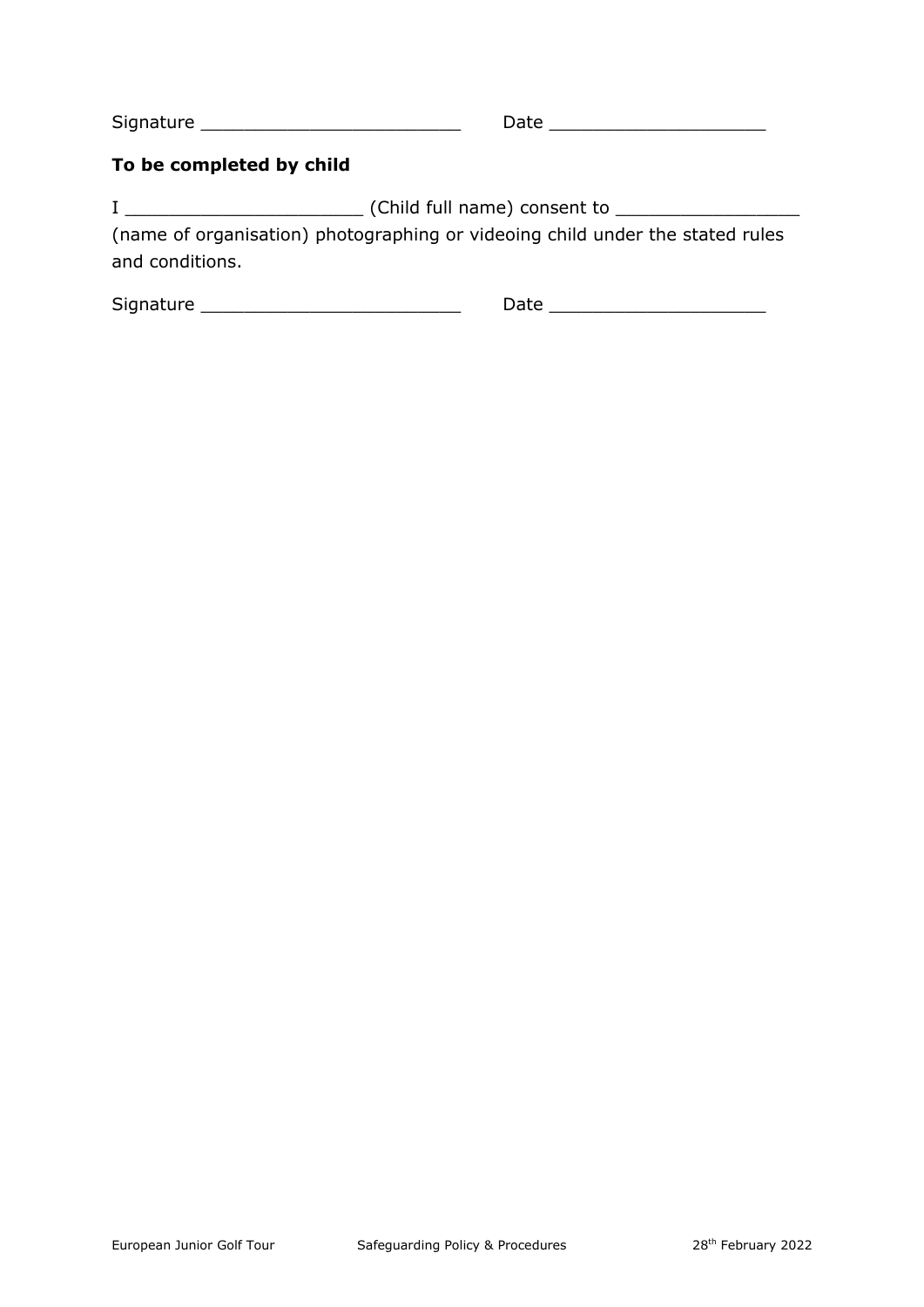Signature ________________________ Date ____________________

**To be completed by child**

I ______________________ (Child full name) consent to _________________ (name of organisation) photographing or videoing child under the stated rules and conditions.

Signature ________________________ Date ____________________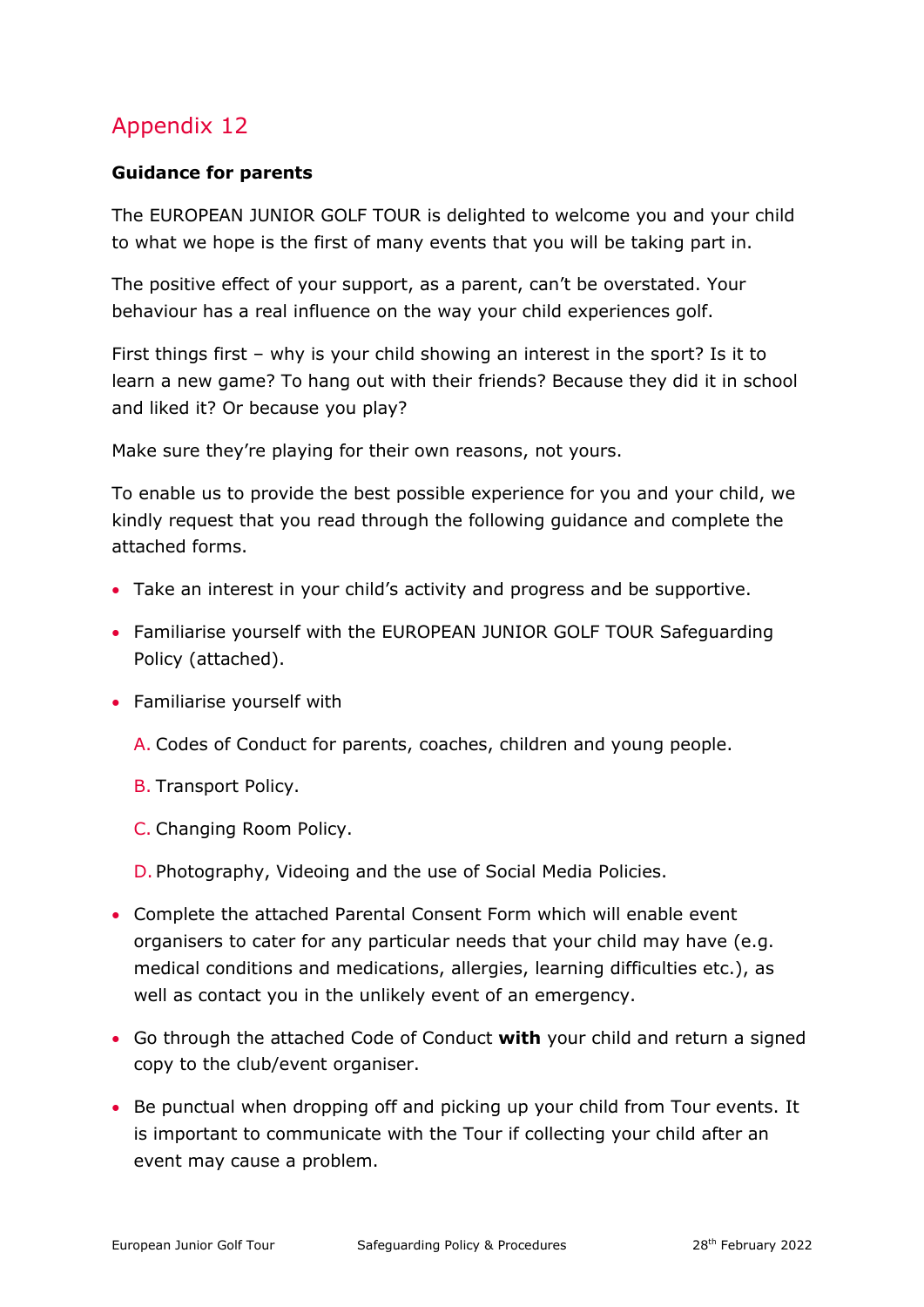## Appendix 12

**Guidance for parents**

The EUROPEAN JUNIOR GOLF TOUR is delighted to welcome you and your child to what we hope is the first of many events that you will be taking part in.

The positive effect of your support, as a parent, can't be overstated. Your behaviour has a real influence on the way your child experiences golf.

First things first – why is your child showing an interest in the sport? Is it to learn a new game? To hang out with their friends? Because they did it in school and liked it? Or because you play?

Make sure they're playing for their own reasons, not yours.

To enable us to provide the best possible experience for you and your child, we kindly request that you read through the following guidance and complete the attached forms.

- Take an interest in your child's activity and progress and be supportive.
- Familiarise yourself with the EUROPEAN JUNIOR GOLF TOUR Safeguarding Policy (attached).
- Familiarise yourself with

  A. Codes of Conduct for parents, coaches, children and young people.

  B. Transport Policy.

  C. Changing Room Policy.

  D. Photography, Videoing and the use of Social Media Policies.

- Complete the attached Parental Consent Form which will enable event organisers to cater for any particular needs that your child may have (e.g. medical conditions and medications, allergies, learning difficulties etc.), as well as contact you in the unlikely event of an emergency.
- Go through the attached Code of Conduct **with** your child and return a signed copy to the club/event organiser.
- Be punctual when dropping off and picking up your child from Tour events. It is important to communicate with the Tour if collecting your child after an event may cause a problem.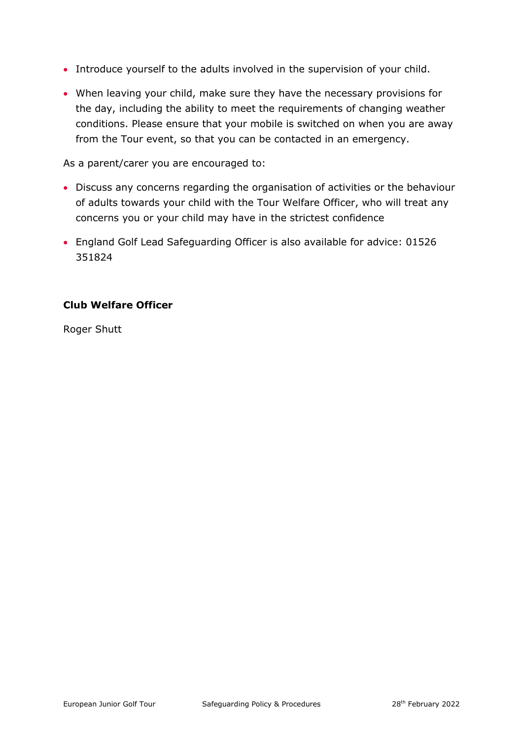- Introduce yourself to the adults involved in the supervision of your child.
- When leaving your child, make sure they have the necessary provisions for the day, including the ability to meet the requirements of changing weather conditions. Please ensure that your mobile is switched on when you are away from the Tour event, so that you can be contacted in an emergency.

As a parent/carer you are encouraged to:

- Discuss any concerns regarding the organisation of activities or the behaviour of adults towards your child with the Tour Welfare Officer, who will treat any concerns you or your child may have in the strictest confidence
- England Golf Lead Safeguarding Officer is also available for advice: 01526 351824

**Club Welfare Officer**

Roger Shutt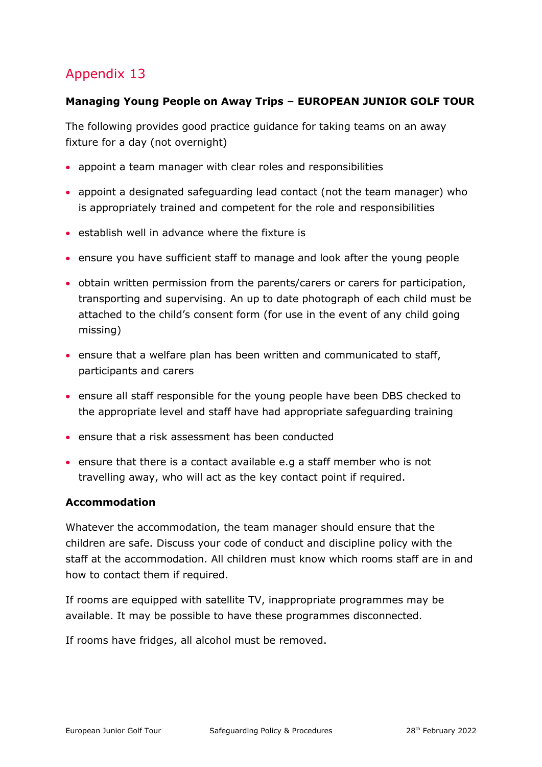## Appendix 13

**Managing Young People on Away Trips – EUROPEAN JUNIOR GOLF TOUR**

The following provides good practice guidance for taking teams on an away fixture for a day (not overnight)

- appoint a team manager with clear roles and responsibilities
- appoint a designated safeguarding lead contact (not the team manager) who is appropriately trained and competent for the role and responsibilities
- establish well in advance where the fixture is
- ensure you have sufficient staff to manage and look after the young people
- obtain written permission from the parents/carers or carers for participation, transporting and supervising. An up to date photograph of each child must be attached to the child's consent form (for use in the event of any child going missing)
- ensure that a welfare plan has been written and communicated to staff, participants and carers
- ensure all staff responsible for the young people have been DBS checked to the appropriate level and staff have had appropriate safeguarding training
- ensure that a risk assessment has been conducted
- ensure that there is a contact available e.g a staff member who is not travelling away, who will act as the key contact point if required.

**Accommodation**

Whatever the accommodation, the team manager should ensure that the children are safe. Discuss your code of conduct and discipline policy with the staff at the accommodation. All children must know which rooms staff are in and how to contact them if required.

If rooms are equipped with satellite TV, inappropriate programmes may be available. It may be possible to have these programmes disconnected.

If rooms have fridges, all alcohol must be removed.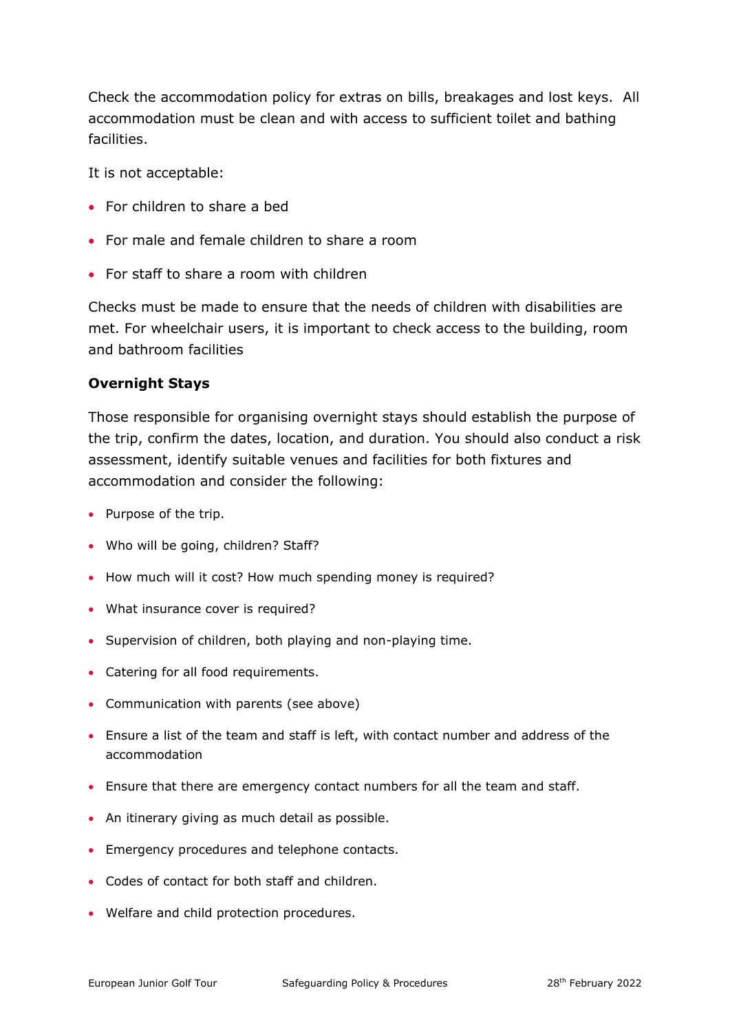Check the accommodation policy for extras on bills, breakages and lost keys. All accommodation must be clean and with access to sufficient toilet and bathing facilities.

It is not acceptable:

- For children to share a bed
- For male and female children to share a room
- For staff to share a room with children

Checks must be made to ensure that the needs of children with disabilities are met. For wheelchair users, it is important to check access to the building, room and bathroom facilities

**Overnight Stays**

Those responsible for organising overnight stays should establish the purpose of the trip, confirm the dates, location, and duration. You should also conduct a risk assessment, identify suitable venues and facilities for both fixtures and accommodation and consider the following:

- Purpose of the trip.
- Who will be going, children? Staff?
- How much will it cost? How much spending money is required?
- What insurance cover is required?
- Supervision of children, both playing and non-playing time.
- Catering for all food requirements.
- Communication with parents (see above)
- Ensure a list of the team and staff is left, with contact number and address of the accommodation
- Ensure that there are emergency contact numbers for all the team and staff.
- An itinerary giving as much detail as possible.
- Emergency procedures and telephone contacts.
- Codes of contact for both staff and children.
- Welfare and child protection procedures.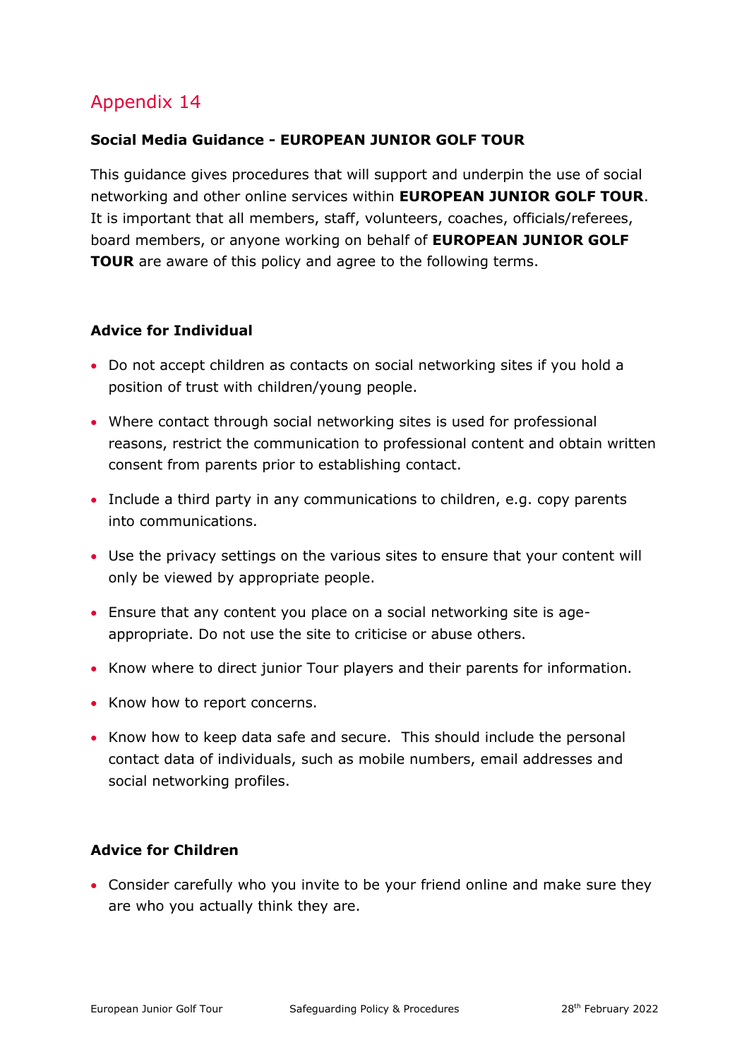## Appendix 14

**Social Media Guidance - EUROPEAN JUNIOR GOLF TOUR**

This guidance gives procedures that will support and underpin the use of social networking and other online services within **EUROPEAN JUNIOR GOLF TOUR**. It is important that all members, staff, volunteers, coaches, officials/referees, board members, or anyone working on behalf of **EUROPEAN JUNIOR GOLF TOUR** are aware of this policy and agree to the following terms.

**Advice for Individual**

- Do not accept children as contacts on social networking sites if you hold a position of trust with children/young people.
- Where contact through social networking sites is used for professional reasons, restrict the communication to professional content and obtain written consent from parents prior to establishing contact.
- Include a third party in any communications to children, e.g. copy parents into communications.
- Use the privacy settings on the various sites to ensure that your content will only be viewed by appropriate people.
- Ensure that any content you place on a social networking site is age-appropriate. Do not use the site to criticise or abuse others.
- Know where to direct junior Tour players and their parents for information.
- Know how to report concerns.
- Know how to keep data safe and secure. This should include the personal contact data of individuals, such as mobile numbers, email addresses and social networking profiles.

**Advice for Children**

- Consider carefully who you invite to be your friend online and make sure they are who you actually think they are.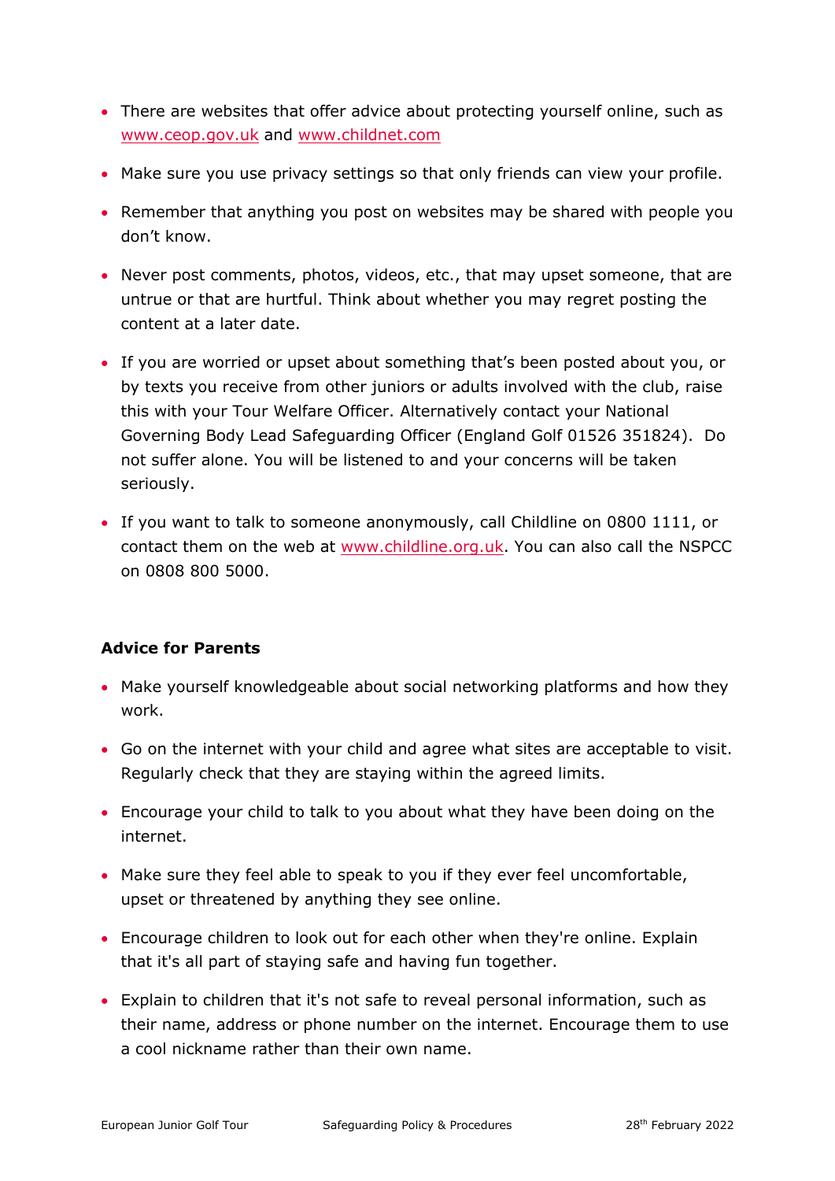- There are websites that offer advice about protecting yourself online, such as www.ceop.gov.uk and www.childnet.com
- Make sure you use privacy settings so that only friends can view your profile.
- Remember that anything you post on websites may be shared with people you don't know.
- Never post comments, photos, videos, etc., that may upset someone, that are untrue or that are hurtful. Think about whether you may regret posting the content at a later date.
- If you are worried or upset about something that's been posted about you, or by texts you receive from other juniors or adults involved with the club, raise this with your Tour Welfare Officer. Alternatively contact your National Governing Body Lead Safeguarding Officer (England Golf 01526 351824). Do not suffer alone. You will be listened to and your concerns will be taken seriously.
- If you want to talk to someone anonymously, call Childline on 0800 1111, or contact them on the web at www.childline.org.uk. You can also call the NSPCC on 0808 800 5000.

**Advice for Parents**

- Make yourself knowledgeable about social networking platforms and how they work.
- Go on the internet with your child and agree what sites are acceptable to visit. Regularly check that they are staying within the agreed limits.
- Encourage your child to talk to you about what they have been doing on the internet.
- Make sure they feel able to speak to you if they ever feel uncomfortable, upset or threatened by anything they see online.
- Encourage children to look out for each other when they're online. Explain that it's all part of staying safe and having fun together.
- Explain to children that it's not safe to reveal personal information, such as their name, address or phone number on the internet. Encourage them to use a cool nickname rather than their own name.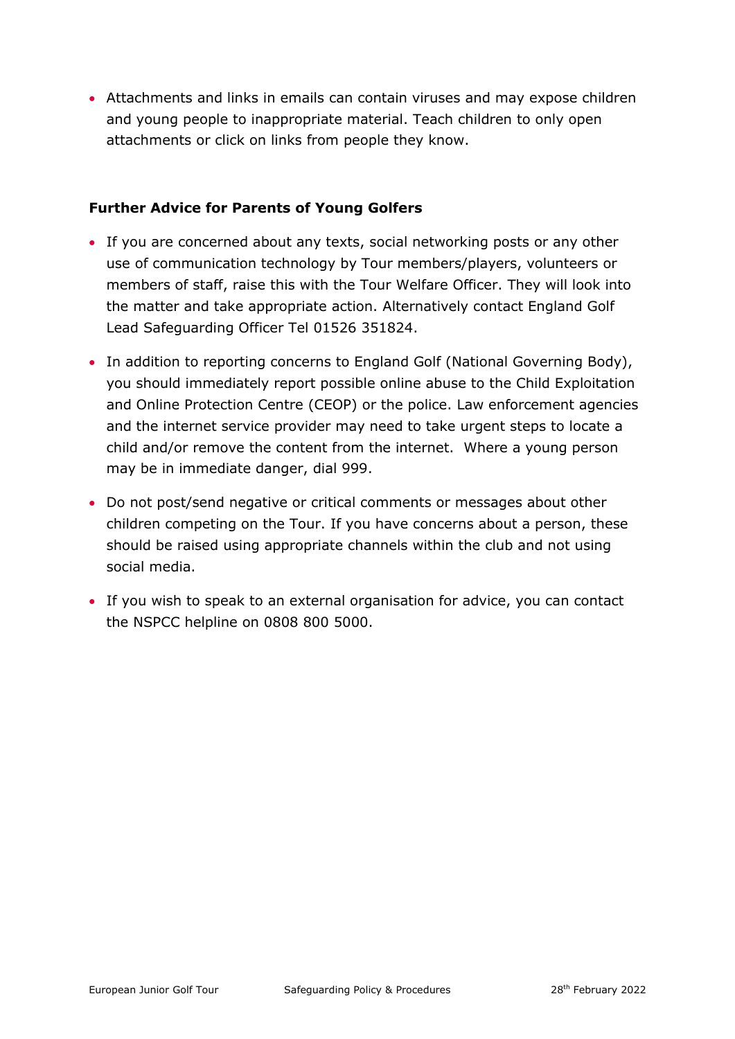- Attachments and links in emails can contain viruses and may expose children and young people to inappropriate material. Teach children to only open attachments or click on links from people they know.

**Further Advice for Parents of Young Golfers**

- If you are concerned about any texts, social networking posts or any other use of communication technology by Tour members/players, volunteers or members of staff, raise this with the Tour Welfare Officer. They will look into the matter and take appropriate action. Alternatively contact England Golf Lead Safeguarding Officer Tel 01526 351824.
- In addition to reporting concerns to England Golf (National Governing Body), you should immediately report possible online abuse to the Child Exploitation and Online Protection Centre (CEOP) or the police. Law enforcement agencies and the internet service provider may need to take urgent steps to locate a child and/or remove the content from the internet. Where a young person may be in immediate danger, dial 999.
- Do not post/send negative or critical comments or messages about other children competing on the Tour. If you have concerns about a person, these should be raised using appropriate channels within the club and not using social media.
- If you wish to speak to an external organisation for advice, you can contact the NSPCC helpline on 0808 800 5000.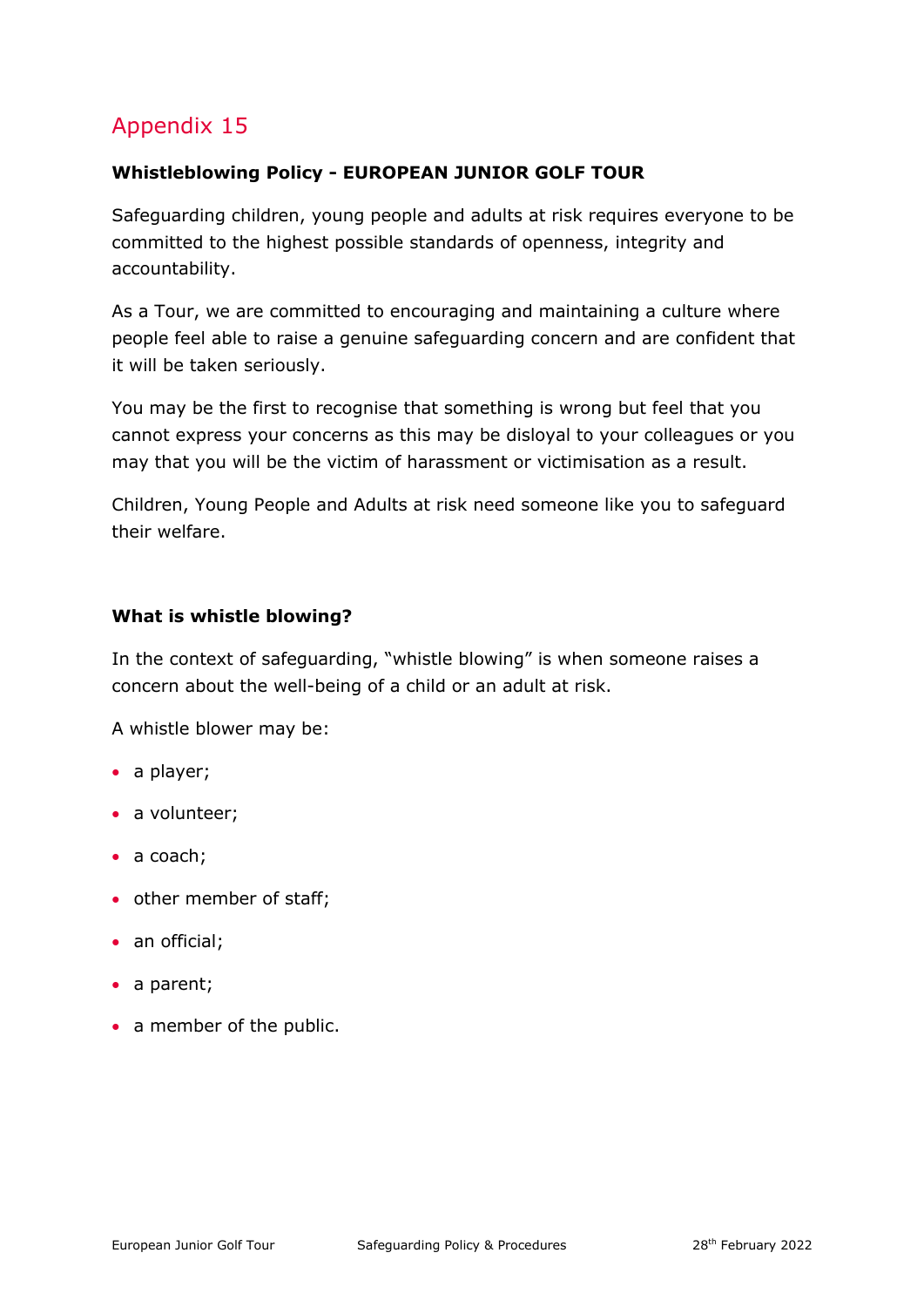## Appendix 15

**Whistleblowing Policy - EUROPEAN JUNIOR GOLF TOUR**

Safeguarding children, young people and adults at risk requires everyone to be committed to the highest possible standards of openness, integrity and accountability.

As a Tour, we are committed to encouraging and maintaining a culture where people feel able to raise a genuine safeguarding concern and are confident that it will be taken seriously.

You may be the first to recognise that something is wrong but feel that you cannot express your concerns as this may be disloyal to your colleagues or you may that you will be the victim of harassment or victimisation as a result.

Children, Young People and Adults at risk need someone like you to safeguard their welfare.

**What is whistle blowing?**

In the context of safeguarding, "whistle blowing" is when someone raises a concern about the well-being of a child or an adult at risk.

A whistle blower may be:

- a player;
- a volunteer;
- a coach;
- other member of staff;
- an official;
- a parent;
- a member of the public.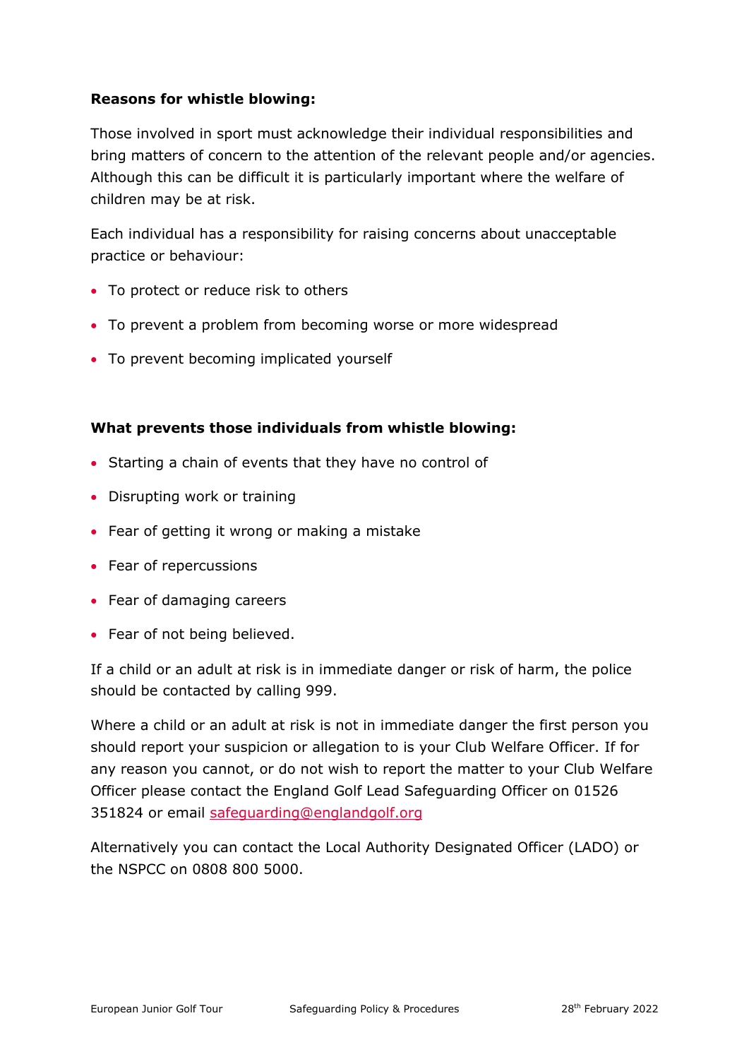**Reasons for whistle blowing:**

Those involved in sport must acknowledge their individual responsibilities and bring matters of concern to the attention of the relevant people and/or agencies. Although this can be difficult it is particularly important where the welfare of children may be at risk.

Each individual has a responsibility for raising concerns about unacceptable practice or behaviour:

- To protect or reduce risk to others
- To prevent a problem from becoming worse or more widespread
- To prevent becoming implicated yourself

**What prevents those individuals from whistle blowing:**

- Starting a chain of events that they have no control of
- Disrupting work or training
- Fear of getting it wrong or making a mistake
- Fear of repercussions
- Fear of damaging careers
- Fear of not being believed.

If a child or an adult at risk is in immediate danger or risk of harm, the police should be contacted by calling 999.

Where a child or an adult at risk is not in immediate danger the first person you should report your suspicion or allegation to is your Club Welfare Officer. If for any reason you cannot, or do not wish to report the matter to your Club Welfare Officer please contact the England Golf Lead Safeguarding Officer on 01526 351824 or email safeguarding@englandgolf.org

Alternatively you can contact the Local Authority Designated Officer (LADO) or the NSPCC on 0808 800 5000.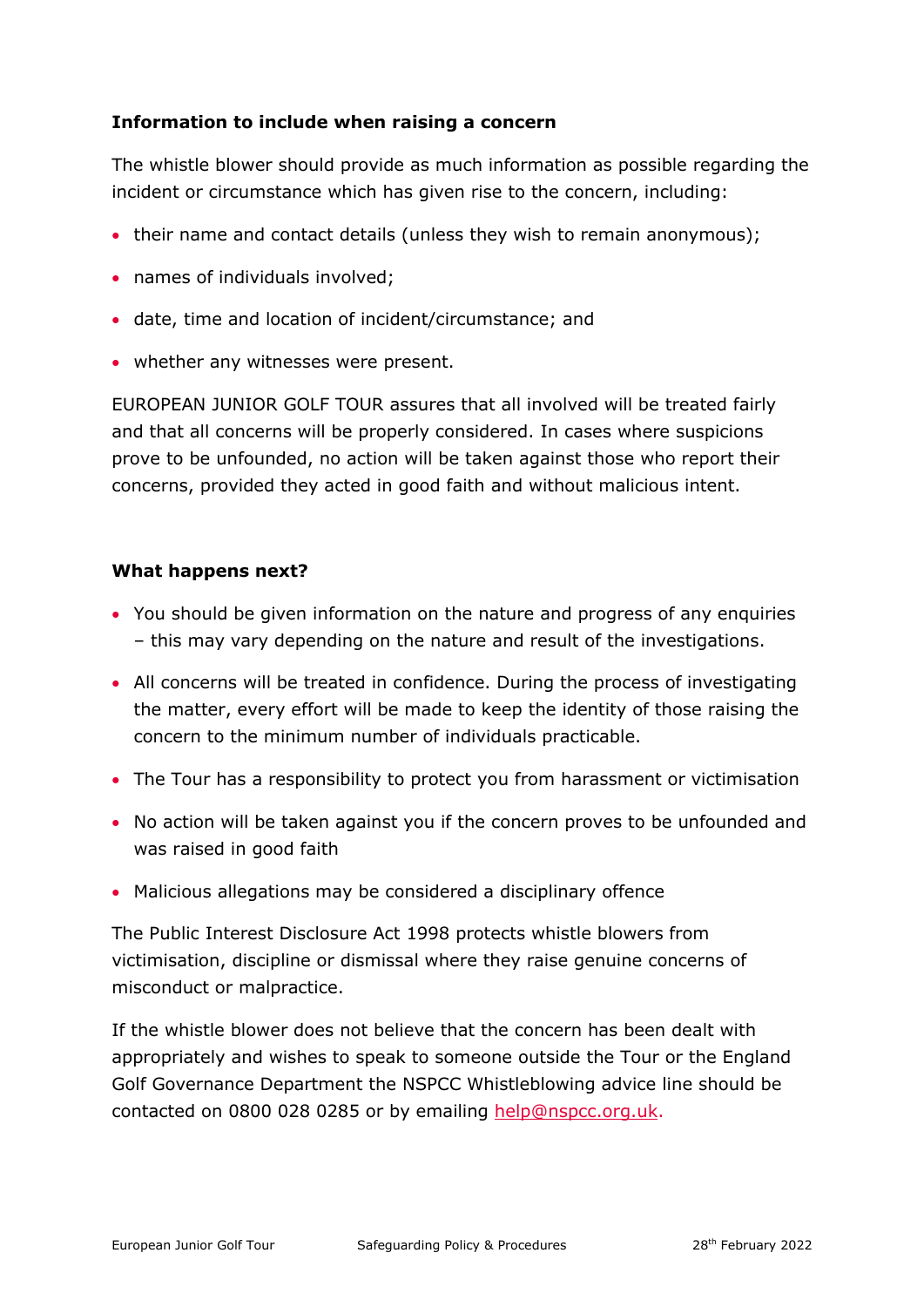**Information to include when raising a concern**

The whistle blower should provide as much information as possible regarding the incident or circumstance which has given rise to the concern, including:

- their name and contact details (unless they wish to remain anonymous);
- names of individuals involved;
- date, time and location of incident/circumstance; and
- whether any witnesses were present.

EUROPEAN JUNIOR GOLF TOUR assures that all involved will be treated fairly and that all concerns will be properly considered. In cases where suspicions prove to be unfounded, no action will be taken against those who report their concerns, provided they acted in good faith and without malicious intent.

**What happens next?**

- You should be given information on the nature and progress of any enquiries – this may vary depending on the nature and result of the investigations.
- All concerns will be treated in confidence. During the process of investigating the matter, every effort will be made to keep the identity of those raising the concern to the minimum number of individuals practicable.
- The Tour has a responsibility to protect you from harassment or victimisation
- No action will be taken against you if the concern proves to be unfounded and was raised in good faith
- Malicious allegations may be considered a disciplinary offence

The Public Interest Disclosure Act 1998 protects whistle blowers from victimisation, discipline or dismissal where they raise genuine concerns of misconduct or malpractice.

If the whistle blower does not believe that the concern has been dealt with appropriately and wishes to speak to someone outside the Tour or the England Golf Governance Department the NSPCC Whistleblowing advice line should be contacted on 0800 028 0285 or by emailing help@nspcc.org.uk.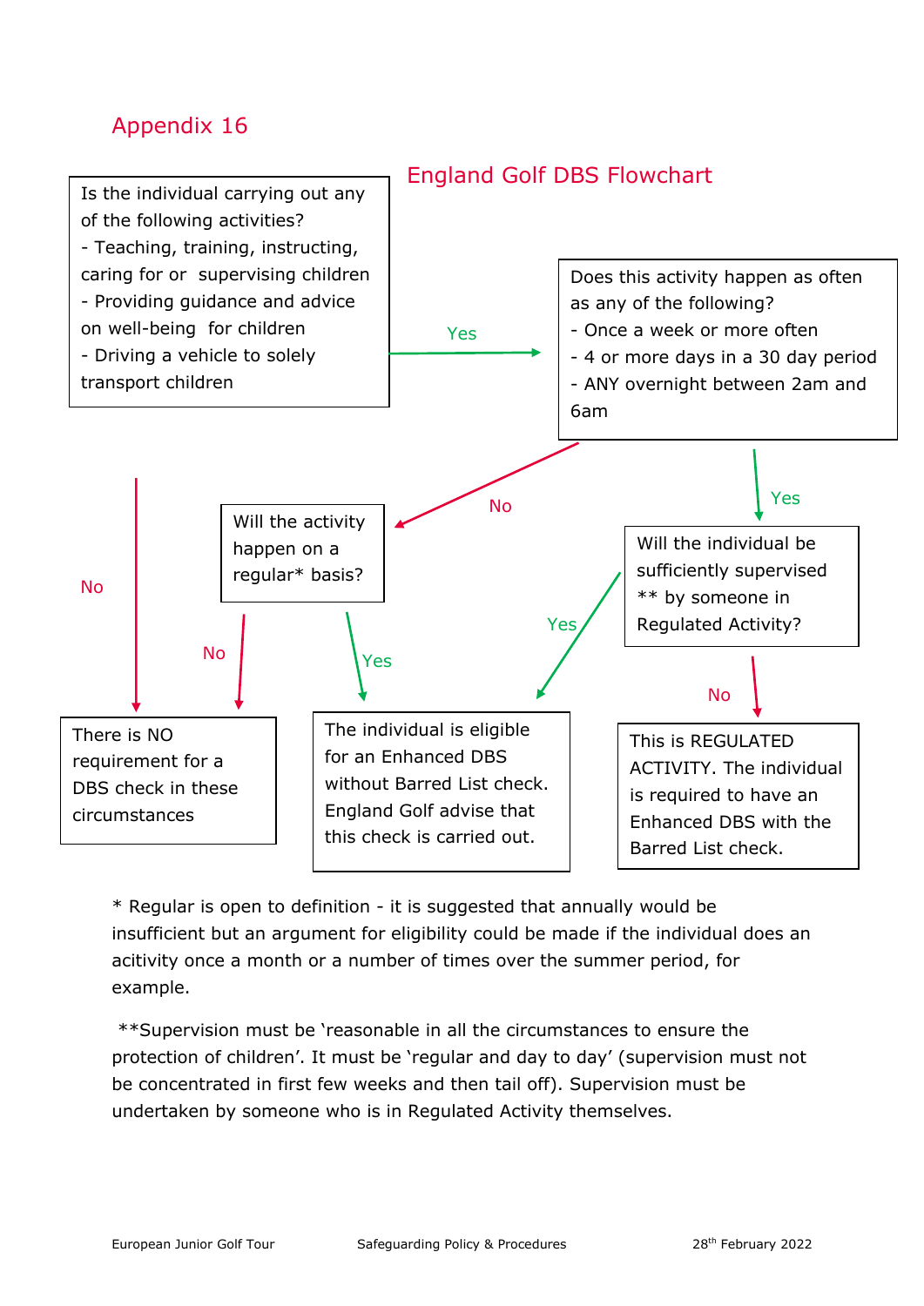# Appendix 16

## England Golf DBS Flowchart

Is the individual carrying out any of the following activities?
- Teaching, training, instructing, caring for or supervising children
- Providing guidance and advice on well-being for children
- Driving a vehicle to solely transport children

Yes → Does this activity happen as often as any of the following?
- Once a week or more often
- 4 or more days in a 30 day period
- ANY overnight between 2am and 6am

No → There is NO requirement for a DBS check in these circumstances

No → Will the activity happen on a regular* basis?

Yes → Will the individual be sufficiently supervised ** by someone in Regulated Activity?

No → There is NO requirement for a DBS check in these circumstances

Yes → The individual is eligible for an Enhanced DBS without Barred List check. England Golf advise that this check is carried out.

Yes → The individual is eligible for an Enhanced DBS without Barred List check. England Golf advise that this check is carried out.

No → This is REGULATED ACTIVITY. The individual is required to have an Enhanced DBS with the Barred List check.

\* Regular is open to definition - it is suggested that annually would be insufficient but an argument for eligibility could be made if the individual does an acitivity once a month or a number of times over the summer period, for example.

\*\*Supervision must be 'reasonable in all the circumstances to ensure the protection of children'. It must be 'regular and day to day' (supervision must not be concentrated in first few weeks and then tail off). Supervision must be undertaken by someone who is in Regulated Activity themselves.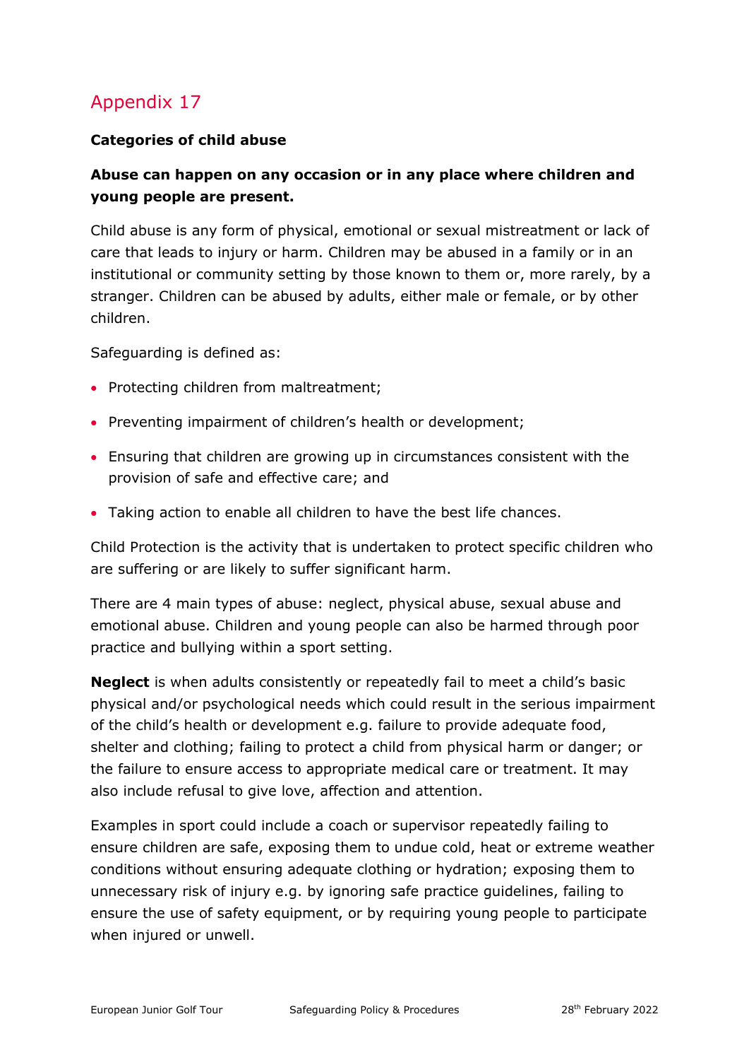# Appendix 17

**Categories of child abuse**

**Abuse can happen on any occasion or in any place where children and young people are present.**

Child abuse is any form of physical, emotional or sexual mistreatment or lack of care that leads to injury or harm. Children may be abused in a family or in an institutional or community setting by those known to them or, more rarely, by a stranger. Children can be abused by adults, either male or female, or by other children.

Safeguarding is defined as:

- Protecting children from maltreatment;
- Preventing impairment of children's health or development;
- Ensuring that children are growing up in circumstances consistent with the provision of safe and effective care; and
- Taking action to enable all children to have the best life chances.

Child Protection is the activity that is undertaken to protect specific children who are suffering or are likely to suffer significant harm.

There are 4 main types of abuse: neglect, physical abuse, sexual abuse and emotional abuse. Children and young people can also be harmed through poor practice and bullying within a sport setting.

**Neglect** is when adults consistently or repeatedly fail to meet a child's basic physical and/or psychological needs which could result in the serious impairment of the child's health or development e.g. failure to provide adequate food, shelter and clothing; failing to protect a child from physical harm or danger; or the failure to ensure access to appropriate medical care or treatment. It may also include refusal to give love, affection and attention.

Examples in sport could include a coach or supervisor repeatedly failing to ensure children are safe, exposing them to undue cold, heat or extreme weather conditions without ensuring adequate clothing or hydration; exposing them to unnecessary risk of injury e.g. by ignoring safe practice guidelines, failing to ensure the use of safety equipment, or by requiring young people to participate when injured or unwell.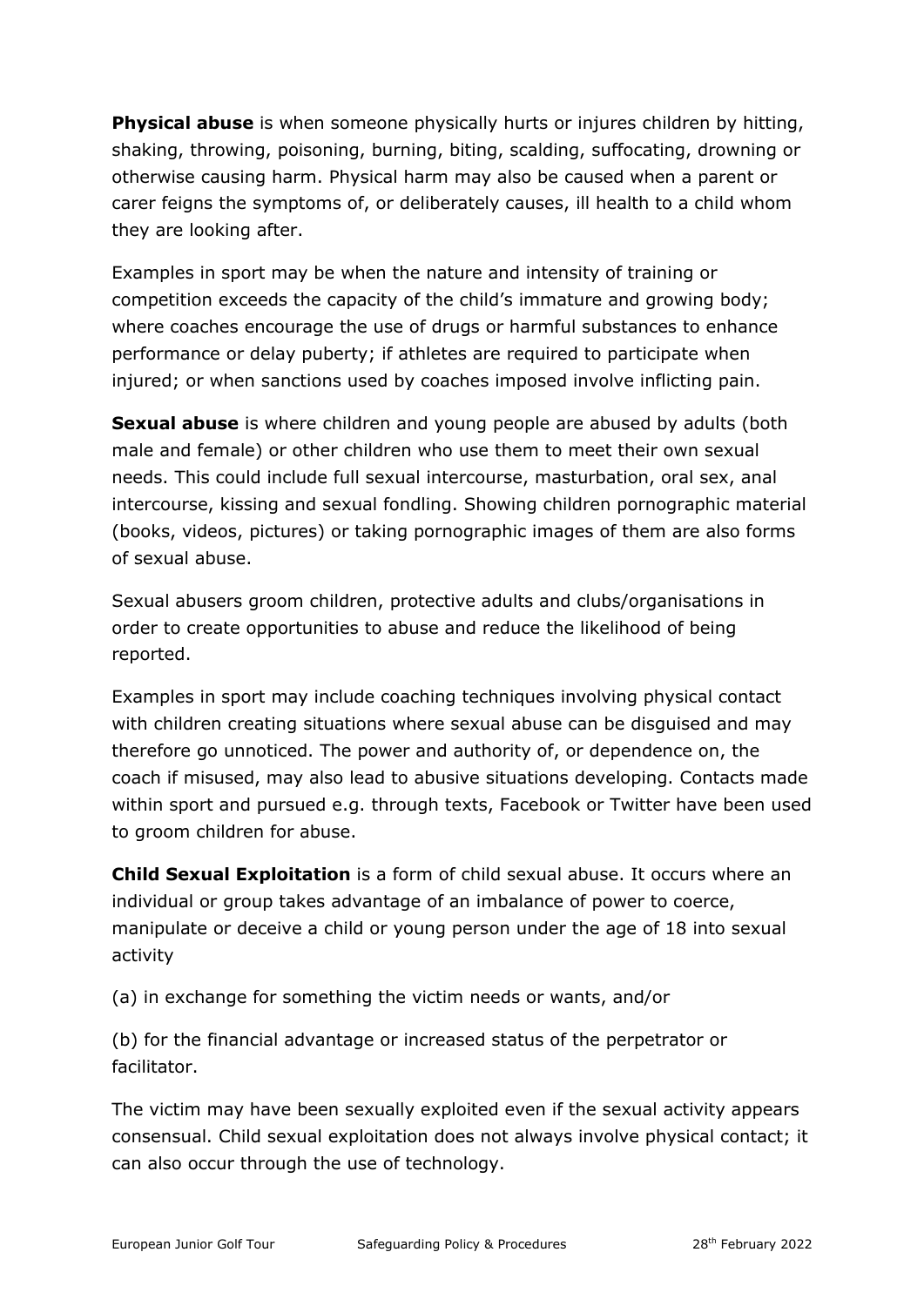**Physical abuse** is when someone physically hurts or injures children by hitting, shaking, throwing, poisoning, burning, biting, scalding, suffocating, drowning or otherwise causing harm. Physical harm may also be caused when a parent or carer feigns the symptoms of, or deliberately causes, ill health to a child whom they are looking after.

Examples in sport may be when the nature and intensity of training or competition exceeds the capacity of the child's immature and growing body; where coaches encourage the use of drugs or harmful substances to enhance performance or delay puberty; if athletes are required to participate when injured; or when sanctions used by coaches imposed involve inflicting pain.

**Sexual abuse** is where children and young people are abused by adults (both male and female) or other children who use them to meet their own sexual needs. This could include full sexual intercourse, masturbation, oral sex, anal intercourse, kissing and sexual fondling. Showing children pornographic material (books, videos, pictures) or taking pornographic images of them are also forms of sexual abuse.

Sexual abusers groom children, protective adults and clubs/organisations in order to create opportunities to abuse and reduce the likelihood of being reported.

Examples in sport may include coaching techniques involving physical contact with children creating situations where sexual abuse can be disguised and may therefore go unnoticed. The power and authority of, or dependence on, the coach if misused, may also lead to abusive situations developing. Contacts made within sport and pursued e.g. through texts, Facebook or Twitter have been used to groom children for abuse.

**Child Sexual Exploitation** is a form of child sexual abuse. It occurs where an individual or group takes advantage of an imbalance of power to coerce, manipulate or deceive a child or young person under the age of 18 into sexual activity

(a) in exchange for something the victim needs or wants, and/or

(b) for the financial advantage or increased status of the perpetrator or facilitator.

The victim may have been sexually exploited even if the sexual activity appears consensual. Child sexual exploitation does not always involve physical contact; it can also occur through the use of technology.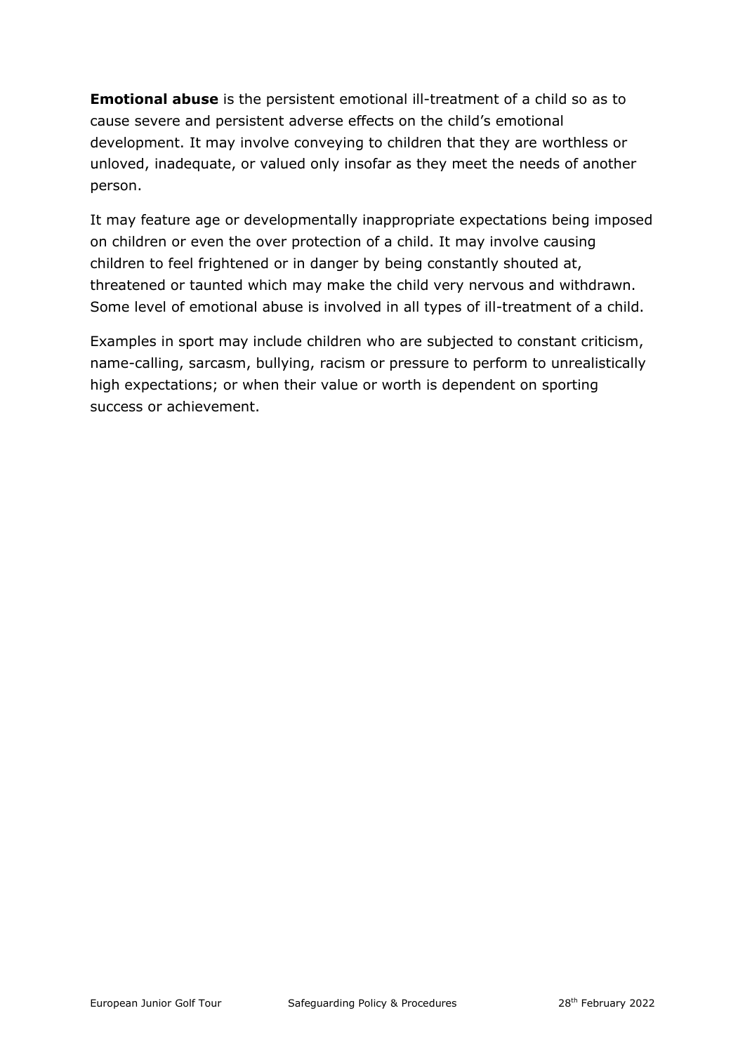**Emotional abuse** is the persistent emotional ill-treatment of a child so as to cause severe and persistent adverse effects on the child's emotional development. It may involve conveying to children that they are worthless or unloved, inadequate, or valued only insofar as they meet the needs of another person.

It may feature age or developmentally inappropriate expectations being imposed on children or even the over protection of a child. It may involve causing children to feel frightened or in danger by being constantly shouted at, threatened or taunted which may make the child very nervous and withdrawn. Some level of emotional abuse is involved in all types of ill-treatment of a child.

Examples in sport may include children who are subjected to constant criticism, name-calling, sarcasm, bullying, racism or pressure to perform to unrealistically high expectations; or when their value or worth is dependent on sporting success or achievement.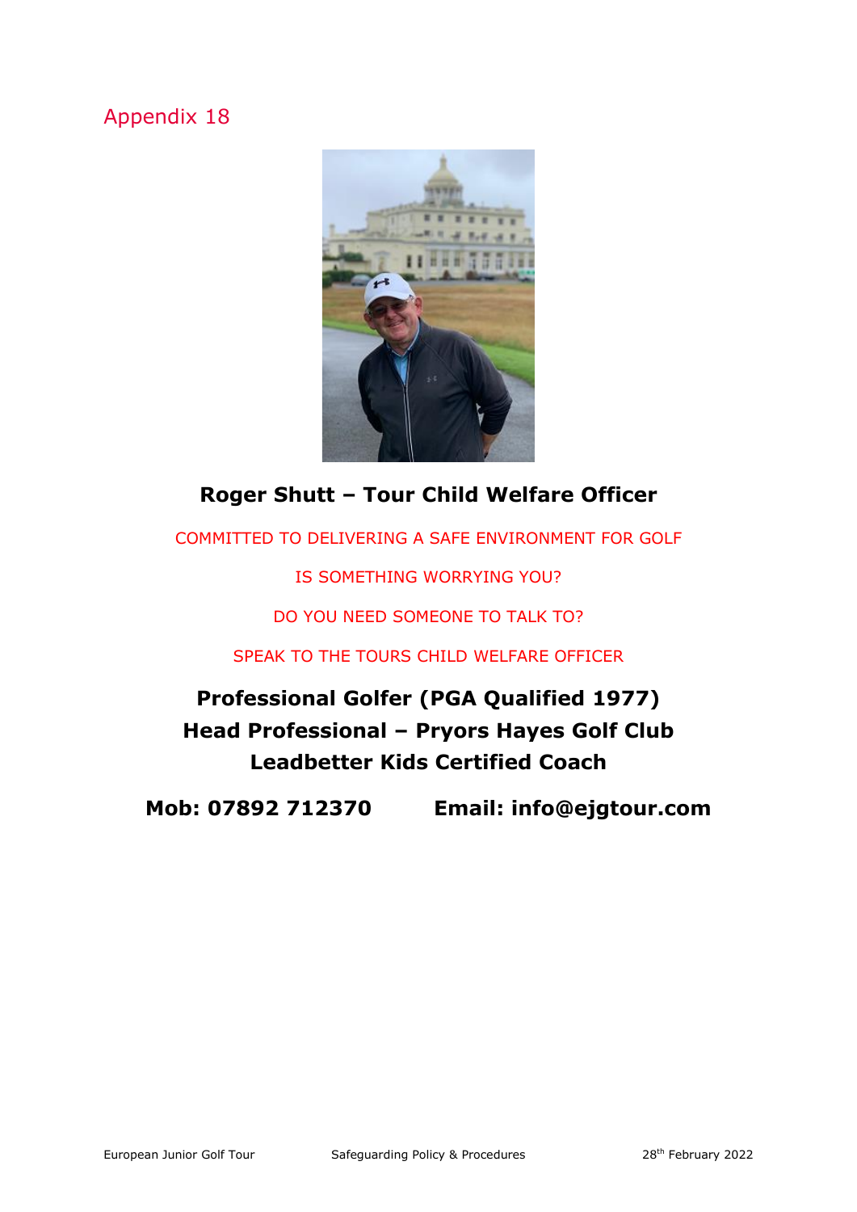## Appendix 18

**Roger Shutt – Tour Child Welfare Officer**

COMMITTED TO DELIVERING A SAFE ENVIRONMENT FOR GOLF

IS SOMETHING WORRYING YOU?

DO YOU NEED SOMEONE TO TALK TO?

SPEAK TO THE TOURS CHILD WELFARE OFFICER

**Professional Golfer (PGA Qualified 1977)**
**Head Professional – Pryors Hayes Golf Club**
**Leadbetter Kids Certified Coach**

**Mob: 07892 712370** **Email: info@ejgtour.com**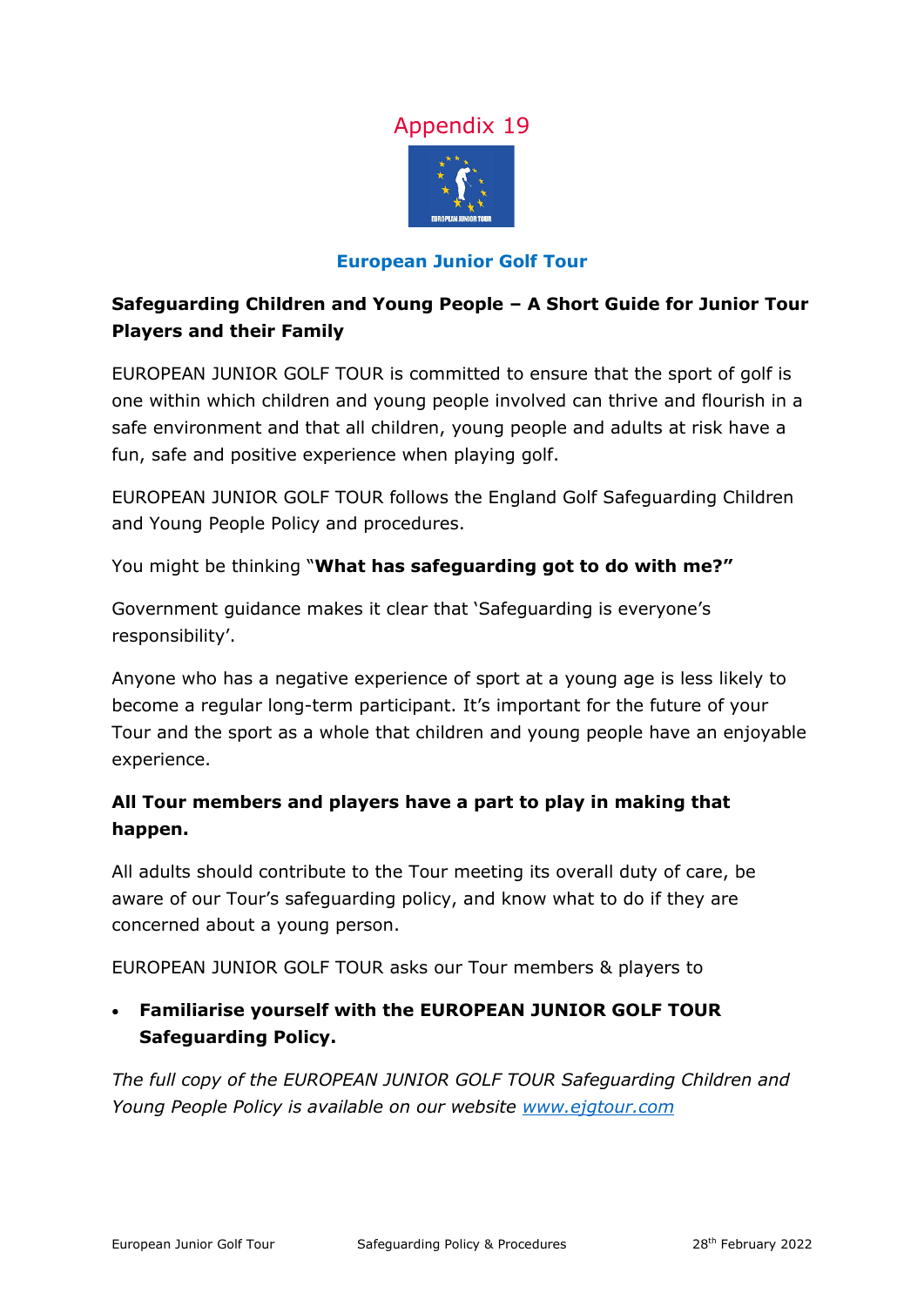# Appendix 19

## European Junior Golf Tour

**Safeguarding Children and Young People – A Short Guide for Junior Tour Players and their Family**

EUROPEAN JUNIOR GOLF TOUR is committed to ensure that the sport of golf is one within which children and young people involved can thrive and flourish in a safe environment and that all children, young people and adults at risk have a fun, safe and positive experience when playing golf.

EUROPEAN JUNIOR GOLF TOUR follows the England Golf Safeguarding Children and Young People Policy and procedures.

You might be thinking "**What has safeguarding got to do with me?"**

Government guidance makes it clear that 'Safeguarding is everyone's responsibility'.

Anyone who has a negative experience of sport at a young age is less likely to become a regular long-term participant. It's important for the future of your Tour and the sport as a whole that children and young people have an enjoyable experience.

**All Tour members and players have a part to play in making that happen.**

All adults should contribute to the Tour meeting its overall duty of care, be aware of our Tour's safeguarding policy, and know what to do if they are concerned about a young person.

EUROPEAN JUNIOR GOLF TOUR asks our Tour members & players to

- **Familiarise yourself with the EUROPEAN JUNIOR GOLF TOUR Safeguarding Policy.**

*The full copy of the EUROPEAN JUNIOR GOLF TOUR Safeguarding Children and Young People Policy is available on our website [www.ejgtour.com](www.ejgtour.com)*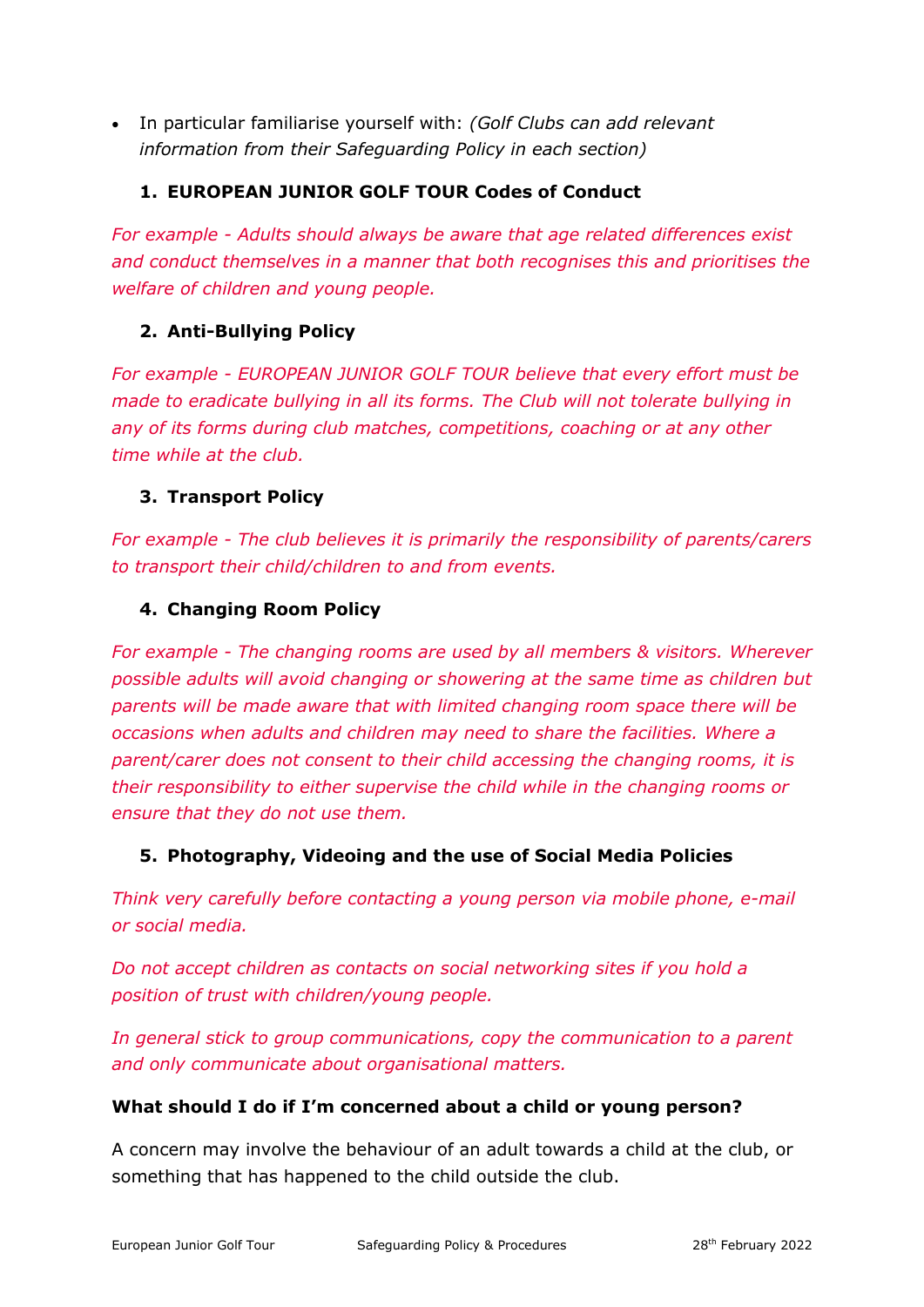- In particular familiarise yourself with: *(Golf Clubs can add relevant information from their Safeguarding Policy in each section)*

1. **EUROPEAN JUNIOR GOLF TOUR Codes of Conduct**

*For example - Adults should always be aware that age related differences exist and conduct themselves in a manner that both recognises this and prioritises the welfare of children and young people.*

2. **Anti-Bullying Policy**

*For example - EUROPEAN JUNIOR GOLF TOUR believe that every effort must be made to eradicate bullying in all its forms. The Club will not tolerate bullying in any of its forms during club matches, competitions, coaching or at any other time while at the club.*

3. **Transport Policy**

*For example - The club believes it is primarily the responsibility of parents/carers to transport their child/children to and from events.*

4. **Changing Room Policy**

*For example - The changing rooms are used by all members & visitors. Wherever possible adults will avoid changing or showering at the same time as children but parents will be made aware that with limited changing room space there will be occasions when adults and children may need to share the facilities. Where a parent/carer does not consent to their child accessing the changing rooms, it is their responsibility to either supervise the child while in the changing rooms or ensure that they do not use them.*

5. **Photography, Videoing and the use of Social Media Policies**

*Think very carefully before contacting a young person via mobile phone, e-mail or social media.*

*Do not accept children as contacts on social networking sites if you hold a position of trust with children/young people.*

*In general stick to group communications, copy the communication to a parent and only communicate about organisational matters.*

**What should I do if I'm concerned about a child or young person?**

A concern may involve the behaviour of an adult towards a child at the club, or something that has happened to the child outside the club.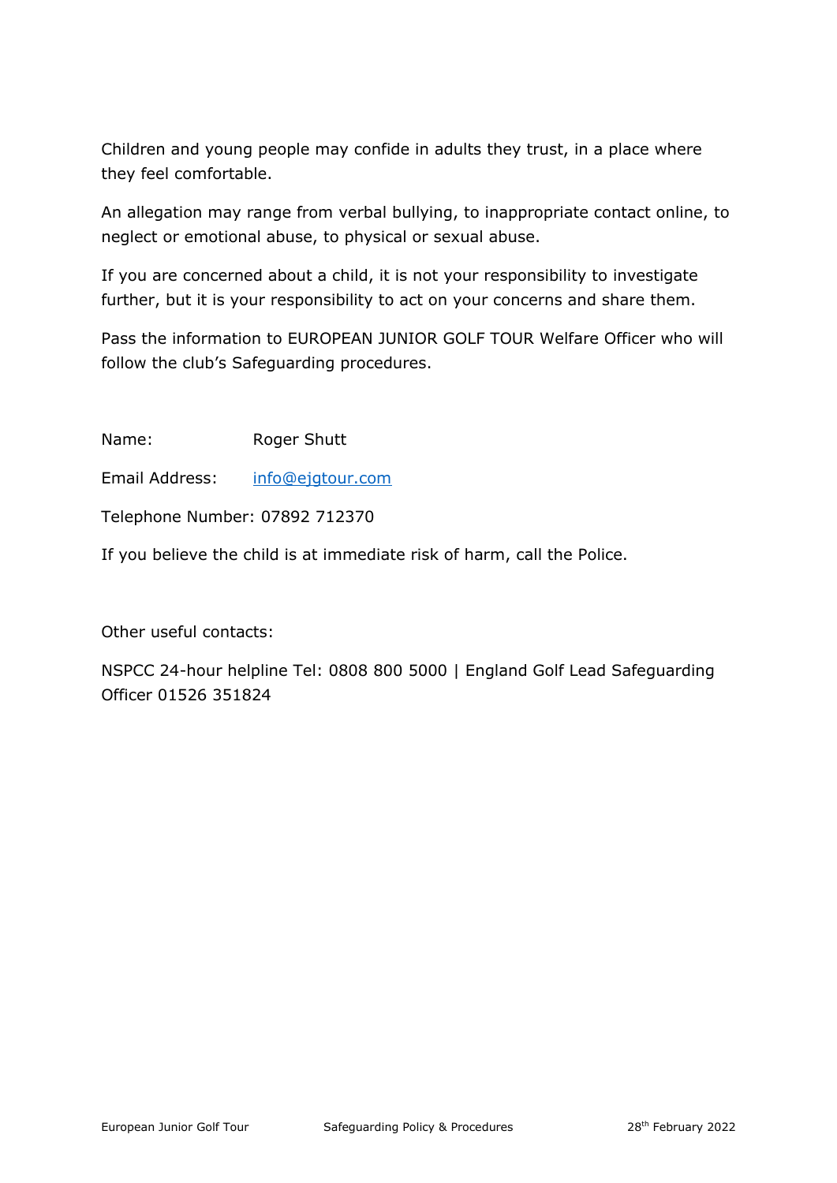Children and young people may confide in adults they trust, in a place where they feel comfortable.

An allegation may range from verbal bullying, to inappropriate contact online, to neglect or emotional abuse, to physical or sexual abuse.

If you are concerned about a child, it is not your responsibility to investigate further, but it is your responsibility to act on your concerns and share them.

Pass the information to EUROPEAN JUNIOR GOLF TOUR Welfare Officer who will follow the club's Safeguarding procedures.

Name: Roger Shutt

Email Address: info@ejgtour.com

Telephone Number: 07892 712370

If you believe the child is at immediate risk of harm, call the Police.

Other useful contacts:

NSPCC 24-hour helpline Tel: 0808 800 5000 | England Golf Lead Safeguarding Officer 01526 351824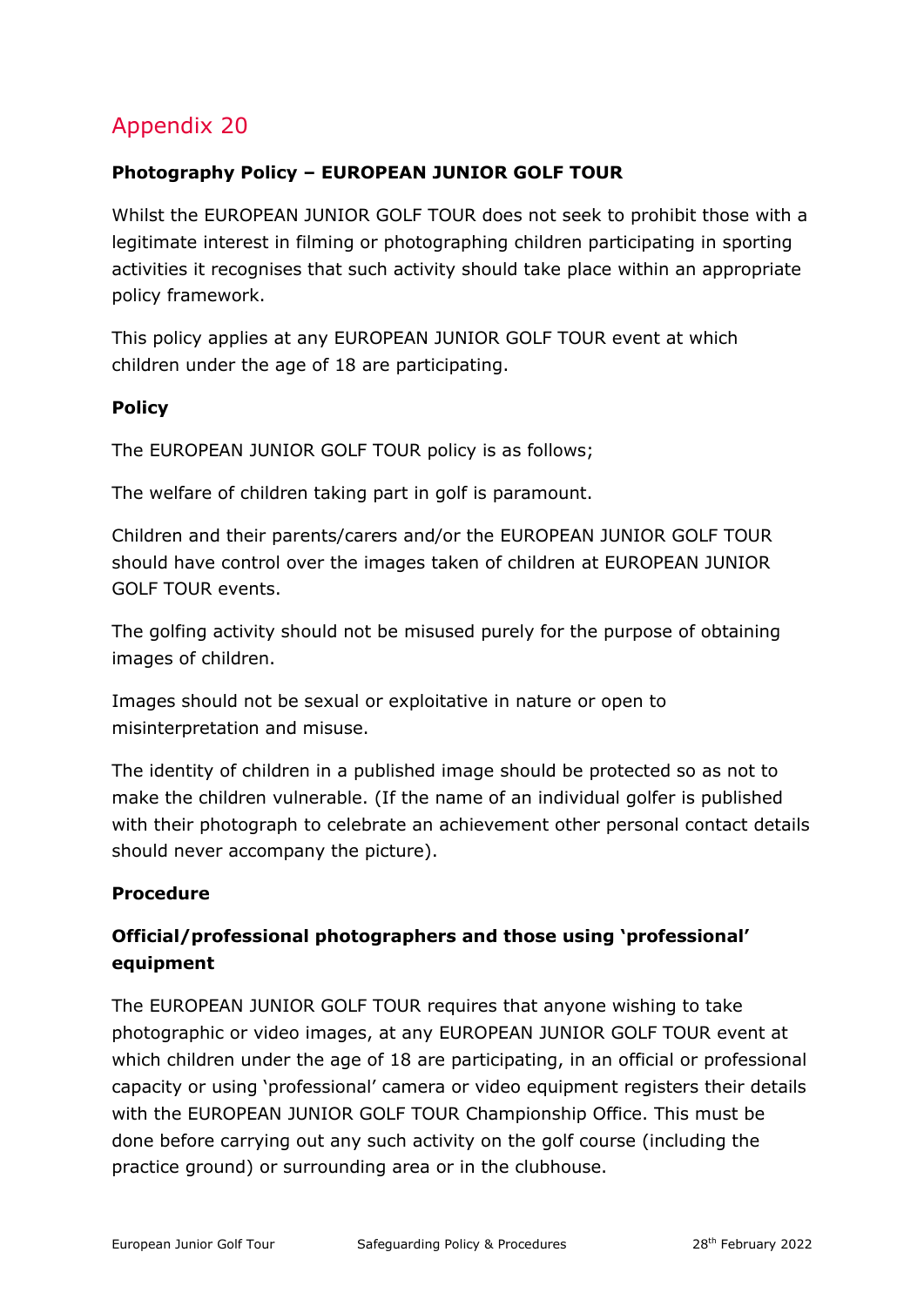# Appendix 20

**Photography Policy – EUROPEAN JUNIOR GOLF TOUR**

Whilst the EUROPEAN JUNIOR GOLF TOUR does not seek to prohibit those with a legitimate interest in filming or photographing children participating in sporting activities it recognises that such activity should take place within an appropriate policy framework.

This policy applies at any EUROPEAN JUNIOR GOLF TOUR event at which children under the age of 18 are participating.

**Policy**

The EUROPEAN JUNIOR GOLF TOUR policy is as follows;

The welfare of children taking part in golf is paramount.

Children and their parents/carers and/or the EUROPEAN JUNIOR GOLF TOUR should have control over the images taken of children at EUROPEAN JUNIOR GOLF TOUR events.

The golfing activity should not be misused purely for the purpose of obtaining images of children.

Images should not be sexual or exploitative in nature or open to misinterpretation and misuse.

The identity of children in a published image should be protected so as not to make the children vulnerable. (If the name of an individual golfer is published with their photograph to celebrate an achievement other personal contact details should never accompany the picture).

**Procedure**

**Official/professional photographers and those using 'professional' equipment**

The EUROPEAN JUNIOR GOLF TOUR requires that anyone wishing to take photographic or video images, at any EUROPEAN JUNIOR GOLF TOUR event at which children under the age of 18 are participating, in an official or professional capacity or using 'professional' camera or video equipment registers their details with the EUROPEAN JUNIOR GOLF TOUR Championship Office. This must be done before carrying out any such activity on the golf course (including the practice ground) or surrounding area or in the clubhouse.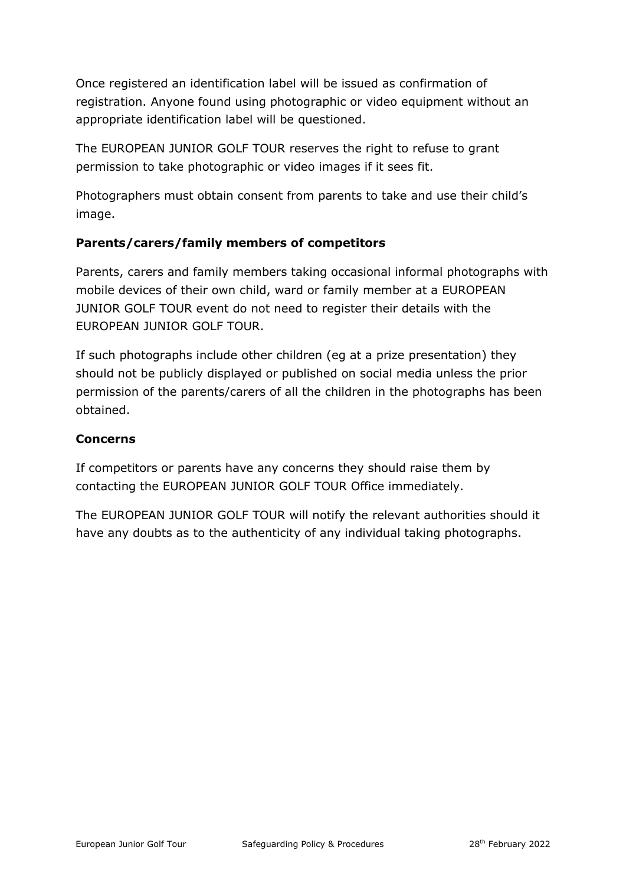Once registered an identification label will be issued as confirmation of registration. Anyone found using photographic or video equipment without an appropriate identification label will be questioned.

The EUROPEAN JUNIOR GOLF TOUR reserves the right to refuse to grant permission to take photographic or video images if it sees fit.

Photographers must obtain consent from parents to take and use their child's image.

**Parents/carers/family members of competitors**

Parents, carers and family members taking occasional informal photographs with mobile devices of their own child, ward or family member at a EUROPEAN JUNIOR GOLF TOUR event do not need to register their details with the EUROPEAN JUNIOR GOLF TOUR.

If such photographs include other children (eg at a prize presentation) they should not be publicly displayed or published on social media unless the prior permission of the parents/carers of all the children in the photographs has been obtained.

**Concerns**

If competitors or parents have any concerns they should raise them by contacting the EUROPEAN JUNIOR GOLF TOUR Office immediately.

The EUROPEAN JUNIOR GOLF TOUR will notify the relevant authorities should it have any doubts as to the authenticity of any individual taking photographs.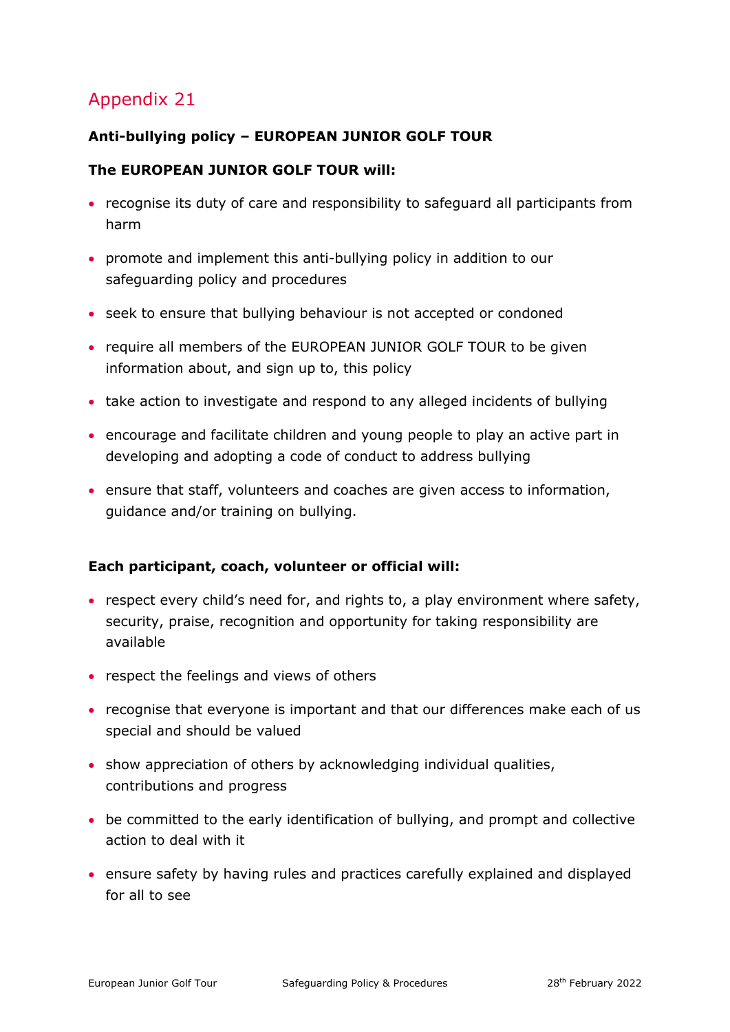# Appendix 21

**Anti-bullying policy – EUROPEAN JUNIOR GOLF TOUR**

**The EUROPEAN JUNIOR GOLF TOUR will:**

- recognise its duty of care and responsibility to safeguard all participants from harm
- promote and implement this anti-bullying policy in addition to our safeguarding policy and procedures
- seek to ensure that bullying behaviour is not accepted or condoned
- require all members of the EUROPEAN JUNIOR GOLF TOUR to be given information about, and sign up to, this policy
- take action to investigate and respond to any alleged incidents of bullying
- encourage and facilitate children and young people to play an active part in developing and adopting a code of conduct to address bullying
- ensure that staff, volunteers and coaches are given access to information, guidance and/or training on bullying.

**Each participant, coach, volunteer or official will:**

- respect every child's need for, and rights to, a play environment where safety, security, praise, recognition and opportunity for taking responsibility are available
- respect the feelings and views of others
- recognise that everyone is important and that our differences make each of us special and should be valued
- show appreciation of others by acknowledging individual qualities, contributions and progress
- be committed to the early identification of bullying, and prompt and collective action to deal with it
- ensure safety by having rules and practices carefully explained and displayed for all to see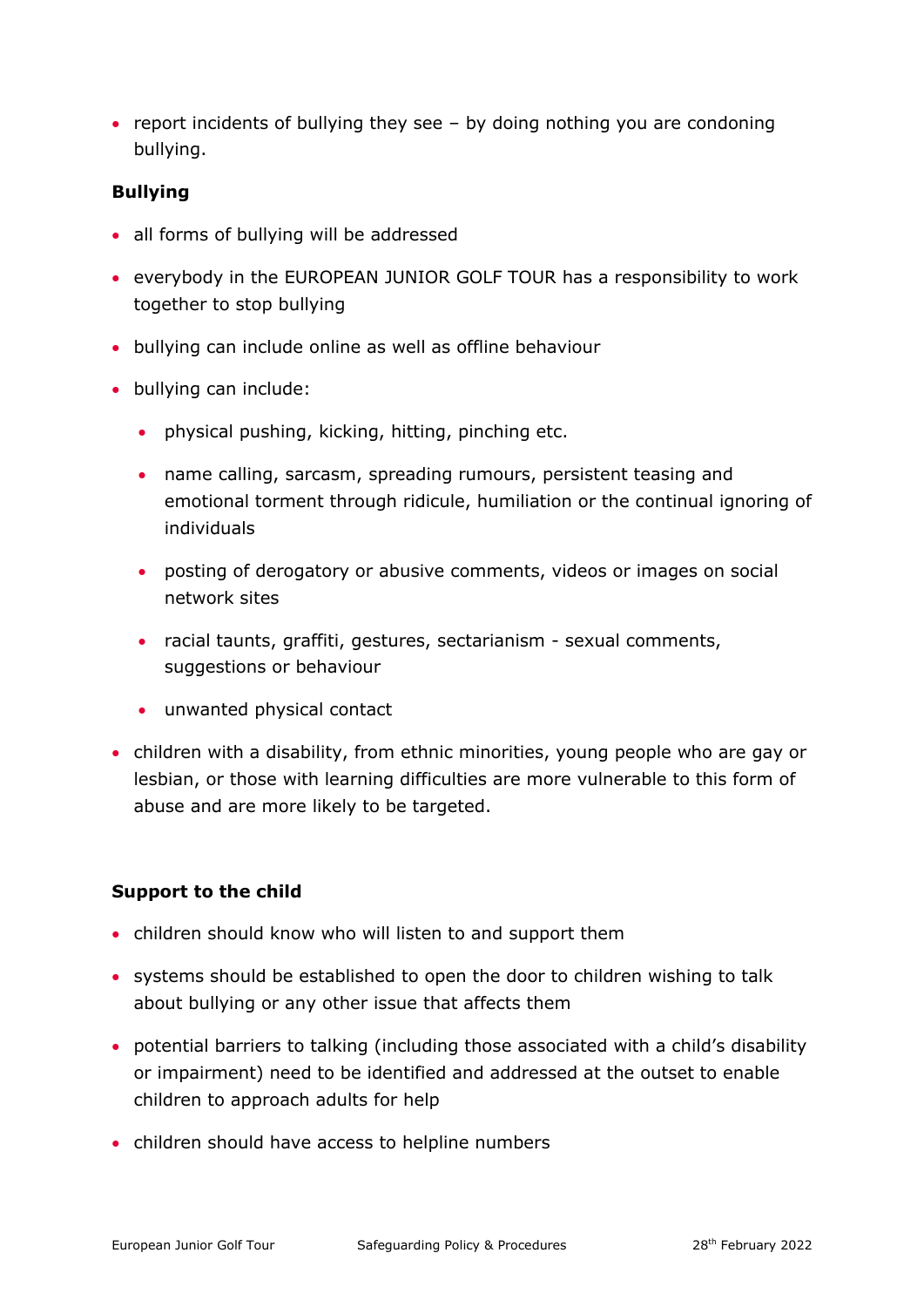- report incidents of bullying they see – by doing nothing you are condoning bullying.

**Bullying**

- all forms of bullying will be addressed
- everybody in the EUROPEAN JUNIOR GOLF TOUR has a responsibility to work together to stop bullying
- bullying can include online as well as offline behaviour
- bullying can include:
    - physical pushing, kicking, hitting, pinching etc.
    - name calling, sarcasm, spreading rumours, persistent teasing and emotional torment through ridicule, humiliation or the continual ignoring of individuals
    - posting of derogatory or abusive comments, videos or images on social network sites
    - racial taunts, graffiti, gestures, sectarianism - sexual comments, suggestions or behaviour
    - unwanted physical contact
- children with a disability, from ethnic minorities, young people who are gay or lesbian, or those with learning difficulties are more vulnerable to this form of abuse and are more likely to be targeted.

**Support to the child**

- children should know who will listen to and support them
- systems should be established to open the door to children wishing to talk about bullying or any other issue that affects them
- potential barriers to talking (including those associated with a child's disability or impairment) need to be identified and addressed at the outset to enable children to approach adults for help
- children should have access to helpline numbers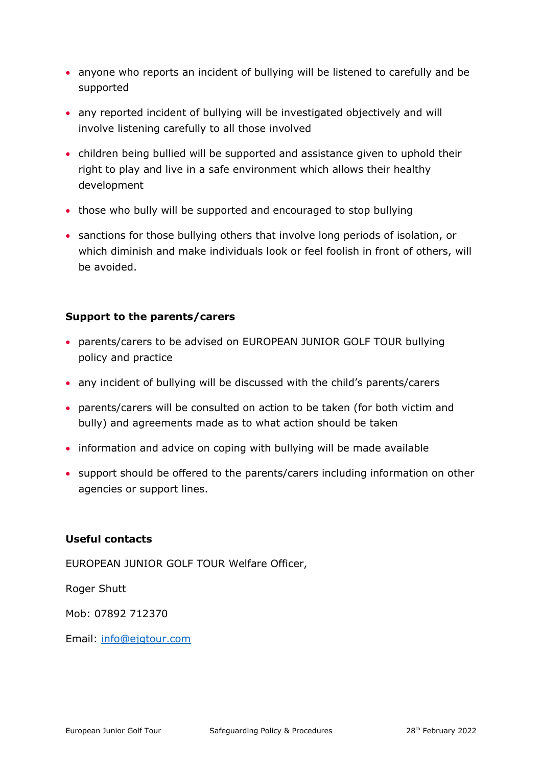- anyone who reports an incident of bullying will be listened to carefully and be supported
- any reported incident of bullying will be investigated objectively and will involve listening carefully to all those involved
- children being bullied will be supported and assistance given to uphold their right to play and live in a safe environment which allows their healthy development
- those who bully will be supported and encouraged to stop bullying
- sanctions for those bullying others that involve long periods of isolation, or which diminish and make individuals look or feel foolish in front of others, will be avoided.

**Support to the parents/carers**

- parents/carers to be advised on EUROPEAN JUNIOR GOLF TOUR bullying policy and practice
- any incident of bullying will be discussed with the child's parents/carers
- parents/carers will be consulted on action to be taken (for both victim and bully) and agreements made as to what action should be taken
- information and advice on coping with bullying will be made available
- support should be offered to the parents/carers including information on other agencies or support lines.

**Useful contacts**

EUROPEAN JUNIOR GOLF TOUR Welfare Officer,

Roger Shutt

Mob: 07892 712370

Email: info@ejgtour.com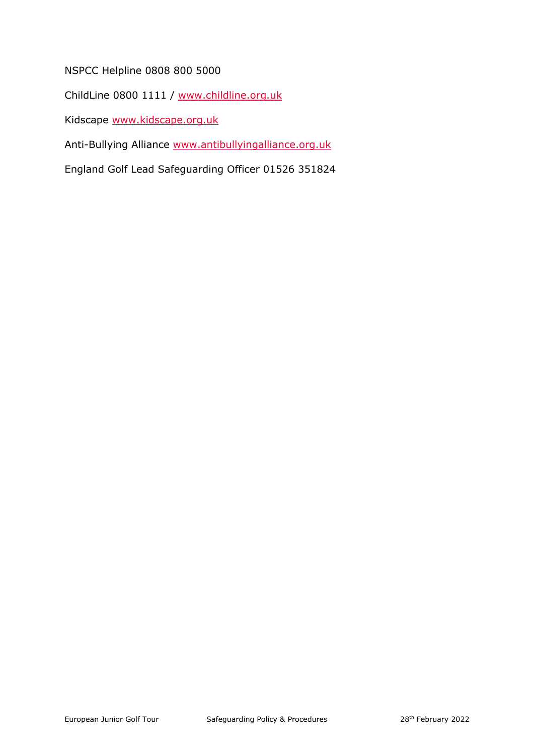NSPCC Helpline 0808 800 5000

ChildLine 0800 1111 / [www.childline.org.uk](http://www.childline.org.uk)

Kidscape [www.kidscape.org.uk](http://www.kidscape.org.uk)

Anti-Bullying Alliance [www.antibullyingalliance.org.uk](http://www.antibullyingalliance.org.uk)

England Golf Lead Safeguarding Officer 01526 351824